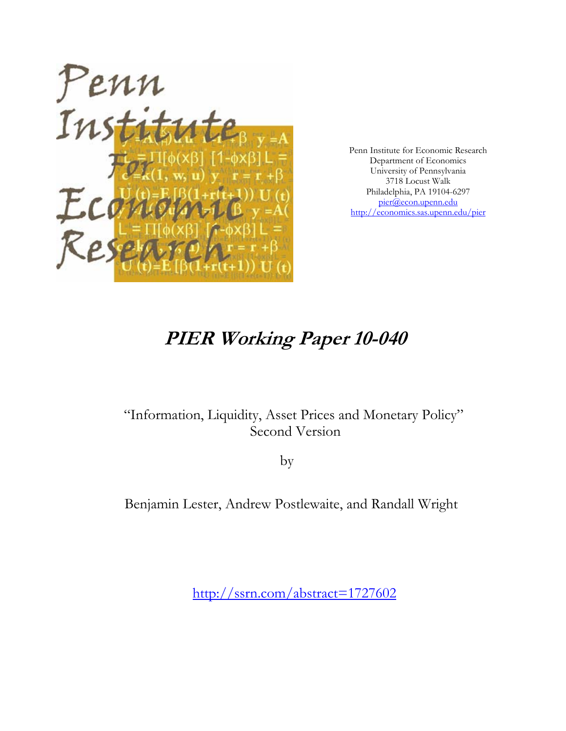Penn Institute for Economic Research
Department of Economics
University of Pennsylvania
3718 Locust Walk
Philadelphia, PA 19104-6297
pier@econ.upenn.edu
http://economics.sas.upenn.edu/pier

# *PIER Working Paper 10-040*

"Information, Liquidity, Asset Prices and Monetary Policy"
Second Version

by

Benjamin Lester, Andrew Postlewaite, and Randall Wright

http://ssrn.com/abstract=1727602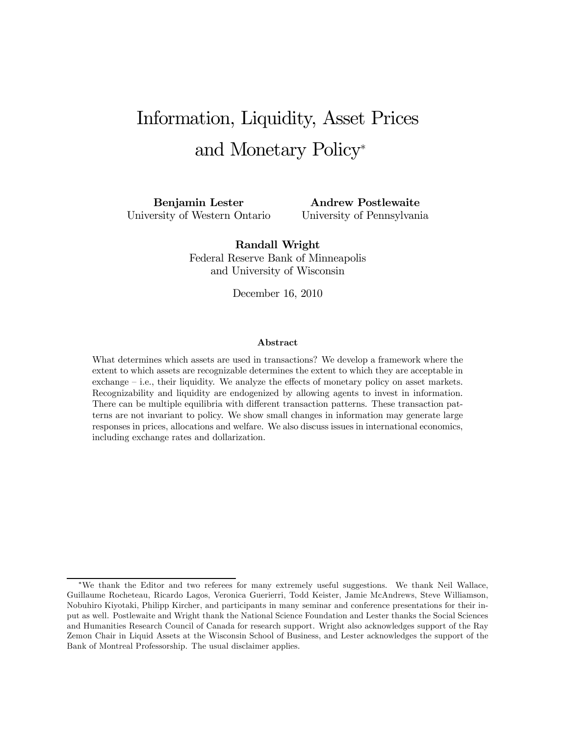# Information, Liquidity, Asset Prices and Monetary Policy*

**Benjamin Lester**
University of Western Ontario

**Andrew Postlewaite**
University of Pennsylvania

**Randall Wright**
Federal Reserve Bank of Minneapolis
and University of Wisconsin

December 16, 2010

### Abstract

What determines which assets are used in transactions? We develop a framework where the extent to which assets are recognizable determines the extent to which they are acceptable in exchange – i.e., their liquidity. We analyze the effects of monetary policy on asset markets. Recognizability and liquidity are endogenized by allowing agents to invest in information. There can be multiple equilibria with different transaction patterns. These transaction patterns are not invariant to policy. We show small changes in information may generate large responses in prices, allocations and welfare. We also discuss issues in international economics, including exchange rates and dollarization.

---

*We thank the Editor and two referees for many extremely useful suggestions. We thank Neil Wallace, Guillaume Rocheteau, Ricardo Lagos, Veronica Guerierri, Todd Keister, Jamie McAndrews, Steve Williamson, Nobuhiro Kiyotaki, Philipp Kircher, and participants in many seminar and conference presentations for their input as well. Postlewaite and Wright thank the National Science Foundation and Lester thanks the Social Sciences and Humanities Research Council of Canada for research support. Wright also acknowledges support of the Ray Zemon Chair in Liquid Assets at the Wisconsin School of Business, and Lester acknowledges the support of the Bank of Montreal Professorship. The usual disclaimer applies.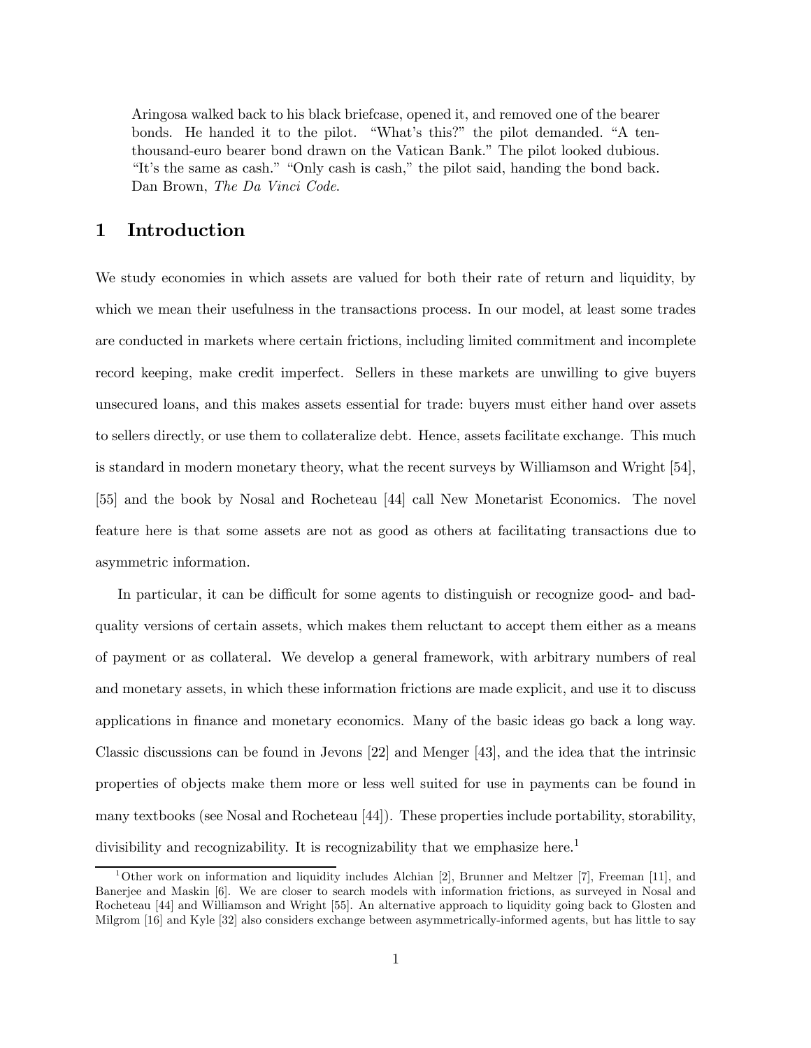> Aringosa walked back to his black briefcase, opened it, and removed one of the bearer bonds. He handed it to the pilot. "What's this?" the pilot demanded. "A ten-thousand-euro bearer bond drawn on the Vatican Bank." The pilot looked dubious. "It's the same as cash." "Only cash is cash," the pilot said, handing the bond back. Dan Brown, *The Da Vinci Code*.

# 1 Introduction

We study economies in which assets are valued for both their rate of return and liquidity, by which we mean their usefulness in the transactions process. In our model, at least some trades are conducted in markets where certain frictions, including limited commitment and incomplete record keeping, make credit imperfect. Sellers in these markets are unwilling to give buyers unsecured loans, and this makes assets essential for trade: buyers must either hand over assets to sellers directly, or use them to collateralize debt. Hence, assets facilitate exchange. This much is standard in modern monetary theory, what the recent surveys by Williamson and Wright [54], [55] and the book by Nosal and Rocheteau [44] call New Monetarist Economics. The novel feature here is that some assets are not as good as others at facilitating transactions due to asymmetric information.

In particular, it can be difficult for some agents to distinguish or recognize good- and bad-quality versions of certain assets, which makes them reluctant to accept them either as a means of payment or as collateral. We develop a general framework, with arbitrary numbers of real and monetary assets, in which these information frictions are made explicit, and use it to discuss applications in finance and monetary economics. Many of the basic ideas go back a long way. Classic discussions can be found in Jevons [22] and Menger [43], and the idea that the intrinsic properties of objects make them more or less well suited for use in payments can be found in many textbooks (see Nosal and Rocheteau [44]). These properties include portability, storability, divisibility and recognizability. It is recognizability that we emphasize here.[1]

[1] Other work on information and liquidity includes Alchian [2], Brunner and Meltzer [7], Freeman [11], and Banerjee and Maskin [6]. We are closer to search models with information frictions, as surveyed in Nosal and Rocheteau [44] and Williamson and Wright [55]. An alternative approach to liquidity going back to Glosten and Milgrom [16] and Kyle [32] also considers exchange between asymmetrically-informed agents, but has little to say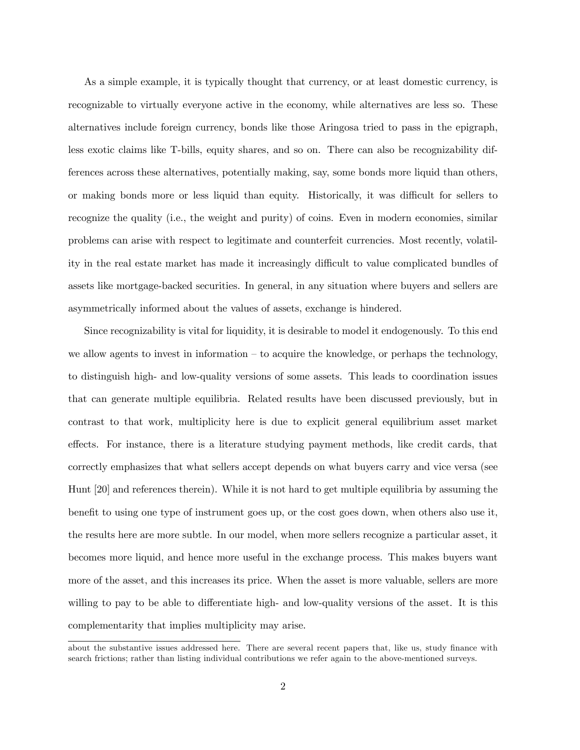As a simple example, it is typically thought that currency, or at least domestic currency, is recognizable to virtually everyone active in the economy, while alternatives are less so. These alternatives include foreign currency, bonds like those Aringosa tried to pass in the epigraph, less exotic claims like T-bills, equity shares, and so on. There can also be recognizability differences across these alternatives, potentially making, say, some bonds more liquid than others, or making bonds more or less liquid than equity. Historically, it was difficult for sellers to recognize the quality (i.e., the weight and purity) of coins. Even in modern economies, similar problems can arise with respect to legitimate and counterfeit currencies. Most recently, volatility in the real estate market has made it increasingly difficult to value complicated bundles of assets like mortgage-backed securities. In general, in any situation where buyers and sellers are asymmetrically informed about the values of assets, exchange is hindered.

Since recognizability is vital for liquidity, it is desirable to model it endogenously. To this end we allow agents to invest in information – to acquire the knowledge, or perhaps the technology, to distinguish high- and low-quality versions of some assets. This leads to coordination issues that can generate multiple equilibria. Related results have been discussed previously, but in contrast to that work, multiplicity here is due to explicit general equilibrium asset market effects. For instance, there is a literature studying payment methods, like credit cards, that correctly emphasizes that what sellers accept depends on what buyers carry and vice versa (see Hunt [20] and references therein). While it is not hard to get multiple equilibria by assuming the benefit to using one type of instrument goes up, or the cost goes down, when others also use it, the results here are more subtle. In our model, when more sellers recognize a particular asset, it becomes more liquid, and hence more useful in the exchange process. This makes buyers want more of the asset, and this increases its price. When the asset is more valuable, sellers are more willing to pay to be able to differentiate high- and low-quality versions of the asset. It is this complementarity that implies multiplicity may arise.

---

about the substantive issues addressed here. There are several recent papers that, like us, study finance with search frictions; rather than listing individual contributions we refer again to the above-mentioned surveys.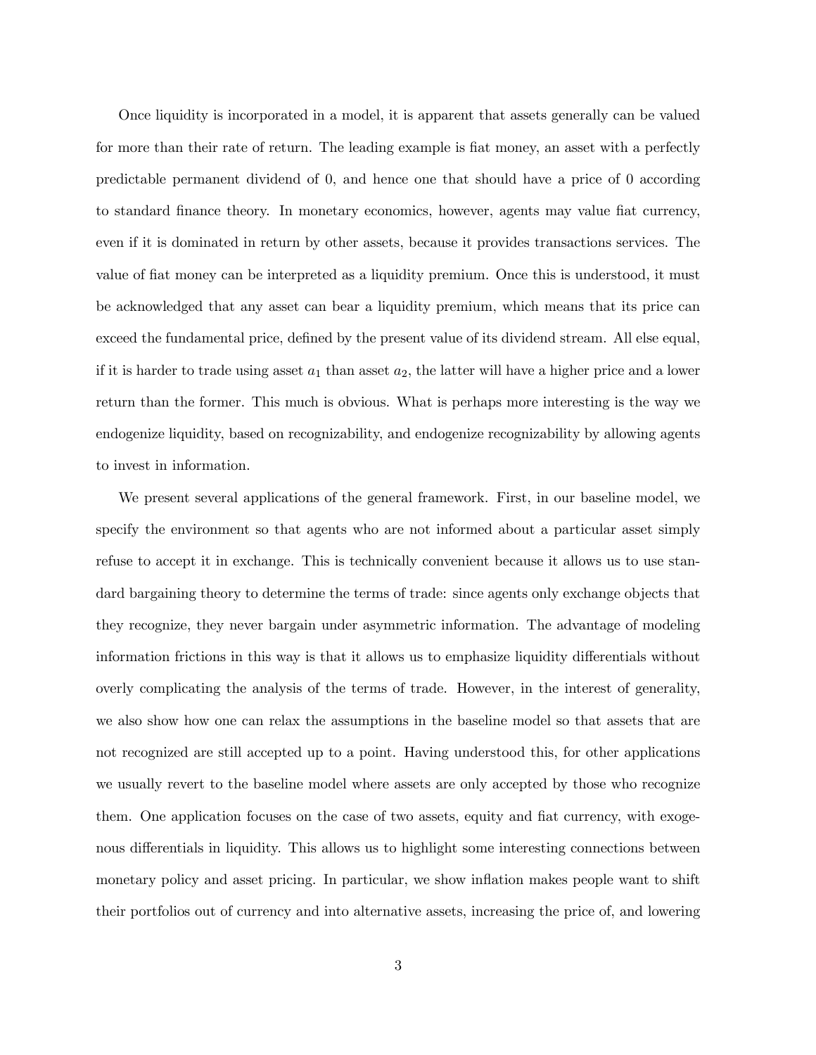Once liquidity is incorporated in a model, it is apparent that assets generally can be valued for more than their rate of return. The leading example is fiat money, an asset with a perfectly predictable permanent dividend of 0, and hence one that should have a price of 0 according to standard finance theory. In monetary economics, however, agents may value fiat currency, even if it is dominated in return by other assets, because it provides transactions services. The value of fiat money can be interpreted as a liquidity premium. Once this is understood, it must be acknowledged that any asset can bear a liquidity premium, which means that its price can exceed the fundamental price, defined by the present value of its dividend stream. All else equal, if it is harder to trade using asset $a_1$ than asset $a_2$, the latter will have a higher price and a lower return than the former. This much is obvious. What is perhaps more interesting is the way we endogenize liquidity, based on recognizability, and endogenize recognizability by allowing agents to invest in information.

We present several applications of the general framework. First, in our baseline model, we specify the environment so that agents who are not informed about a particular asset simply refuse to accept it in exchange. This is technically convenient because it allows us to use standard bargaining theory to determine the terms of trade: since agents only exchange objects that they recognize, they never bargain under asymmetric information. The advantage of modeling information frictions in this way is that it allows us to emphasize liquidity differentials without overly complicating the analysis of the terms of trade. However, in the interest of generality, we also show how one can relax the assumptions in the baseline model so that assets that are not recognized are still accepted up to a point. Having understood this, for other applications we usually revert to the baseline model where assets are only accepted by those who recognize them. One application focuses on the case of two assets, equity and fiat currency, with exogenous differentials in liquidity. This allows us to highlight some interesting connections between monetary policy and asset pricing. In particular, we show inflation makes people want to shift their portfolios out of currency and into alternative assets, increasing the price of, and lowering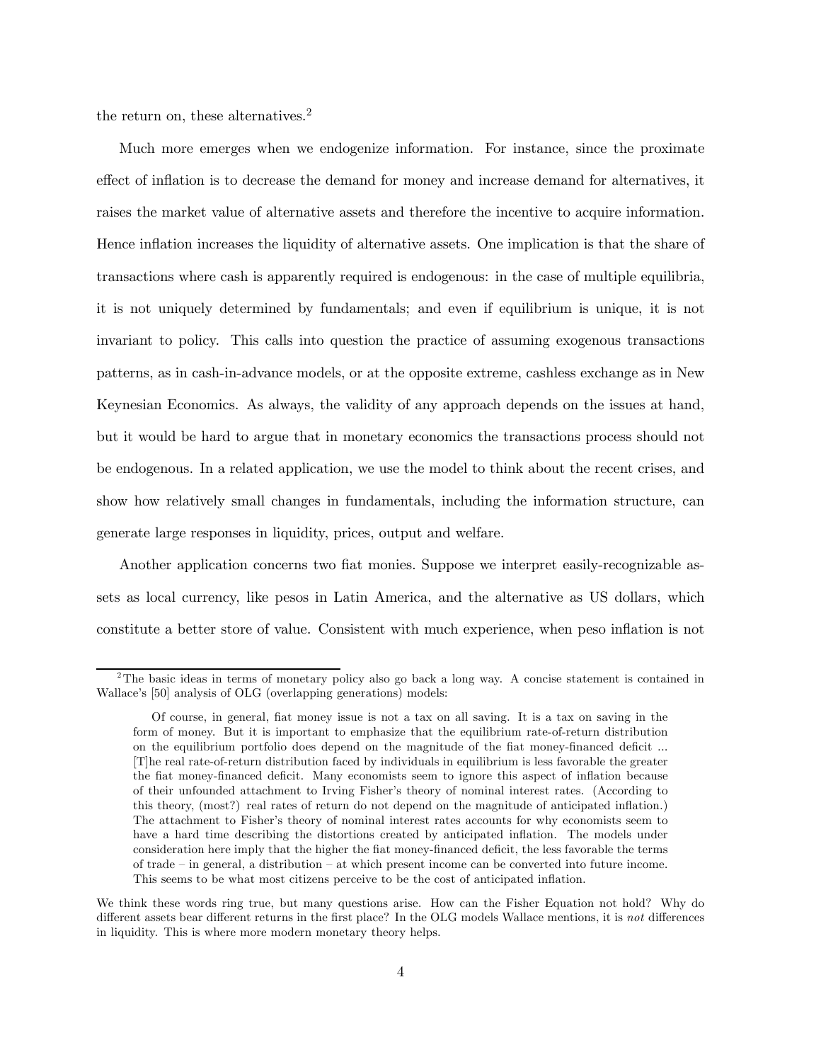the return on, these alternatives.[2]

Much more emerges when we endogenize information. For instance, since the proximate effect of inflation is to decrease the demand for money and increase demand for alternatives, it raises the market value of alternative assets and therefore the incentive to acquire information. Hence inflation increases the liquidity of alternative assets. One implication is that the share of transactions where cash is apparently required is endogenous: in the case of multiple equilibria, it is not uniquely determined by fundamentals; and even if equilibrium is unique, it is not invariant to policy. This calls into question the practice of assuming exogenous transactions patterns, as in cash-in-advance models, or at the opposite extreme, cashless exchange as in New Keynesian Economics. As always, the validity of any approach depends on the issues at hand, but it would be hard to argue that in monetary economics the transactions process should not be endogenous. In a related application, we use the model to think about the recent crises, and show how relatively small changes in fundamentals, including the information structure, can generate large responses in liquidity, prices, output and welfare.

Another application concerns two fiat monies. Suppose we interpret easily-recognizable assets as local currency, like pesos in Latin America, and the alternative as US dollars, which constitute a better store of value. Consistent with much experience, when peso inflation is not

---

[2] The basic ideas in terms of monetary policy also go back a long way. A concise statement is contained in Wallace's [50] analysis of OLG (overlapping generations) models:

> Of course, in general, fiat money issue is not a tax on all saving. It is a tax on saving in the form of money. But it is important to emphasize that the equilibrium rate-of-return distribution on the equilibrium portfolio does depend on the magnitude of the fiat money-financed deficit ... [T]he real rate-of-return distribution faced by individuals in equilibrium is less favorable the greater the fiat money-financed deficit. Many economists seem to ignore this aspect of inflation because of their unfounded attachment to Irving Fisher's theory of nominal interest rates. (According to this theory, (most?) real rates of return do not depend on the magnitude of anticipated inflation.) The attachment to Fisher's theory of nominal interest rates accounts for why economists seem to have a hard time describing the distortions created by anticipated inflation. The models under consideration here imply that the higher the fiat money-financed deficit, the less favorable the terms of trade – in general, a distribution – at which present income can be converted into future income. This seems to be what most citizens perceive to be the cost of anticipated inflation.

We think these words ring true, but many questions arise. How can the Fisher Equation not hold? Why do different assets bear different returns in the first place? In the OLG models Wallace mentions, it is *not* differences in liquidity. This is where more modern monetary theory helps.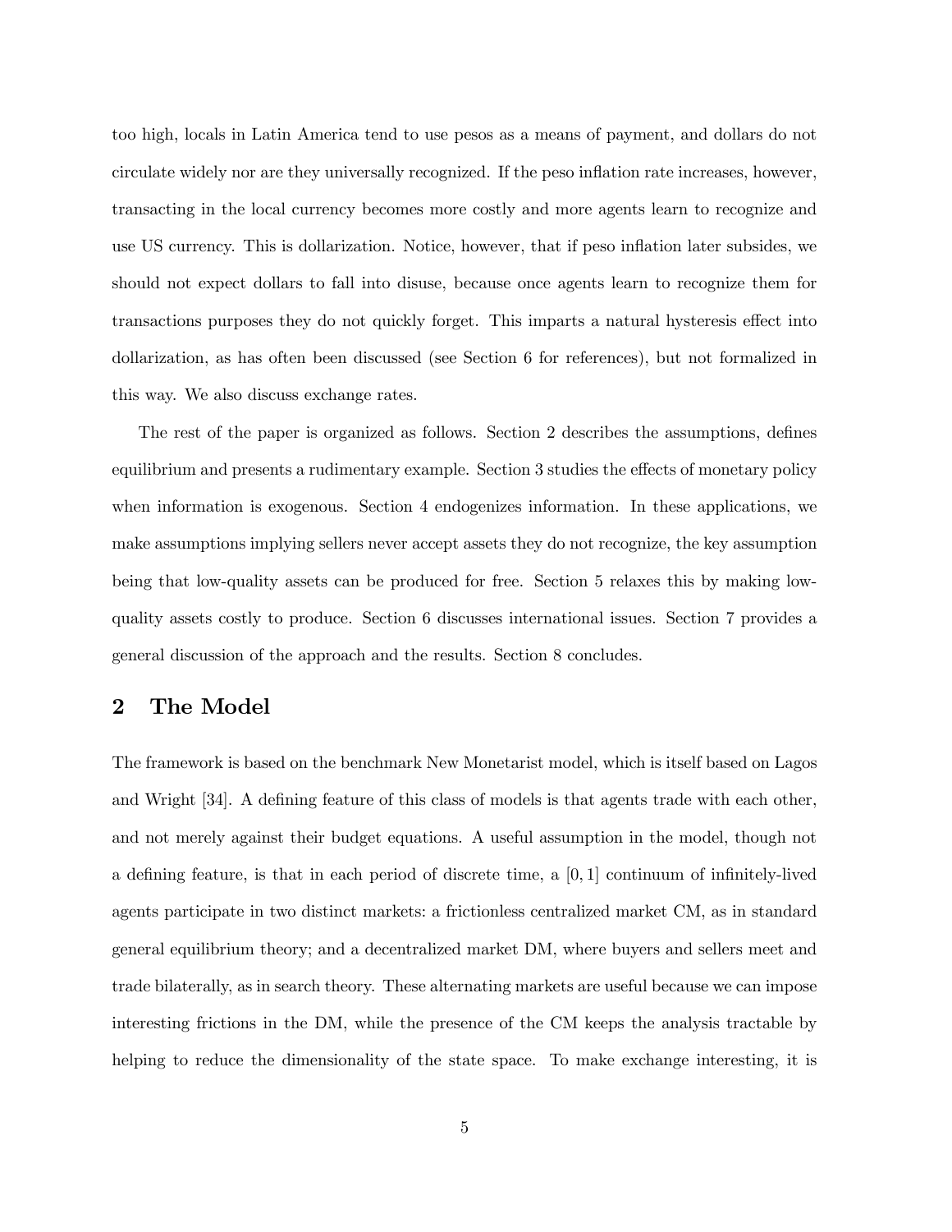too high, locals in Latin America tend to use pesos as a means of payment, and dollars do not circulate widely nor are they universally recognized. If the peso inflation rate increases, however, transacting in the local currency becomes more costly and more agents learn to recognize and use US currency. This is dollarization. Notice, however, that if peso inflation later subsides, we should not expect dollars to fall into disuse, because once agents learn to recognize them for transactions purposes they do not quickly forget. This imparts a natural hysteresis effect into dollarization, as has often been discussed (see Section 6 for references), but not formalized in this way. We also discuss exchange rates.

The rest of the paper is organized as follows. Section 2 describes the assumptions, defines equilibrium and presents a rudimentary example. Section 3 studies the effects of monetary policy when information is exogenous. Section 4 endogenizes information. In these applications, we make assumptions implying sellers never accept assets they do not recognize, the key assumption being that low-quality assets can be produced for free. Section 5 relaxes this by making low-quality assets costly to produce. Section 6 discusses international issues. Section 7 provides a general discussion of the approach and the results. Section 8 concludes.

## 2 The Model

The framework is based on the benchmark New Monetarist model, which is itself based on Lagos and Wright [34]. A defining feature of this class of models is that agents trade with each other, and not merely against their budget equations. A useful assumption in the model, though not a defining feature, is that in each period of discrete time, a $[0, 1]$ continuum of infinitely-lived agents participate in two distinct markets: a frictionless centralized market CM, as in standard general equilibrium theory; and a decentralized market DM, where buyers and sellers meet and trade bilaterally, as in search theory. These alternating markets are useful because we can impose interesting frictions in the DM, while the presence of the CM keeps the analysis tractable by helping to reduce the dimensionality of the state space. To make exchange interesting, it is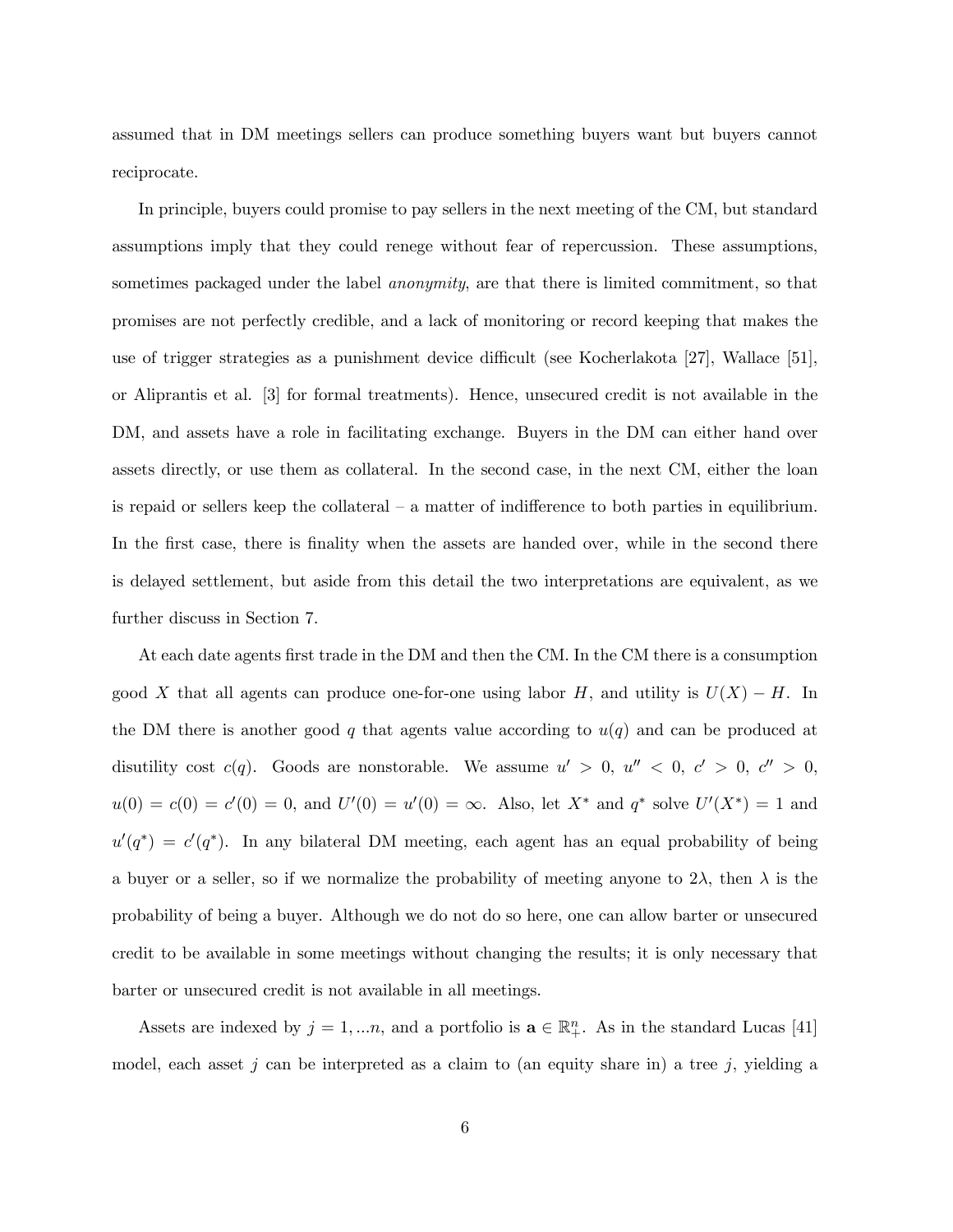assumed that in DM meetings sellers can produce something buyers want but buyers cannot reciprocate.

In principle, buyers could promise to pay sellers in the next meeting of the CM, but standard assumptions imply that they could renege without fear of repercussion. These assumptions, sometimes packaged under the label *anonymity*, are that there is limited commitment, so that promises are not perfectly credible, and a lack of monitoring or record keeping that makes the use of trigger strategies as a punishment device difficult (see Kocherlakota [27], Wallace [51], or Aliprantis et al. [3] for formal treatments). Hence, unsecured credit is not available in the DM, and assets have a role in facilitating exchange. Buyers in the DM can either hand over assets directly, or use them as collateral. In the second case, in the next CM, either the loan is repaid or sellers keep the collateral – a matter of indifference to both parties in equilibrium. In the first case, there is finality when the assets are handed over, while in the second there is delayed settlement, but aside from this detail the two interpretations are equivalent, as we further discuss in Section 7.

At each date agents first trade in the DM and then the CM. In the CM there is a consumption good $X$ that all agents can produce one-for-one using labor $H$, and utility is $U(X) - H$. In the DM there is another good $q$ that agents value according to $u(q)$ and can be produced at disutility cost $c(q)$. Goods are nonstorable. We assume $u' > 0$, $u'' < 0$, $c' > 0$, $c'' > 0$, $u(0) = c(0) = c'(0) = 0$, and $U'(0) = u'(0) = \infty$. Also, let $X^*$ and $q^*$ solve $U'(X^*) = 1$ and $u'(q^*) = c'(q^*)$. In any bilateral DM meeting, each agent has an equal probability of being a buyer or a seller, so if we normalize the probability of meeting anyone to $2\lambda$, then $\lambda$ is the probability of being a buyer. Although we do not do so here, one can allow barter or unsecured credit to be available in some meetings without changing the results; it is only necessary that barter or unsecured credit is not available in all meetings.

Assets are indexed by $j = 1, ...n$, and a portfolio is $\mathbf{a} \in \mathbb{R}^n_+$. As in the standard Lucas [41] model, each asset $j$ can be interpreted as a claim to (an equity share in) a tree $j$, yielding a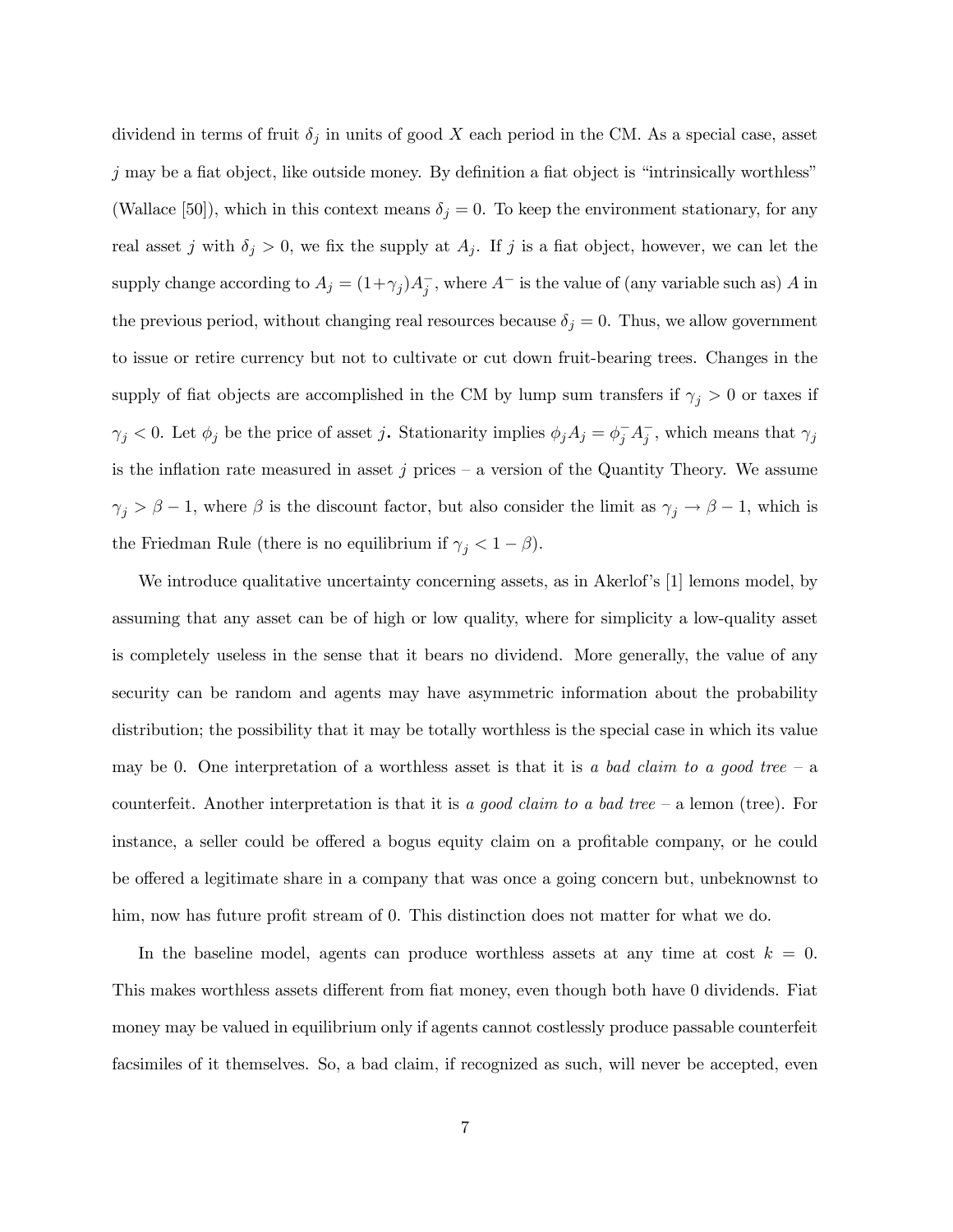dividend in terms of fruit $\delta_j$ in units of good $X$ each period in the CM. As a special case, asset $j$ may be a fiat object, like outside money. By definition a fiat object is "intrinsically worthless" (Wallace [50]), which in this context means $\delta_j = 0$. To keep the environment stationary, for any real asset $j$ with $\delta_j > 0$, we fix the supply at $A_j$. If $j$ is a fiat object, however, we can let the supply change according to $A_j = (1+\gamma_j)A_j^-$, where $A^-$ is the value of (any variable such as) $A$ in the previous period, without changing real resources because $\delta_j = 0$. Thus, we allow government to issue or retire currency but not to cultivate or cut down fruit-bearing trees. Changes in the supply of fiat objects are accomplished in the CM by lump sum transfers if $\gamma_j > 0$ or taxes if $\gamma_j < 0$. Let $\phi_j$ be the price of asset $j$. Stationarity implies $\phi_j A_j = \phi_j^- A_j^-$, which means that $\gamma_j$ is the inflation rate measured in asset $j$ prices – a version of the Quantity Theory. We assume $\gamma_j > \beta - 1$, where $\beta$ is the discount factor, but also consider the limit as $\gamma_j \to \beta - 1$, which is the Friedman Rule (there is no equilibrium if $\gamma_j < 1 - \beta$).

We introduce qualitative uncertainty concerning assets, as in Akerlof's [1] lemons model, by assuming that any asset can be of high or low quality, where for simplicity a low-quality asset is completely useless in the sense that it bears no dividend. More generally, the value of any security can be random and agents may have asymmetric information about the probability distribution; the possibility that it may be totally worthless is the special case in which its value may be 0. One interpretation of a worthless asset is that it is *a bad claim to a good tree* – a counterfeit. Another interpretation is that it is *a good claim to a bad tree* – a lemon (tree). For instance, a seller could be offered a bogus equity claim on a profitable company, or he could be offered a legitimate share in a company that was once a going concern but, unbeknownst to him, now has future profit stream of 0. This distinction does not matter for what we do.

In the baseline model, agents can produce worthless assets at any time at cost $k = 0$. This makes worthless assets different from fiat money, even though both have 0 dividends. Fiat money may be valued in equilibrium only if agents cannot costlessly produce passable counterfeit facsimiles of it themselves. So, a bad claim, if recognized as such, will never be accepted, even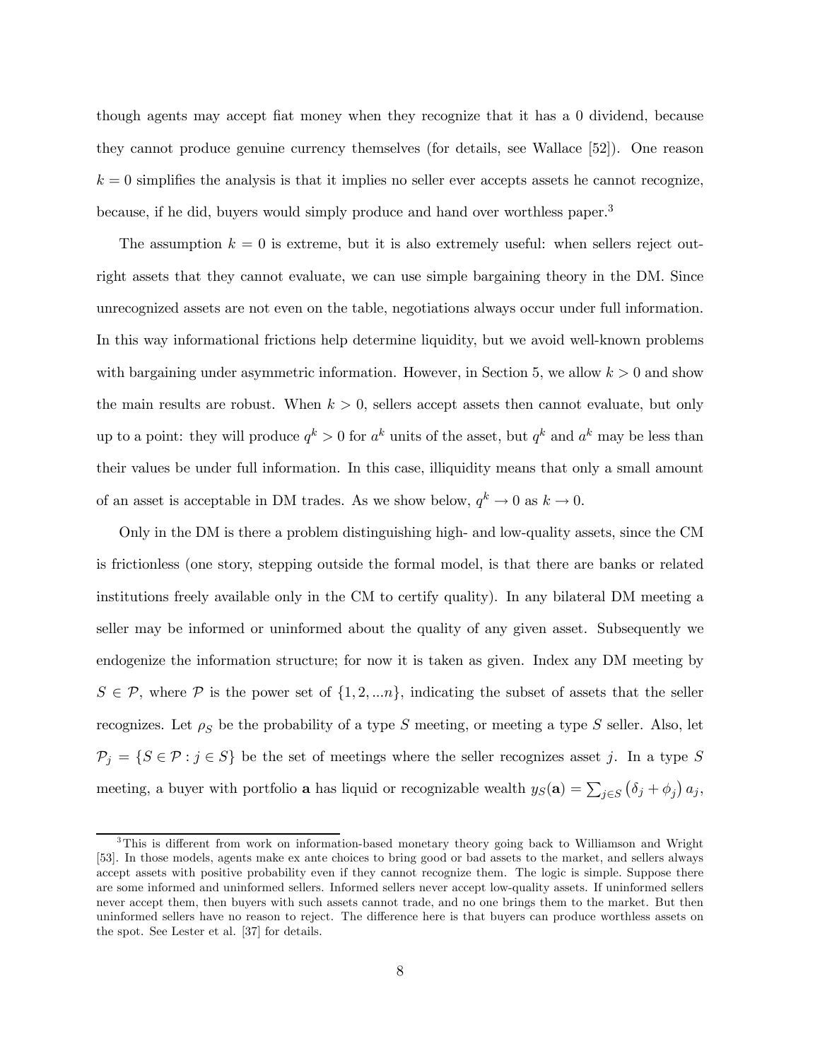though agents may accept fiat money when they recognize that it has a 0 dividend, because they cannot produce genuine currency themselves (for details, see Wallace [52]). One reason $k = 0$ simplifies the analysis is that it implies no seller ever accepts assets he cannot recognize, because, if he did, buyers would simply produce and hand over worthless paper.[3]

The assumption $k = 0$ is extreme, but it is also extremely useful: when sellers reject outright assets that they cannot evaluate, we can use simple bargaining theory in the DM. Since unrecognized assets are not even on the table, negotiations always occur under full information. In this way informational frictions help determine liquidity, but we avoid well-known problems with bargaining under asymmetric information. However, in Section 5, we allow $k > 0$ and show the main results are robust. When $k > 0$, sellers accept assets then cannot evaluate, but only up to a point: they will produce $q^k > 0$ for $a^k$ units of the asset, but $q^k$ and $a^k$ may be less than their values be under full information. In this case, illiquidity means that only a small amount of an asset is acceptable in DM trades. As we show below, $q^k \to 0$ as $k \to 0$.

Only in the DM is there a problem distinguishing high- and low-quality assets, since the CM is frictionless (one story, stepping outside the formal model, is that there are banks or related institutions freely available only in the CM to certify quality). In any bilateral DM meeting a seller may be informed or uninformed about the quality of any given asset. Subsequently we endogenize the information structure; for now it is taken as given. Index any DM meeting by $S \in \mathcal{P}$, where $\mathcal{P}$ is the power set of $\{1, 2, ...n\}$, indicating the subset of assets that the seller recognizes. Let $\rho_S$ be the probability of a type $S$ meeting, or meeting a type $S$ seller. Also, let $\mathcal{P}_j = \{S \in \mathcal{P} : j \in S\}$ be the set of meetings where the seller recognizes asset $j$. In a type $S$ meeting, a buyer with portfolio $\mathbf{a}$ has liquid or recognizable wealth $y_S(\mathbf{a}) = \sum_{j \in S} (\delta_j + \phi_j) a_j$,

---

[3] This is different from work on information-based monetary theory going back to Williamson and Wright [53]. In those models, agents make ex ante choices to bring good or bad assets to the market, and sellers always accept assets with positive probability even if they cannot recognize them. The logic is simple. Suppose there are some informed and uninformed sellers. Informed sellers never accept low-quality assets. If uninformed sellers never accept them, then buyers with such assets cannot trade, and no one brings them to the market. But then uninformed sellers have no reason to reject. The difference here is that buyers can produce worthless assets on the spot. See Lester et al. [37] for details.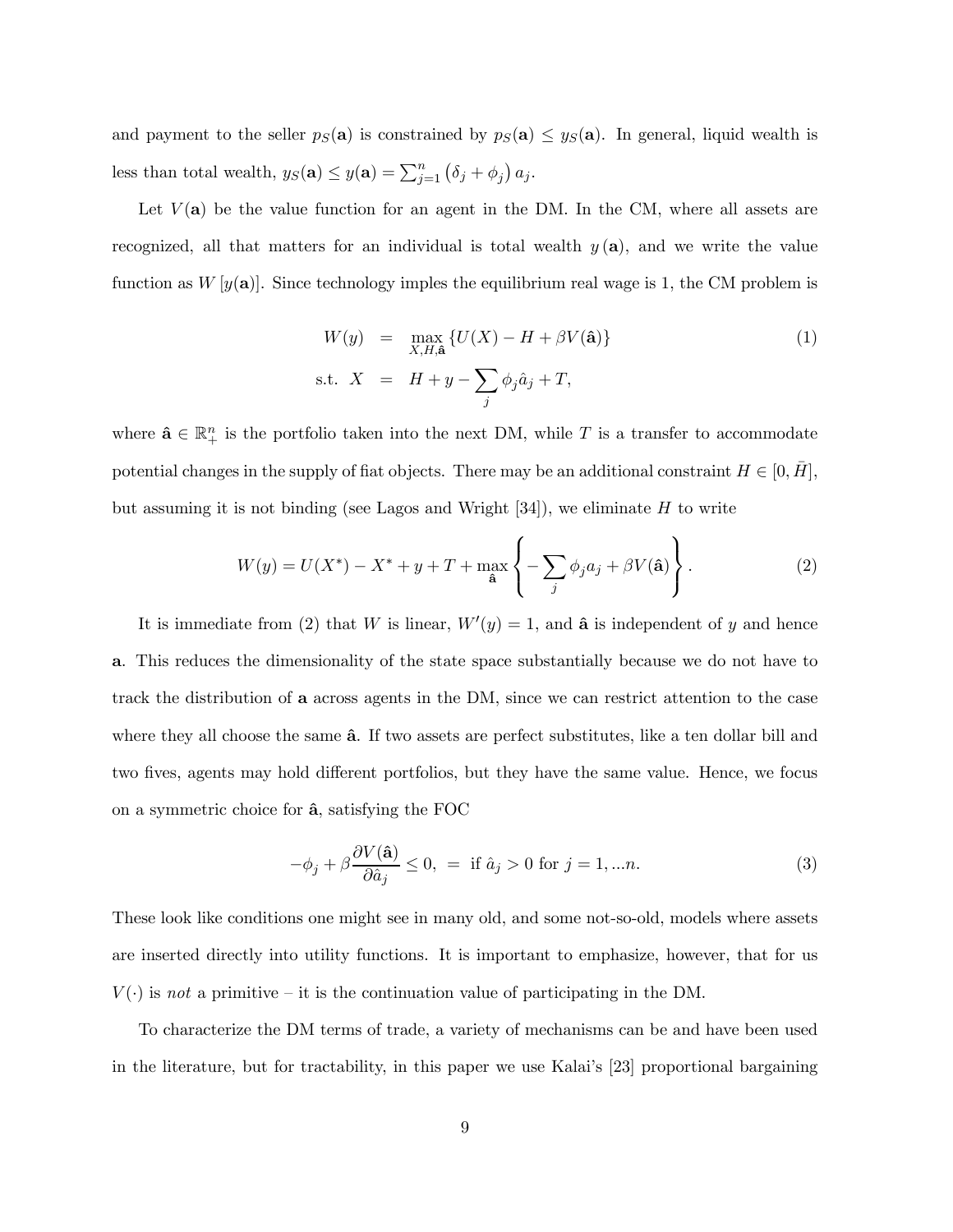and payment to the seller $p_S(\mathbf{a})$ is constrained by $p_S(\mathbf{a}) \leq y_S(\mathbf{a})$. In general, liquid wealth is less than total wealth, $y_S(\mathbf{a}) \leq y(\mathbf{a}) = \sum_{j=1}^{n} (\delta_j + \phi_j) a_j$.

Let $V(\mathbf{a})$ be the value function for an agent in the DM. In the CM, where all assets are recognized, all that matters for an individual is total wealth $y(\mathbf{a})$, and we write the value function as $W[y(\mathbf{a})]$. Since technology imples the equilibrium real wage is 1, the CM problem is

$$
\begin{aligned}
W(y) &= \max_{X,H,\hat{\mathbf{a}}} \{U(X) - H + \beta V(\hat{\mathbf{a}})\} \\
\text{s.t. } X &= H + y - \sum_j \phi_j \hat{a}_j + T,
\end{aligned}
\tag{1}
$$

where $\hat{\mathbf{a}} \in \mathbb{R}_+^n$ is the portfolio taken into the next DM, while $T$ is a transfer to accommodate potential changes in the supply of fiat objects. There may be an additional constraint $H \in [0, \bar{H}]$, but assuming it is not binding (see Lagos and Wright [34]), we eliminate $H$ to write

$$
W(y) = U(X^*) - X^* + y + T + \max_{\hat{\mathbf{a}}} \left\{ -\sum_j \phi_j a_j + \beta V(\hat{\mathbf{a}}) \right\}. \tag{2}
$$

It is immediate from (2) that $W$ is linear, $W'(y) = 1$, and $\hat{\mathbf{a}}$ is independent of $y$ and hence $\mathbf{a}$. This reduces the dimensionality of the state space substantially because we do not have to track the distribution of $\mathbf{a}$ across agents in the DM, since we can restrict attention to the case where they all choose the same $\hat{\mathbf{a}}$. If two assets are perfect substitutes, like a ten dollar bill and two fives, agents may hold different portfolios, but they have the same value. Hence, we focus on a symmetric choice for $\hat{\mathbf{a}}$, satisfying the FOC

$$
-\phi_j + \beta \frac{\partial V(\hat{\mathbf{a}})}{\partial \hat{a}_j} \leq 0, \; = \text{ if } \hat{a}_j > 0 \text{ for } j = 1, ...n. \tag{3}
$$

These look like conditions one might see in many old, and some not-so-old, models where assets are inserted directly into utility functions. It is important to emphasize, however, that for us $V(\cdot)$ is *not* a primitive – it is the continuation value of participating in the DM.

To characterize the DM terms of trade, a variety of mechanisms can be and have been used in the literature, but for tractability, in this paper we use Kalai's [23] proportional bargaining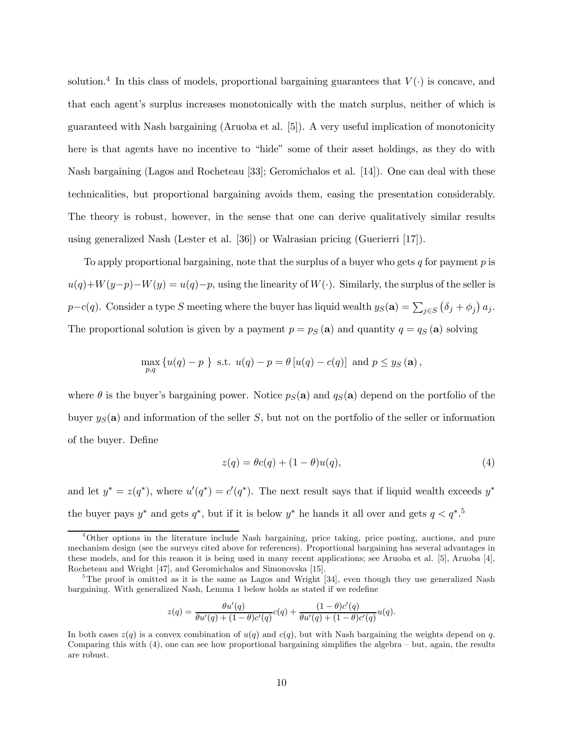solution.[4] In this class of models, proportional bargaining guarantees that $V(\cdot)$ is concave, and that each agent's surplus increases monotonically with the match surplus, neither of which is guaranteed with Nash bargaining (Aruoba et al. [5]). A very useful implication of monotonicity here is that agents have no incentive to "hide" some of their asset holdings, as they do with Nash bargaining (Lagos and Rocheteau [33]; Geromichalos et al. [14]). One can deal with these technicalities, but proportional bargaining avoids them, easing the presentation considerably. The theory is robust, however, in the sense that one can derive qualitatively similar results using generalized Nash (Lester et al. [36]) or Walrasian pricing (Guerierri [17]).

To apply proportional bargaining, note that the surplus of a buyer who gets $q$ for payment $p$ is $u(q)+W(y-p)-W(y) = u(q)-p$, using the linearity of $W(\cdot)$. Similarly, the surplus of the seller is $p-c(q)$. Consider a type $S$ meeting where the buyer has liquid wealth $y_S(\mathbf{a}) = \sum_{j\in S}\left(\delta_j + \phi_j\right)a_j$. The proportional solution is given by a payment $p = p_S(\mathbf{a})$ and quantity $q = q_S(\mathbf{a})$ solving

$$\max_{p,q}\left\{u(q) - p\ \right\} \text{ s.t. } u(q) - p = \theta\left[u(q) - c(q)\right] \text{ and } p \leq y_S(\mathbf{a}),$$

where $\theta$ is the buyer's bargaining power. Notice $p_S(\mathbf{a})$ and $q_S(\mathbf{a})$ depend on the portfolio of the buyer $y_S(\mathbf{a})$ and information of the seller $S$, but not on the portfolio of the seller or information of the buyer. Define

$$z(q) = \theta c(q) + (1-\theta)u(q), \tag{4}$$

and let $y^* = z(q^*)$, where $u'(q^*) = c'(q^*)$. The next result says that if liquid wealth exceeds $y^*$ the buyer pays $y^*$ and gets $q^*$, but if it is below $y^*$ he hands it all over and gets $q < q^*$.[5]

---

[4] Other options in the literature include Nash bargaining, price taking, price posting, auctions, and pure mechanism design (see the surveys cited above for references). Proportional bargaining has several advantages in these models, and for this reason it is being used in many recent applications; see Aruoba et al. [5], Aruoba [4], Rocheteau and Wright [47], and Geromichalos and Simonovska [15].

[5] The proof is omitted as it is the same as Lagos and Wright [34], even though they use generalized Nash bargaining. With generalized Nash, Lemma 1 below holds as stated if we redefine

$$z(q) = \frac{\theta u'(q)}{\theta u'(q) + (1-\theta)c'(q)}c(q) + \frac{(1-\theta)c'(q)}{\theta u'(q) + (1-\theta)c'(q)}u(q).$$

In both cases $z(q)$ is a convex combination of $u(q)$ and $c(q)$, but with Nash bargaining the weights depend on $q$. Comparing this with (4), one can see how proportional bargaining simplifies the algebra – but, again, the results are robust.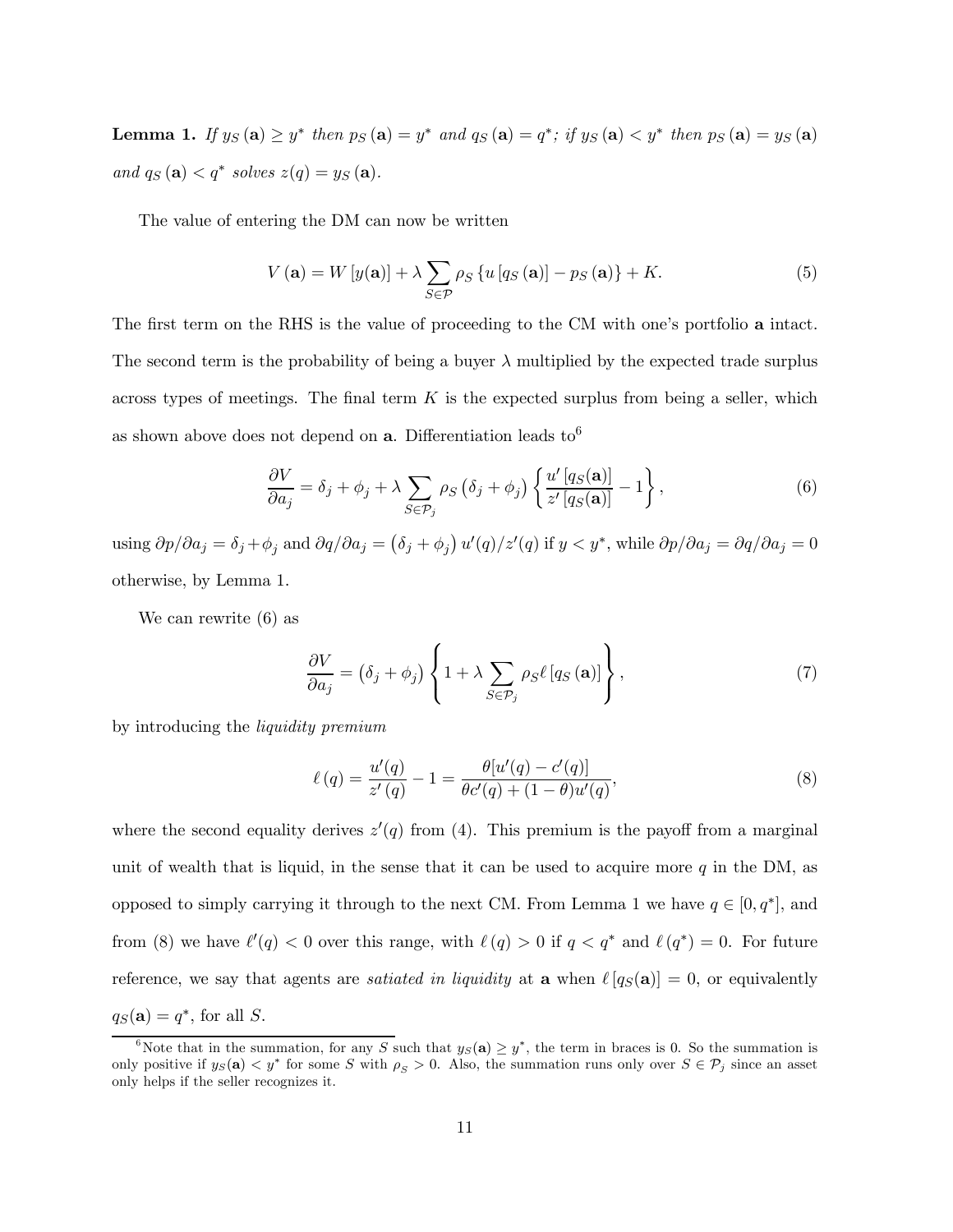**Lemma 1.** *If $y_S(\mathbf{a}) \geq y^*$ then $p_S(\mathbf{a}) = y^*$ and $q_S(\mathbf{a}) = q^*$; if $y_S(\mathbf{a}) < y^*$ then $p_S(\mathbf{a}) = y_S(\mathbf{a})$ and $q_S(\mathbf{a}) < q^*$ solves $z(q) = y_S(\mathbf{a})$.*

The value of entering the DM can now be written

$$V(\mathbf{a}) = W[y(\mathbf{a})] + \lambda \sum_{S \in \mathcal{P}} \rho_S \{u[q_S(\mathbf{a})] - p_S(\mathbf{a})\} + K. \tag{5}$$

The first term on the RHS is the value of proceeding to the CM with one's portfolio $\mathbf{a}$ intact. The second term is the probability of being a buyer $\lambda$ multiplied by the expected trade surplus across types of meetings. The final term $K$ is the expected surplus from being a seller, which as shown above does not depend on $\mathbf{a}$. Differentiation leads to[6]

$$\frac{\partial V}{\partial a_j} = \delta_j + \phi_j + \lambda \sum_{S \in \mathcal{P}_j} \rho_S (\delta_j + \phi_j) \left\{ \frac{u'[q_S(\mathbf{a})]}{z'[q_S(\mathbf{a})]} - 1 \right\}, \tag{6}$$

using $\partial p/\partial a_j = \delta_j + \phi_j$ and $\partial q/\partial a_j = (\delta_j + \phi_j) u'(q)/z'(q)$ if $y < y^*$, while $\partial p/\partial a_j = \partial q/\partial a_j = 0$ otherwise, by Lemma 1.

We can rewrite (6) as

$$\frac{\partial V}{\partial a_j} = (\delta_j + \phi_j) \left\{ 1 + \lambda \sum_{S \in \mathcal{P}_j} \rho_S \ell[q_S(\mathbf{a})] \right\}, \tag{7}$$

by introducing the *liquidity premium*

$$\ell(q) = \frac{u'(q)}{z'(q)} - 1 = \frac{\theta[u'(q) - c'(q)]}{\theta c'(q) + (1-\theta) u'(q)}, \tag{8}$$

where the second equality derives $z'(q)$ from (4). This premium is the payoff from a marginal unit of wealth that is liquid, in the sense that it can be used to acquire more $q$ in the DM, as opposed to simply carrying it through to the next CM. From Lemma 1 we have $q \in [0, q^*]$, and from (8) we have $\ell'(q) < 0$ over this range, with $\ell(q) > 0$ if $q < q^*$ and $\ell(q^*) = 0$. For future reference, we say that agents are *satiated in liquidity* at $\mathbf{a}$ when $\ell[q_S(\mathbf{a})] = 0$, or equivalently $q_S(\mathbf{a}) = q^*$, for all $S$.

[6] Note that in the summation, for any $S$ such that $y_S(\mathbf{a}) \geq y^*$, the term in braces is 0. So the summation is only positive if $y_S(\mathbf{a}) < y^*$ for some $S$ with $\rho_S > 0$. Also, the summation runs only over $S \in \mathcal{P}_j$ since an asset only helps if the seller recognizes it.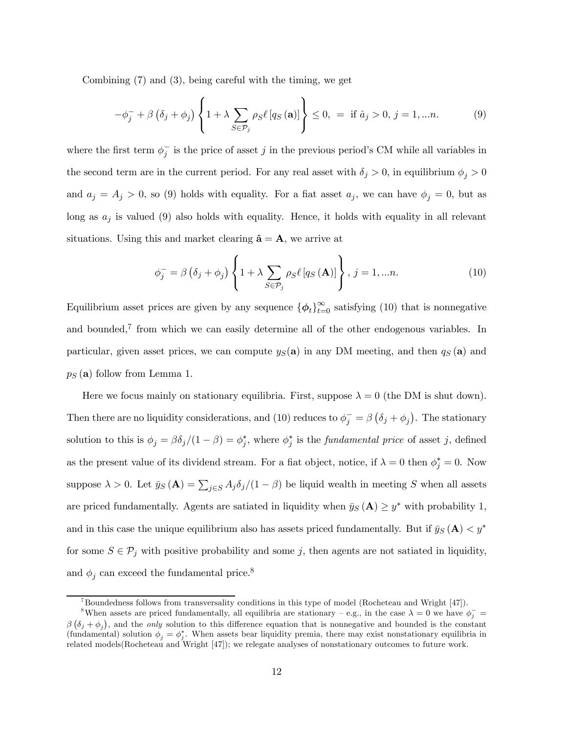Combining (7) and (3), being careful with the timing, we get

$$-\phi_j^- + \beta \left(\delta_j + \phi_j\right) \left\{ 1 + \lambda \sum_{S \in \mathcal{P}_j} \rho_S \ell \left[ q_S \left( \mathbf{a} \right) \right] \right\} \leq 0, \ = \text{ if } \hat{a}_j > 0, \ j = 1, ...n. \tag{9}$$

where the first term $\phi_j^-$ is the price of asset $j$ in the previous period's CM while all variables in the second term are in the current period. For any real asset with $\delta_j > 0$, in equilibrium $\phi_j > 0$ and $a_j = A_j > 0$, so (9) holds with equality. For a fiat asset $a_j$, we can have $\phi_j = 0$, but as long as $a_j$ is valued (9) also holds with equality. Hence, it holds with equality in all relevant situations. Using this and market clearing $\hat{\mathbf{a}} = \mathbf{A}$, we arrive at

$$\phi_j^- = \beta \left(\delta_j + \phi_j\right) \left\{ 1 + \lambda \sum_{S \in \mathcal{P}_j} \rho_S \ell \left[ q_S \left( \mathbf{A} \right) \right] \right\}, \ j = 1, ...n. \tag{10}$$

Equilibrium asset prices are given by any sequence $\{\boldsymbol{\phi}_t\}_{t=0}^{\infty}$ satisfying (10) that is nonnegative and bounded,[7] from which we can easily determine all of the other endogenous variables. In particular, given asset prices, we can compute $y_S(\mathbf{a})$ in any DM meeting, and then $q_S(\mathbf{a})$ and $p_S(\mathbf{a})$ follow from Lemma 1.

Here we focus mainly on stationary equilibria. First, suppose $\lambda = 0$ (the DM is shut down). Then there are no liquidity considerations, and (10) reduces to $\phi_j^- = \beta \left(\delta_j + \phi_j\right)$. The stationary solution to this is $\phi_j = \beta \delta_j / (1 - \beta) = \phi_j^*$, where $\phi_j^*$ is the *fundamental price* of asset $j$, defined as the present value of its dividend stream. For a fiat object, notice, if $\lambda = 0$ then $\phi_j^* = 0$. Now suppose $\lambda > 0$. Let $\bar{y}_S(\mathbf{A}) = \sum_{j \in S} A_j \delta_j / (1 - \beta)$ be liquid wealth in meeting $S$ when all assets are priced fundamentally. Agents are satiated in liquidity when $\bar{y}_S(\mathbf{A}) \geq y^*$ with probability 1, and in this case the unique equilibrium also has assets priced fundamentally. But if $\bar{y}_S(\mathbf{A}) < y^*$ for some $S \in \mathcal{P}_j$ with positive probability and some $j$, then agents are not satiated in liquidity, and $\phi_j$ can exceed the fundamental price.[8]

[7] Boundedness follows from transversality conditions in this type of model (Rocheteau and Wright [47]).

[8] When assets are priced fundamentally, all equilibria are stationary – e.g., in the case $\lambda = 0$ we have $\phi_j^- = \beta \left(\delta_j + \phi_j\right)$, and the *only* solution to this difference equation that is nonnegative and bounded is the constant (fundamental) solution $\phi_j = \phi_j^*$. When assets bear liquidity premia, there may exist nonstationary equilibria in related models(Rocheteau and Wright [47]); we relegate analyses of nonstationary outcomes to future work.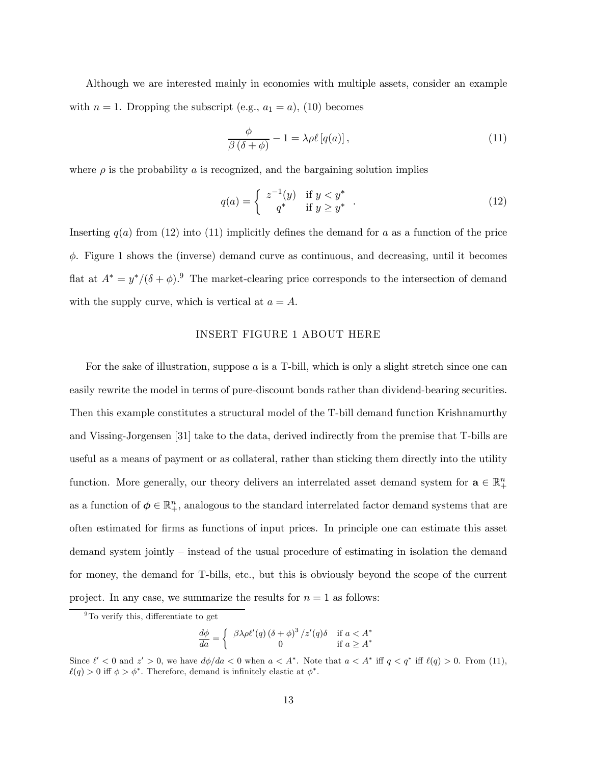Although we are interested mainly in economies with multiple assets, consider an example with $n = 1$. Dropping the subscript (e.g., $a_1 = a$), (10) becomes

$$\frac{\phi}{\beta(\delta + \phi)} - 1 = \lambda \rho \ell [q(a)], \tag{11}$$

where $\rho$ is the probability $a$ is recognized, and the bargaining solution implies

$$q(a) = \begin{cases} z^{-1}(y) & \text{if } y < y^* \\ q^* & \text{if } y \geq y^* \end{cases}. \tag{12}$$

Inserting $q(a)$ from (12) into (11) implicitly defines the demand for $a$ as a function of the price $\phi$. Figure 1 shows the (inverse) demand curve as continuous, and decreasing, until it becomes flat at $A^* = y^*/(\delta + \phi)$.[9] The market-clearing price corresponds to the intersection of demand with the supply curve, which is vertical at $a = A$.

INSERT FIGURE 1 ABOUT HERE

For the sake of illustration, suppose $a$ is a T-bill, which is only a slight stretch since one can easily rewrite the model in terms of pure-discount bonds rather than dividend-bearing securities. Then this example constitutes a structural model of the T-bill demand function Krishnamurthy and Vissing-Jorgensen [31] take to the data, derived indirectly from the premise that T-bills are useful as a means of payment or as collateral, rather than sticking them directly into the utility function. More generally, our theory delivers an interrelated asset demand system for $\mathbf{a} \in \mathbb{R}_+^n$ as a function of $\boldsymbol{\phi} \in \mathbb{R}_+^n$, analogous to the standard interrelated factor demand systems that are often estimated for firms as functions of input prices. In principle one can estimate this asset demand system jointly – instead of the usual procedure of estimating in isolation the demand for money, the demand for T-bills, etc., but this is obviously beyond the scope of the current project. In any case, we summarize the results for $n = 1$ as follows:

[9] To verify this, differentiate to get

$$\frac{d\phi}{da} = \begin{cases} \beta \lambda \rho \ell'(q) (\delta + \phi)^3 / z'(q) \delta & \text{if } a < A^* \\ 0 & \text{if } a \geq A^* \end{cases}$$

Since $\ell' < 0$ and $z' > 0$, we have $d\phi/da < 0$ when $a < A^*$. Note that $a < A^*$ iff $q < q^*$ iff $\ell(q) > 0$. From (11), $\ell(q) > 0$ iff $\phi > \phi^*$. Therefore, demand is infinitely elastic at $\phi^*$.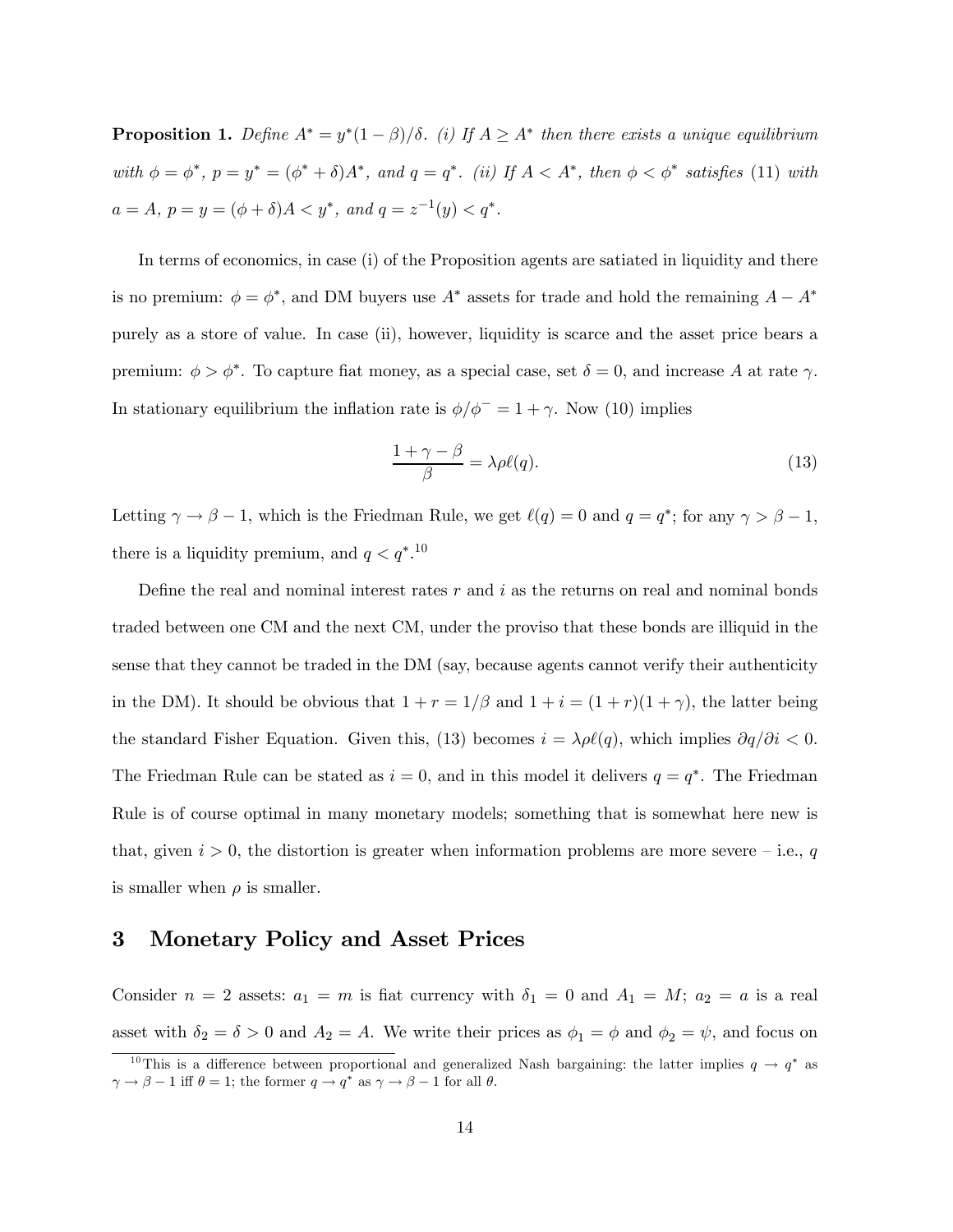**Proposition 1.** *Define $A^* = y^*(1-\beta)/\delta$. (i) If $A \geq A^*$ then there exists a unique equilibrium with $\phi = \phi^*$, $p = y^* = (\phi^* + \delta)A^*$, and $q = q^*$. (ii) If $A < A^*$, then $\phi < \phi^*$ satisfies (11) with $a = A$, $p = y = (\phi + \delta)A < y^*$, and $q = z^{-1}(y) < q^*$.*

In terms of economics, in case (i) of the Proposition agents are satiated in liquidity and there is no premium: $\phi = \phi^*$, and DM buyers use $A^*$ assets for trade and hold the remaining $A - A^*$ purely as a store of value. In case (ii), however, liquidity is scarce and the asset price bears a premium: $\phi > \phi^*$. To capture fiat money, as a special case, set $\delta = 0$, and increase $A$ at rate $\gamma$. In stationary equilibrium the inflation rate is $\phi/\phi^- = 1 + \gamma$. Now (10) implies

$$\frac{1 + \gamma - \beta}{\beta} = \lambda \rho \ell(q). \tag{13}$$

Letting $\gamma \to \beta - 1$, which is the Friedman Rule, we get $\ell(q) = 0$ and $q = q^*$; for any $\gamma > \beta - 1$, there is a liquidity premium, and $q < q^*$.[10]

Define the real and nominal interest rates $r$ and $i$ as the returns on real and nominal bonds traded between one CM and the next CM, under the proviso that these bonds are illiquid in the sense that they cannot be traded in the DM (say, because agents cannot verify their authenticity in the DM). It should be obvious that $1 + r = 1/\beta$ and $1 + i = (1 + r)(1 + \gamma)$, the latter being the standard Fisher Equation. Given this, (13) becomes $i = \lambda \rho \ell(q)$, which implies $\partial q/\partial i < 0$. The Friedman Rule can be stated as $i = 0$, and in this model it delivers $q = q^*$. The Friedman Rule is of course optimal in many monetary models; something that is somewhat here new is that, given $i > 0$, the distortion is greater when information problems are more severe – i.e., $q$ is smaller when $\rho$ is smaller.

## 3 Monetary Policy and Asset Prices

Consider $n = 2$ assets: $a_1 = m$ is fiat currency with $\delta_1 = 0$ and $A_1 = M$; $a_2 = a$ is a real asset with $\delta_2 = \delta > 0$ and $A_2 = A$. We write their prices as $\phi_1 = \phi$ and $\phi_2 = \psi$, and focus on

[10] This is a difference between proportional and generalized Nash bargaining: the latter implies $q \to q^*$ as $\gamma \to \beta - 1$ iff $\theta = 1$; the former $q \to q^*$ as $\gamma \to \beta - 1$ for all $\theta$.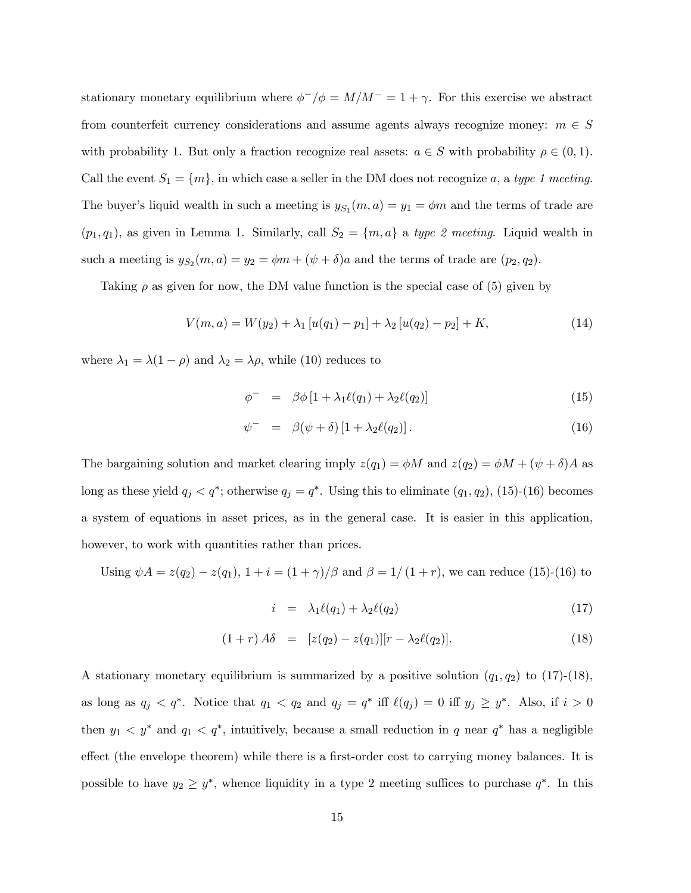stationary monetary equilibrium where $\phi^-/\phi = M/M^- = 1+\gamma$. For this exercise we abstract from counterfeit currency considerations and assume agents always recognize money: $m \in S$ with probability 1. But only a fraction recognize real assets: $a \in S$ with probability $\rho \in (0,1)$. Call the event $S_1 = \{m\}$, in which case a seller in the DM does not recognize $a$, a *type 1 meeting*. The buyer's liquid wealth in such a meeting is $y_{S_1}(m,a) = y_1 = \phi m$ and the terms of trade are $(p_1, q_1)$, as given in Lemma 1. Similarly, call $S_2 = \{m, a\}$ a *type 2 meeting*. Liquid wealth in such a meeting is $y_{S_2}(m,a) = y_2 = \phi m + (\psi + \delta) a$ and the terms of trade are $(p_2, q_2)$.

Taking $\rho$ as given for now, the DM value function is the special case of (5) given by

$$V(m,a) = W(y_2) + \lambda_1 [u(q_1) - p_1] + \lambda_2 [u(q_2) - p_2] + K, \tag{14}$$

where $\lambda_1 = \lambda(1-\rho)$ and $\lambda_2 = \lambda\rho$, while (10) reduces to

$$\phi^- = \beta\phi [1 + \lambda_1 \ell(q_1) + \lambda_2 \ell(q_2)] \tag{15}$$

$$\psi^- = \beta(\psi + \delta)[1 + \lambda_2 \ell(q_2)]. \tag{16}$$

The bargaining solution and market clearing imply $z(q_1) = \phi M$ and $z(q_2) = \phi M + (\psi + \delta) A$ as long as these yield $q_j < q^*$; otherwise $q_j = q^*$. Using this to eliminate $(q_1, q_2)$, (15)-(16) becomes a system of equations in asset prices, as in the general case. It is easier in this application, however, to work with quantities rather than prices.

Using $\psi A = z(q_2) - z(q_1)$, $1 + i = (1+\gamma)/\beta$ and $\beta = 1/(1+r)$, we can reduce (15)-(16) to

$$i = \lambda_1 \ell(q_1) + \lambda_2 \ell(q_2) \tag{17}$$

$$(1+r) A\delta = [z(q_2) - z(q_1)][r - \lambda_2 \ell(q_2)]. \tag{18}$$

A stationary monetary equilibrium is summarized by a positive solution $(q_1, q_2)$ to (17)-(18), as long as $q_j < q^*$. Notice that $q_1 < q_2$ and $q_j = q^*$ iff $\ell(q_j) = 0$ iff $y_j \geq y^*$. Also, if $i > 0$ then $y_1 < y^*$ and $q_1 < q^*$, intuitively, because a small reduction in $q$ near $q^*$ has a negligible effect (the envelope theorem) while there is a first-order cost to carrying money balances. It is possible to have $y_2 \geq y^*$, whence liquidity in a type 2 meeting suffices to purchase $q^*$. In this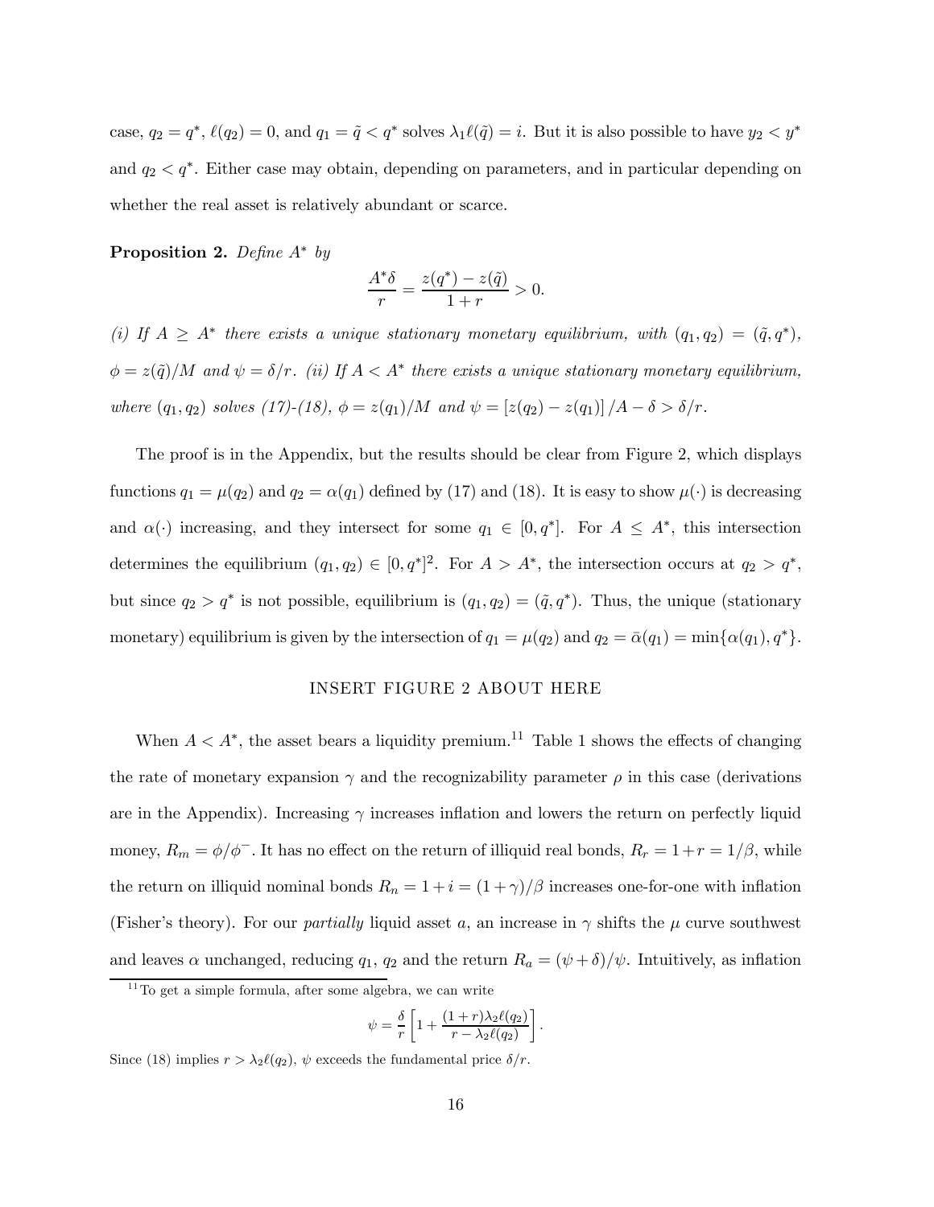case, $q_2 = q^*$, $\ell(q_2) = 0$, and $q_1 = \tilde{q} < q^*$ solves $\lambda_1 \ell(\tilde{q}) = i$. But it is also possible to have $y_2 < y^*$ and $q_2 < q^*$. Either case may obtain, depending on parameters, and in particular depending on whether the real asset is relatively abundant or scarce.

**Proposition 2.** *Define* $A^*$ *by*

$$\frac{A^* \delta}{r} = \frac{z(q^*) - z(\tilde{q})}{1+r} > 0.$$

*(i) If* $A \geq A^*$ *there exists a unique stationary monetary equilibrium, with* $(q_1, q_2) = (\tilde{q}, q^*)$, $\phi = z(\tilde{q})/M$ *and* $\psi = \delta/r$. *(ii) If* $A < A^*$ *there exists a unique stationary monetary equilibrium, where* $(q_1, q_2)$ *solves (17)-(18),* $\phi = z(q_1)/M$ *and* $\psi = [z(q_2) - z(q_1)]/A - \delta > \delta/r$.

The proof is in the Appendix, but the results should be clear from Figure 2, which displays functions $q_1 = \mu(q_2)$ and $q_2 = \alpha(q_1)$ defined by (17) and (18). It is easy to show $\mu(\cdot)$ is decreasing and $\alpha(\cdot)$ increasing, and they intersect for some $q_1 \in [0, q^*]$. For $A \leq A^*$, this intersection determines the equilibrium $(q_1, q_2) \in [0, q^*]^2$. For $A > A^*$, the intersection occurs at $q_2 > q^*$, but since $q_2 > q^*$ is not possible, equilibrium is $(q_1, q_2) = (\tilde{q}, q^*)$. Thus, the unique (stationary monetary) equilibrium is given by the intersection of $q_1 = \mu(q_2)$ and $q_2 = \bar{\alpha}(q_1) = \min\{\alpha(q_1), q^*\}$.

INSERT FIGURE 2 ABOUT HERE

When $A < A^*$, the asset bears a liquidity premium.[11] Table 1 shows the effects of changing the rate of monetary expansion $\gamma$ and the recognizability parameter $\rho$ in this case (derivations are in the Appendix). Increasing $\gamma$ increases inflation and lowers the return on perfectly liquid money, $R_m = \phi/\phi^-$. It has no effect on the return of illiquid real bonds, $R_r = 1 + r = 1/\beta$, while the return on illiquid nominal bonds $R_n = 1 + i = (1+\gamma)/\beta$ increases one-for-one with inflation (Fisher's theory). For our *partially* liquid asset $a$, an increase in $\gamma$ shifts the $\mu$ curve southwest and leaves $\alpha$ unchanged, reducing $q_1$, $q_2$ and the return $R_a = (\psi + \delta)/\psi$. Intuitively, as inflation

[11] To get a simple formula, after some algebra, we can write

$$\psi = \frac{\delta}{r}\left[1 + \frac{(1+r)\lambda_2 \ell(q_2)}{r - \lambda_2 \ell(q_2)}\right].$$

Since (18) implies $r > \lambda_2 \ell(q_2)$, $\psi$ exceeds the fundamental price $\delta/r$.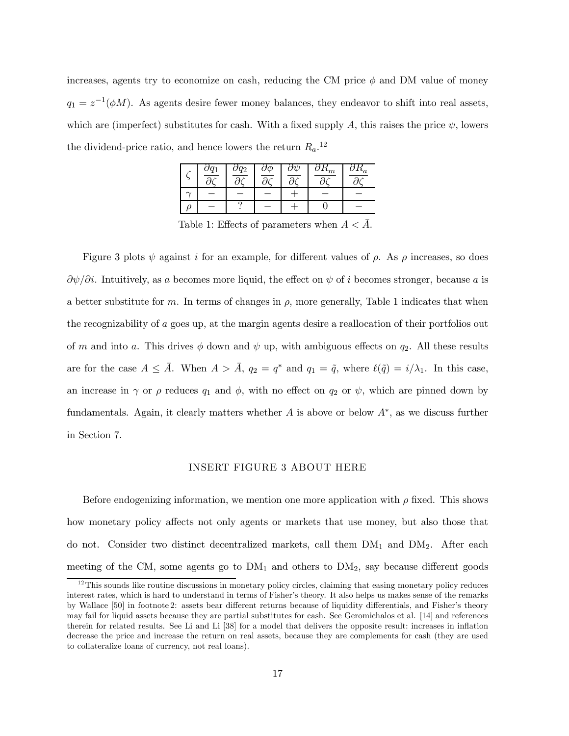increases, agents try to economize on cash, reducing the CM price $\phi$ and DM value of money $q_1 = z^{-1}(\phi M)$. As agents desire fewer money balances, they endeavor to shift into real assets, which are (imperfect) substitutes for cash. With a fixed supply $A$, this raises the price $\psi$, lowers the dividend-price ratio, and hence lowers the return $R_a$.[12]

| $\zeta$ | $\frac{\partial q_1}{\partial \zeta}$ | $\frac{\partial q_2}{\partial \zeta}$ | $\frac{\partial \phi}{\partial \zeta}$ | $\frac{\partial \psi}{\partial \zeta}$ | $\frac{\partial R_m}{\partial \zeta}$ | $\frac{\partial R_a}{\partial \zeta}$ |
|---|---|---|---|---|---|---|
| $\gamma$ | $-$ | $-$ | $-$ | $+$ | $-$ | $-$ |
| $\rho$ | $-$ | ? | $-$ | $+$ | 0 | $-$ |

Table 1: Effects of parameters when $A < \bar{A}$.

Figure 3 plots $\psi$ against $i$ for an example, for different values of $\rho$. As $\rho$ increases, so does $\partial\psi/\partial i$. Intuitively, as $a$ becomes more liquid, the effect on $\psi$ of $i$ becomes stronger, because $a$ is a better substitute for $m$. In terms of changes in $\rho$, more generally, Table 1 indicates that when the recognizability of $a$ goes up, at the margin agents desire a reallocation of their portfolios out of $m$ and into $a$. This drives $\phi$ down and $\psi$ up, with ambiguous effects on $q_2$. All these results are for the case $A \leq \bar{A}$. When $A > \bar{A}$, $q_2 = q^*$ and $q_1 = \tilde{q}$, where $\ell(\tilde{q}) = i/\lambda_1$. In this case, an increase in $\gamma$ or $\rho$ reduces $q_1$ and $\phi$, with no effect on $q_2$ or $\psi$, which are pinned down by fundamentals. Again, it clearly matters whether $A$ is above or below $A^*$, as we discuss further in Section 7.

INSERT FIGURE 3 ABOUT HERE

Before endogenizing information, we mention one more application with $\rho$ fixed. This shows how monetary policy affects not only agents or markets that use money, but also those that do not. Consider two distinct decentralized markets, call them $\text{DM}_1$ and $\text{DM}_2$. After each meeting of the CM, some agents go to $\text{DM}_1$ and others to $\text{DM}_2$, say because different goods

[12] This sounds like routine discussions in monetary policy circles, claiming that easing monetary policy reduces interest rates, which is hard to understand in terms of Fisher's theory. It also helps us makes sense of the remarks by Wallace [50] in footnote 2: assets bear different returns because of liquidity differentials, and Fisher's theory may fail for liquid assets because they are partial substitutes for cash. See Geromichalos et al. [14] and references therein for related results. See Li and Li [38] for a model that delivers the opposite result: increases in inflation decrease the price and increase the return on real assets, because they are complements for cash (they are used to collateralize loans of currency, not real loans).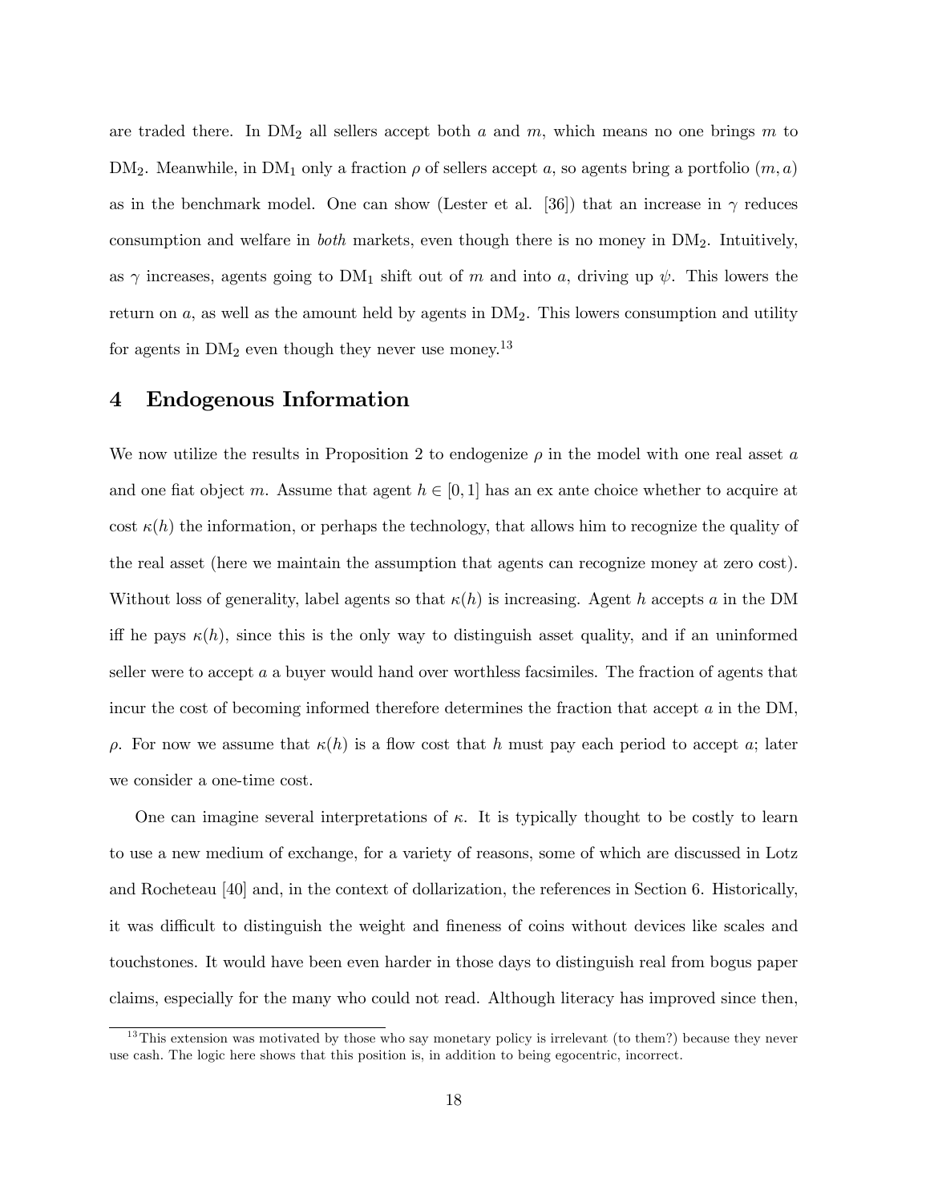are traded there. In $\text{DM}_2$ all sellers accept both $a$ and $m$, which means no one brings $m$ to $\text{DM}_2$. Meanwhile, in $\text{DM}_1$ only a fraction $\rho$ of sellers accept $a$, so agents bring a portfolio $(m, a)$ as in the benchmark model. One can show (Lester et al. [36]) that an increase in $\gamma$ reduces consumption and welfare in *both* markets, even though there is no money in $\text{DM}_2$. Intuitively, as $\gamma$ increases, agents going to $\text{DM}_1$ shift out of $m$ and into $a$, driving up $\psi$. This lowers the return on $a$, as well as the amount held by agents in $\text{DM}_2$. This lowers consumption and utility for agents in $\text{DM}_2$ even though they never use money.[13]

# 4 Endogenous Information

We now utilize the results in Proposition 2 to endogenize $\rho$ in the model with one real asset $a$ and one fiat object $m$. Assume that agent $h \in [0, 1]$ has an ex ante choice whether to acquire at cost $\kappa(h)$ the information, or perhaps the technology, that allows him to recognize the quality of the real asset (here we maintain the assumption that agents can recognize money at zero cost). Without loss of generality, label agents so that $\kappa(h)$ is increasing. Agent $h$ accepts $a$ in the DM iff he pays $\kappa(h)$, since this is the only way to distinguish asset quality, and if an uninformed seller were to accept $a$ a buyer would hand over worthless facsimiles. The fraction of agents that incur the cost of becoming informed therefore determines the fraction that accept $a$ in the DM, $\rho$. For now we assume that $\kappa(h)$ is a flow cost that $h$ must pay each period to accept $a$; later we consider a one-time cost.

One can imagine several interpretations of $\kappa$. It is typically thought to be costly to learn to use a new medium of exchange, for a variety of reasons, some of which are discussed in Lotz and Rocheteau [40] and, in the context of dollarization, the references in Section 6. Historically, it was difficult to distinguish the weight and fineness of coins without devices like scales and touchstones. It would have been even harder in those days to distinguish real from bogus paper claims, especially for the many who could not read. Although literacy has improved since then,

[13] This extension was motivated by those who say monetary policy is irrelevant (to them?) because they never use cash. The logic here shows that this position is, in addition to being egocentric, incorrect.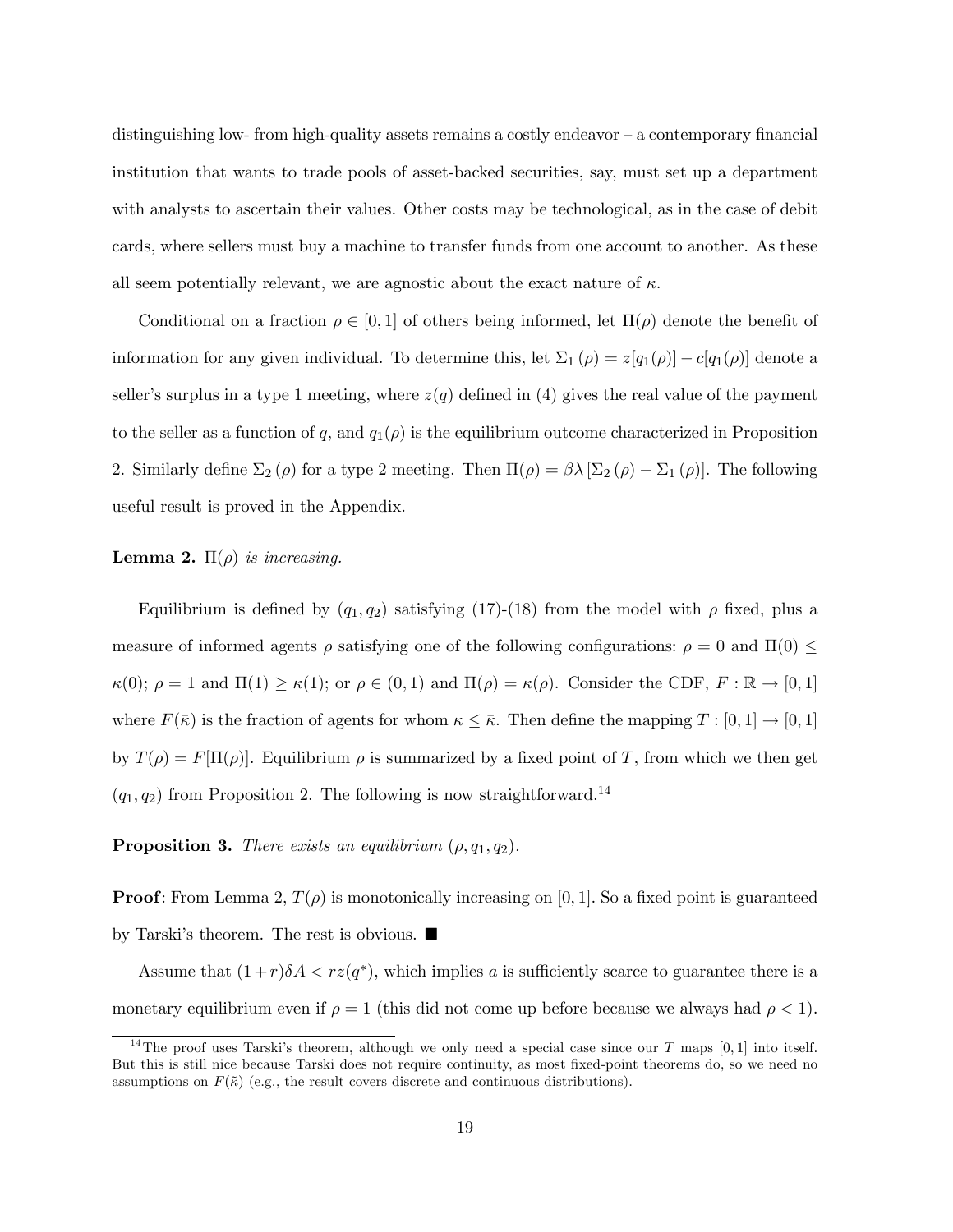distinguishing low- from high-quality assets remains a costly endeavor – a contemporary financial institution that wants to trade pools of asset-backed securities, say, must set up a department with analysts to ascertain their values. Other costs may be technological, as in the case of debit cards, where sellers must buy a machine to transfer funds from one account to another. As these all seem potentially relevant, we are agnostic about the exact nature of $\kappa$.

Conditional on a fraction $\rho \in [0,1]$ of others being informed, let $\Pi(\rho)$ denote the benefit of information for any given individual. To determine this, let $\Sigma_1(\rho) = z[q_1(\rho)] - c[q_1(\rho)]$ denote a seller's surplus in a type 1 meeting, where $z(q)$ defined in (4) gives the real value of the payment to the seller as a function of $q$, and $q_1(\rho)$ is the equilibrium outcome characterized in Proposition 2. Similarly define $\Sigma_2(\rho)$ for a type 2 meeting. Then $\Pi(\rho) = \beta\lambda[\Sigma_2(\rho) - \Sigma_1(\rho)]$. The following useful result is proved in the Appendix.

**Lemma 2.** *$\Pi(\rho)$ is increasing.*

Equilibrium is defined by $(q_1, q_2)$ satisfying (17)-(18) from the model with $\rho$ fixed, plus a measure of informed agents $\rho$ satisfying one of the following configurations: $\rho = 0$ and $\Pi(0) \leq \kappa(0)$; $\rho = 1$ and $\Pi(1) \geq \kappa(1)$; or $\rho \in (0,1)$ and $\Pi(\rho) = \kappa(\rho)$. Consider the CDF, $F : \mathbb{R} \to [0,1]$ where $F(\bar{\kappa})$ is the fraction of agents for whom $\kappa \leq \bar{\kappa}$. Then define the mapping $T : [0,1] \to [0,1]$ by $T(\rho) = F[\Pi(\rho)]$. Equilibrium $\rho$ is summarized by a fixed point of $T$, from which we then get $(q_1, q_2)$ from Proposition 2. The following is now straightforward.[14]

**Proposition 3.** *There exists an equilibrium $(\rho, q_1, q_2)$.*

**Proof**: From Lemma 2, $T(\rho)$ is monotonically increasing on $[0,1]$. So a fixed point is guaranteed by Tarski's theorem. The rest is obvious. ■

Assume that $(1+r)\delta A < rz(q^*)$, which implies $a$ is sufficiently scarce to guarantee there is a monetary equilibrium even if $\rho = 1$ (this did not come up before because we always had $\rho < 1$).

---

[14] The proof uses Tarski's theorem, although we only need a special case since our $T$ maps $[0,1]$ into itself. But this is still nice because Tarski does not require continuity, as most fixed-point theorems do, so we need no assumptions on $F(\tilde{\kappa})$ (e.g., the result covers discrete and continuous distributions).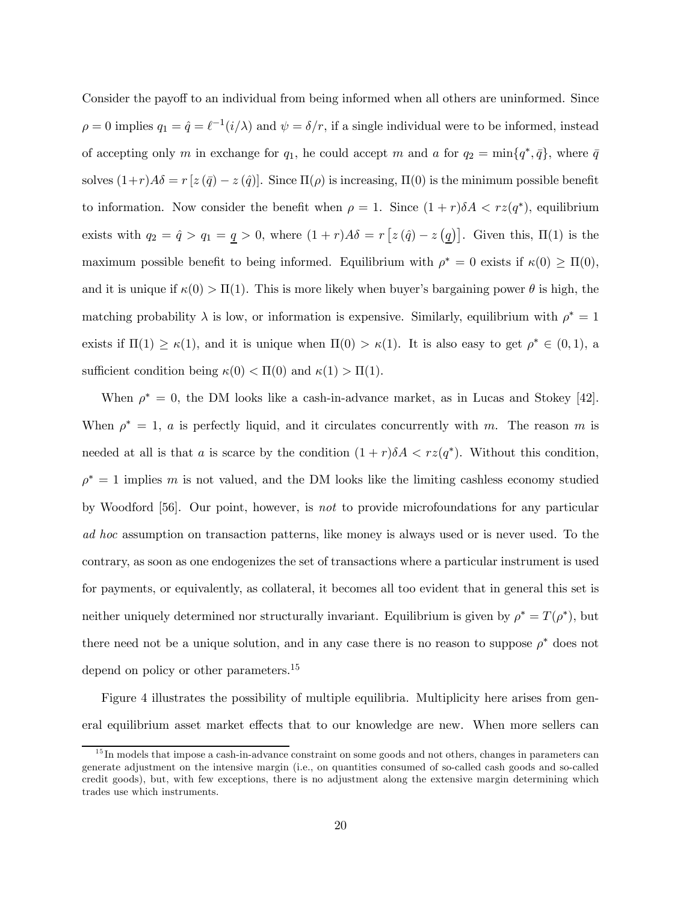Consider the payoff to an individual from being informed when all others are uninformed. Since $\rho = 0$ implies $q_1 = \hat{q} = \ell^{-1}(i/\lambda)$ and $\psi = \delta/r$, if a single individual were to be informed, instead of accepting only $m$ in exchange for $q_1$, he could accept $m$ and $a$ for $q_2 = \min\{q^*, \bar{q}\}$, where $\bar{q}$ solves $(1+r)A\delta = r\left[z\left(\bar{q}\right) - z\left(\hat{q}\right)\right]$. Since $\Pi(\rho)$ is increasing, $\Pi(0)$ is the minimum possible benefit to information. Now consider the benefit when $\rho = 1$. Since $(1+r)\delta A < rz(q^*)$, equilibrium exists with $q_2 = \hat{q} > q_1 = \underline{q} > 0$, where $(1+r)A\delta = r\left[z\left(\hat{q}\right) - z\left(\underline{q}\right)\right]$. Given this, $\Pi(1)$ is the maximum possible benefit to being informed. Equilibrium with $\rho^* = 0$ exists if $\kappa(0) \geq \Pi(0)$, and it is unique if $\kappa(0) > \Pi(1)$. This is more likely when buyer's bargaining power $\theta$ is high, the matching probability $\lambda$ is low, or information is expensive. Similarly, equilibrium with $\rho^* = 1$ exists if $\Pi(1) \geq \kappa(1)$, and it is unique when $\Pi(0) > \kappa(1)$. It is also easy to get $\rho^* \in (0,1)$, a sufficient condition being $\kappa(0) < \Pi(0)$ and $\kappa(1) > \Pi(1)$.

When $\rho^* = 0$, the DM looks like a cash-in-advance market, as in Lucas and Stokey [42]. When $\rho^* = 1$, $a$ is perfectly liquid, and it circulates concurrently with $m$. The reason $m$ is needed at all is that $a$ is scarce by the condition $(1+r)\delta A < rz(q^*)$. Without this condition, $\rho^* = 1$ implies $m$ is not valued, and the DM looks like the limiting cashless economy studied by Woodford [56]. Our point, however, is *not* to provide microfoundations for any particular *ad hoc* assumption on transaction patterns, like money is always used or is never used. To the contrary, as soon as one endogenizes the set of transactions where a particular instrument is used for payments, or equivalently, as collateral, it becomes all too evident that in general this set is neither uniquely determined nor structurally invariant. Equilibrium is given by $\rho^* = T(\rho^*)$, but there need not be a unique solution, and in any case there is no reason to suppose $\rho^*$ does not depend on policy or other parameters.[15]

Figure 4 illustrates the possibility of multiple equilibria. Multiplicity here arises from general equilibrium asset market effects that to our knowledge are new. When more sellers can

[15] In models that impose a cash-in-advance constraint on some goods and not others, changes in parameters can generate adjustment on the intensive margin (i.e., on quantities consumed of so-called cash goods and so-called credit goods), but, with few exceptions, there is no adjustment along the extensive margin determining which trades use which instruments.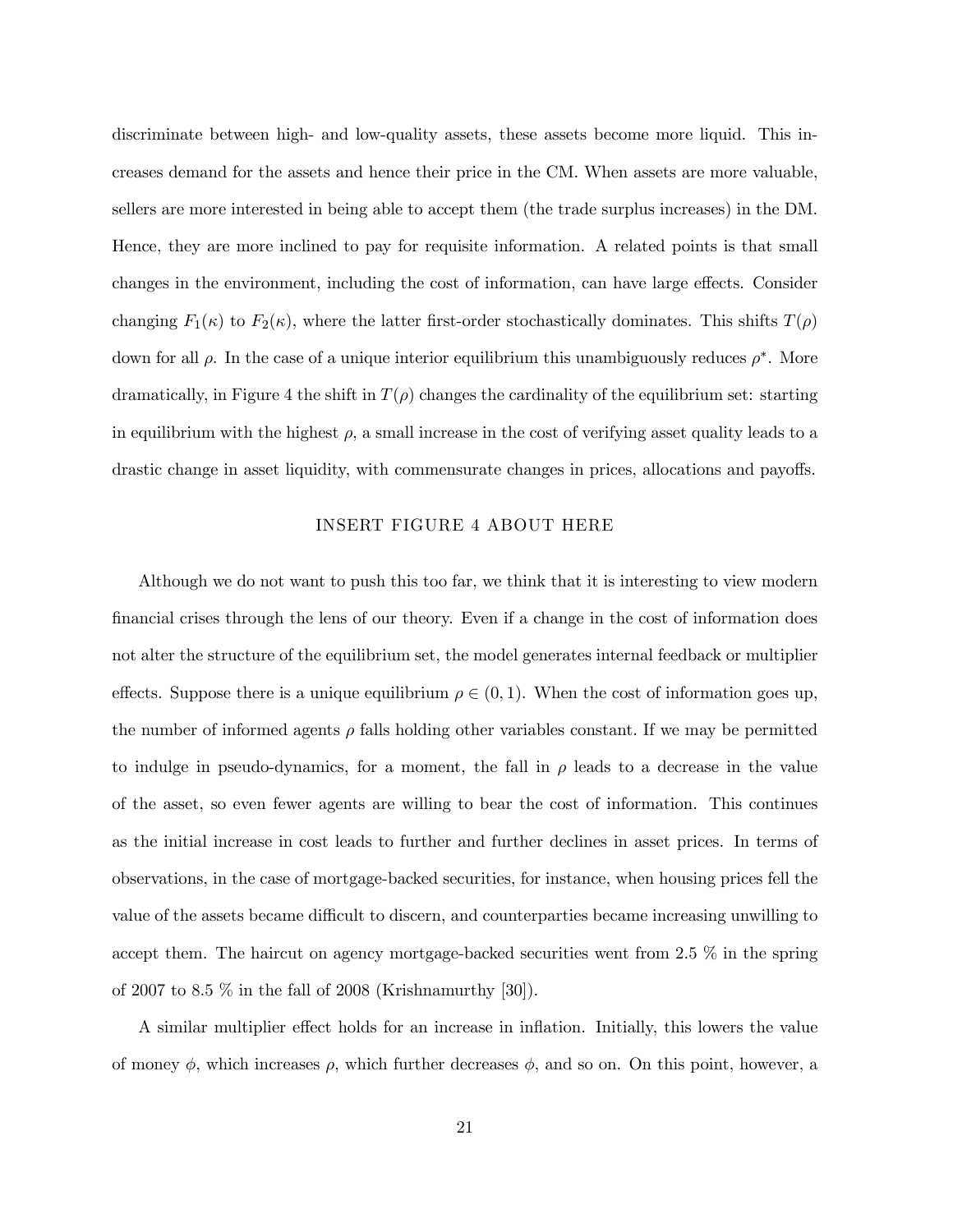discriminate between high- and low-quality assets, these assets become more liquid. This increases demand for the assets and hence their price in the CM. When assets are more valuable, sellers are more interested in being able to accept them (the trade surplus increases) in the DM. Hence, they are more inclined to pay for requisite information. A related points is that small changes in the environment, including the cost of information, can have large effects. Consider changing $F_1(\kappa)$ to $F_2(\kappa)$, where the latter first-order stochastically dominates. This shifts $T(\rho)$ down for all $\rho$. In the case of a unique interior equilibrium this unambiguously reduces $\rho^*$. More dramatically, in Figure 4 the shift in $T(\rho)$ changes the cardinality of the equilibrium set: starting in equilibrium with the highest $\rho$, a small increase in the cost of verifying asset quality leads to a drastic change in asset liquidity, with commensurate changes in prices, allocations and payoffs.

INSERT FIGURE 4 ABOUT HERE

Although we do not want to push this too far, we think that it is interesting to view modern financial crises through the lens of our theory. Even if a change in the cost of information does not alter the structure of the equilibrium set, the model generates internal feedback or multiplier effects. Suppose there is a unique equilibrium $\rho \in (0, 1)$. When the cost of information goes up, the number of informed agents $\rho$ falls holding other variables constant. If we may be permitted to indulge in pseudo-dynamics, for a moment, the fall in $\rho$ leads to a decrease in the value of the asset, so even fewer agents are willing to bear the cost of information. This continues as the initial increase in cost leads to further and further declines in asset prices. In terms of observations, in the case of mortgage-backed securities, for instance, when housing prices fell the value of the assets became difficult to discern, and counterparties became increasing unwilling to accept them. The haircut on agency mortgage-backed securities went from 2.5 % in the spring of 2007 to 8.5 % in the fall of 2008 (Krishnamurthy [30]).

A similar multiplier effect holds for an increase in inflation. Initially, this lowers the value of money $\phi$, which increases $\rho$, which further decreases $\phi$, and so on. On this point, however, a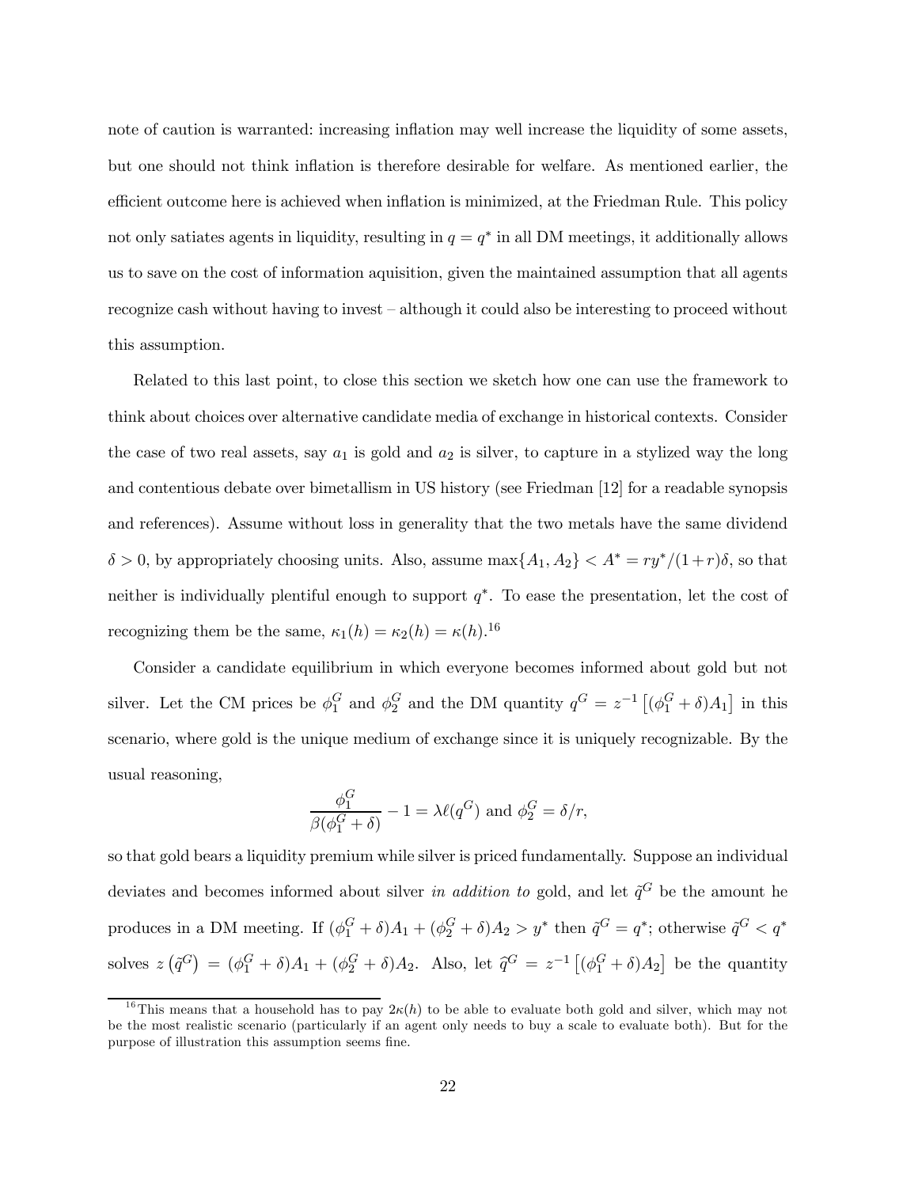note of caution is warranted: increasing inflation may well increase the liquidity of some assets, but one should not think inflation is therefore desirable for welfare. As mentioned earlier, the efficient outcome here is achieved when inflation is minimized, at the Friedman Rule. This policy not only satiates agents in liquidity, resulting in $q = q^*$ in all DM meetings, it additionally allows us to save on the cost of information aquisition, given the maintained assumption that all agents recognize cash without having to invest – although it could also be interesting to proceed without this assumption.

Related to this last point, to close this section we sketch how one can use the framework to think about choices over alternative candidate media of exchange in historical contexts. Consider the case of two real assets, say $a_1$ is gold and $a_2$ is silver, to capture in a stylized way the long and contentious debate over bimetallism in US history (see Friedman [12] for a readable synopsis and references). Assume without loss in generality that the two metals have the same dividend $\delta > 0$, by appropriately choosing units. Also, assume $\max\{A_1, A_2\} < A^* = ry^*/(1+r)\delta$, so that neither is individually plentiful enough to support $q^*$. To ease the presentation, let the cost of recognizing them be the same, $\kappa_1(h) = \kappa_2(h) = \kappa(h)$.[16]

Consider a candidate equilibrium in which everyone becomes informed about gold but not silver. Let the CM prices be $\phi_1^G$ and $\phi_2^G$ and the DM quantity $q^G = z^{-1}\left[(\phi_1^G + \delta)A_1\right]$ in this scenario, where gold is the unique medium of exchange since it is uniquely recognizable. By the usual reasoning,

$$\frac{\phi_1^G}{\beta(\phi_1^G + \delta)} - 1 = \lambda \ell(q^G) \text{ and } \phi_2^G = \delta/r,$$

so that gold bears a liquidity premium while silver is priced fundamentally. Suppose an individual deviates and becomes informed about silver *in addition to* gold, and let $\tilde{q}^G$ be the amount he produces in a DM meeting. If $(\phi_1^G + \delta)A_1 + (\phi_2^G + \delta)A_2 > y^*$ then $\tilde{q}^G = q^*$; otherwise $\tilde{q}^G < q^*$ solves $z\left(\tilde{q}^G\right) = (\phi_1^G + \delta)A_1 + (\phi_2^G + \delta)A_2$. Also, let $\widehat{q}^G = z^{-1}\left[(\phi_1^G + \delta)A_2\right]$ be the quantity

[16] This means that a household has to pay $2\kappa(h)$ to be able to evaluate both gold and silver, which may not be the most realistic scenario (particularly if an agent only needs to buy a scale to evaluate both). But for the purpose of illustration this assumption seems fine.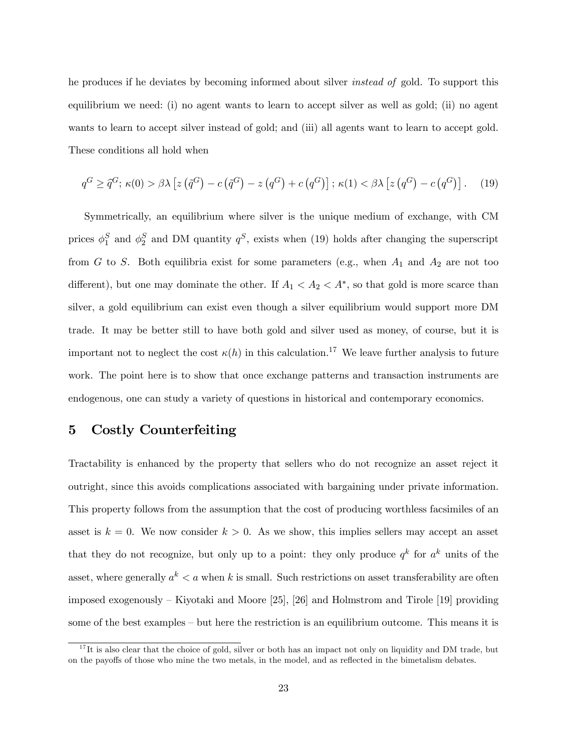he produces if he deviates by becoming informed about silver *instead of* gold. To support this equilibrium we need: (i) no agent wants to learn to accept silver as well as gold; (ii) no agent wants to learn to accept silver instead of gold; and (iii) all agents want to learn to accept gold. These conditions all hold when

$$q^G \geq \hat{q}^G;\ \kappa(0) > \beta\lambda \left[z\left(\tilde{q}^G\right) - c\left(\tilde{q}^G\right) - z\left(q^G\right) + c\left(q^G\right)\right];\ \kappa(1) < \beta\lambda \left[z\left(q^G\right) - c\left(q^G\right)\right]. \tag{19}$$

Symmetrically, an equilibrium where silver is the unique medium of exchange, with CM prices $\phi_1^S$ and $\phi_2^S$ and DM quantity $q^S$, exists when (19) holds after changing the superscript from $G$ to $S$. Both equilibria exist for some parameters (e.g., when $A_1$ and $A_2$ are not too different), but one may dominate the other. If $A_1 < A_2 < A^*$, so that gold is more scarce than silver, a gold equilibrium can exist even though a silver equilibrium would support more DM trade. It may be better still to have both gold and silver used as money, of course, but it is important not to neglect the cost $\kappa(h)$ in this calculation.[17] We leave further analysis to future work. The point here is to show that once exchange patterns and transaction instruments are endogenous, one can study a variety of questions in historical and contemporary economics.

## 5 Costly Counterfeiting

Tractability is enhanced by the property that sellers who do not recognize an asset reject it outright, since this avoids complications associated with bargaining under private information. This property follows from the assumption that the cost of producing worthless facsimiles of an asset is $k = 0$. We now consider $k > 0$. As we show, this implies sellers may accept an asset that they do not recognize, but only up to a point: they only produce $q^k$ for $a^k$ units of the asset, where generally $a^k < a$ when $k$ is small. Such restrictions on asset transferability are often imposed exogenously – Kiyotaki and Moore [25], [26] and Holmstrom and Tirole [19] providing some of the best examples – but here the restriction is an equilibrium outcome. This means it is

[17] It is also clear that the choice of gold, silver or both has an impact not only on liquidity and DM trade, but on the payoffs of those who mine the two metals, in the model, and as reflected in the bimetalism debates.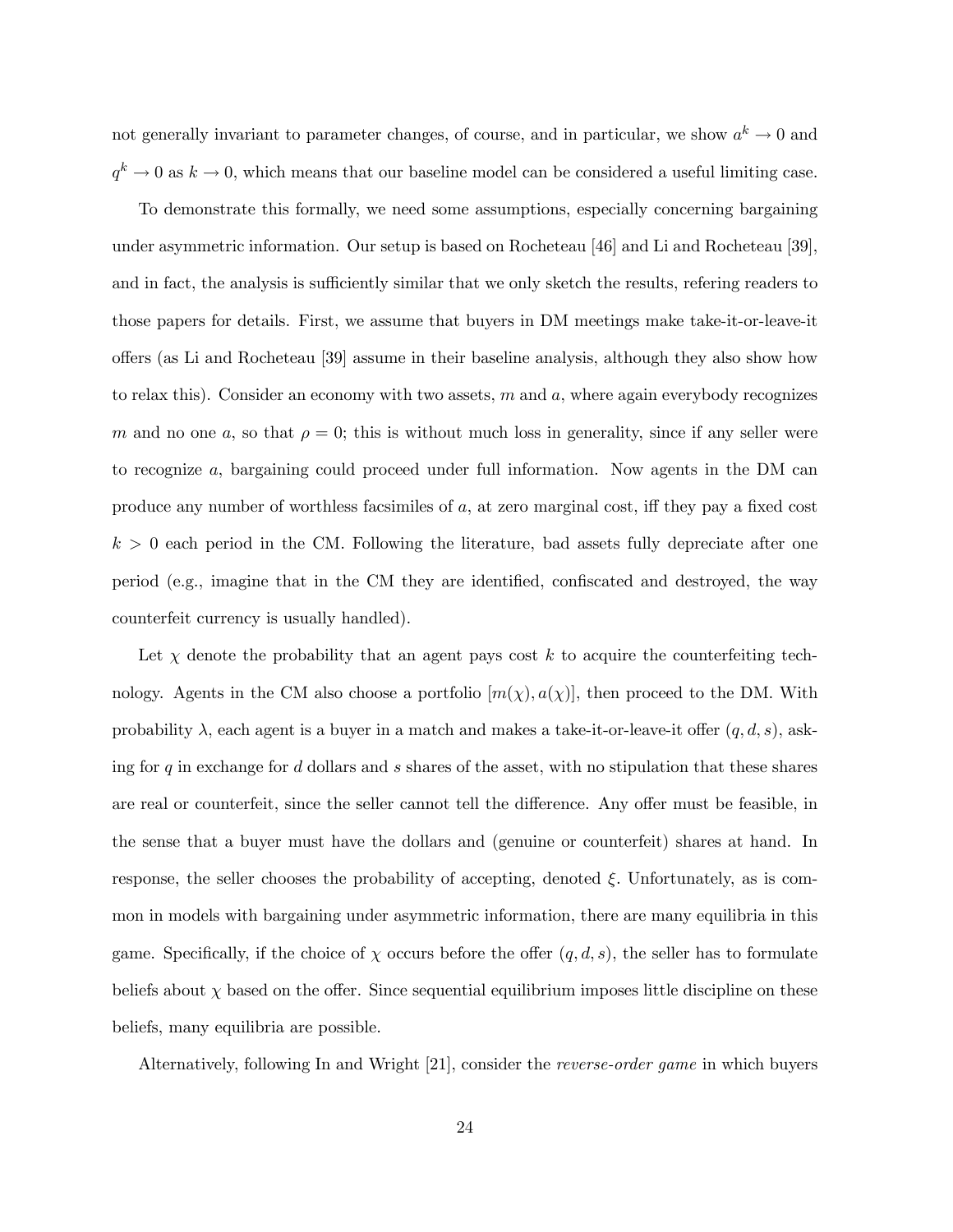not generally invariant to parameter changes, of course, and in particular, we show $a^k \to 0$ and $q^k \to 0$ as $k \to 0$, which means that our baseline model can be considered a useful limiting case.

To demonstrate this formally, we need some assumptions, especially concerning bargaining under asymmetric information. Our setup is based on Rocheteau [46] and Li and Rocheteau [39], and in fact, the analysis is sufficiently similar that we only sketch the results, refering readers to those papers for details. First, we assume that buyers in DM meetings make take-it-or-leave-it offers (as Li and Rocheteau [39] assume in their baseline analysis, although they also show how to relax this). Consider an economy with two assets, $m$ and $a$, where again everybody recognizes $m$ and no one $a$, so that $\rho = 0$; this is without much loss in generality, since if any seller were to recognize $a$, bargaining could proceed under full information. Now agents in the DM can produce any number of worthless facsimiles of $a$, at zero marginal cost, iff they pay a fixed cost $k > 0$ each period in the CM. Following the literature, bad assets fully depreciate after one period (e.g., imagine that in the CM they are identified, confiscated and destroyed, the way counterfeit currency is usually handled).

Let $\chi$ denote the probability that an agent pays cost $k$ to acquire the counterfeiting technology. Agents in the CM also choose a portfolio $[m(\chi), a(\chi)]$, then proceed to the DM. With probability $\lambda$, each agent is a buyer in a match and makes a take-it-or-leave-it offer $(q, d, s)$, asking for $q$ in exchange for $d$ dollars and $s$ shares of the asset, with no stipulation that these shares are real or counterfeit, since the seller cannot tell the difference. Any offer must be feasible, in the sense that a buyer must have the dollars and (genuine or counterfeit) shares at hand. In response, the seller chooses the probability of accepting, denoted $\xi$. Unfortunately, as is common in models with bargaining under asymmetric information, there are many equilibria in this game. Specifically, if the choice of $\chi$ occurs before the offer $(q, d, s)$, the seller has to formulate beliefs about $\chi$ based on the offer. Since sequential equilibrium imposes little discipline on these beliefs, many equilibria are possible.

Alternatively, following In and Wright [21], consider the *reverse-order game* in which buyers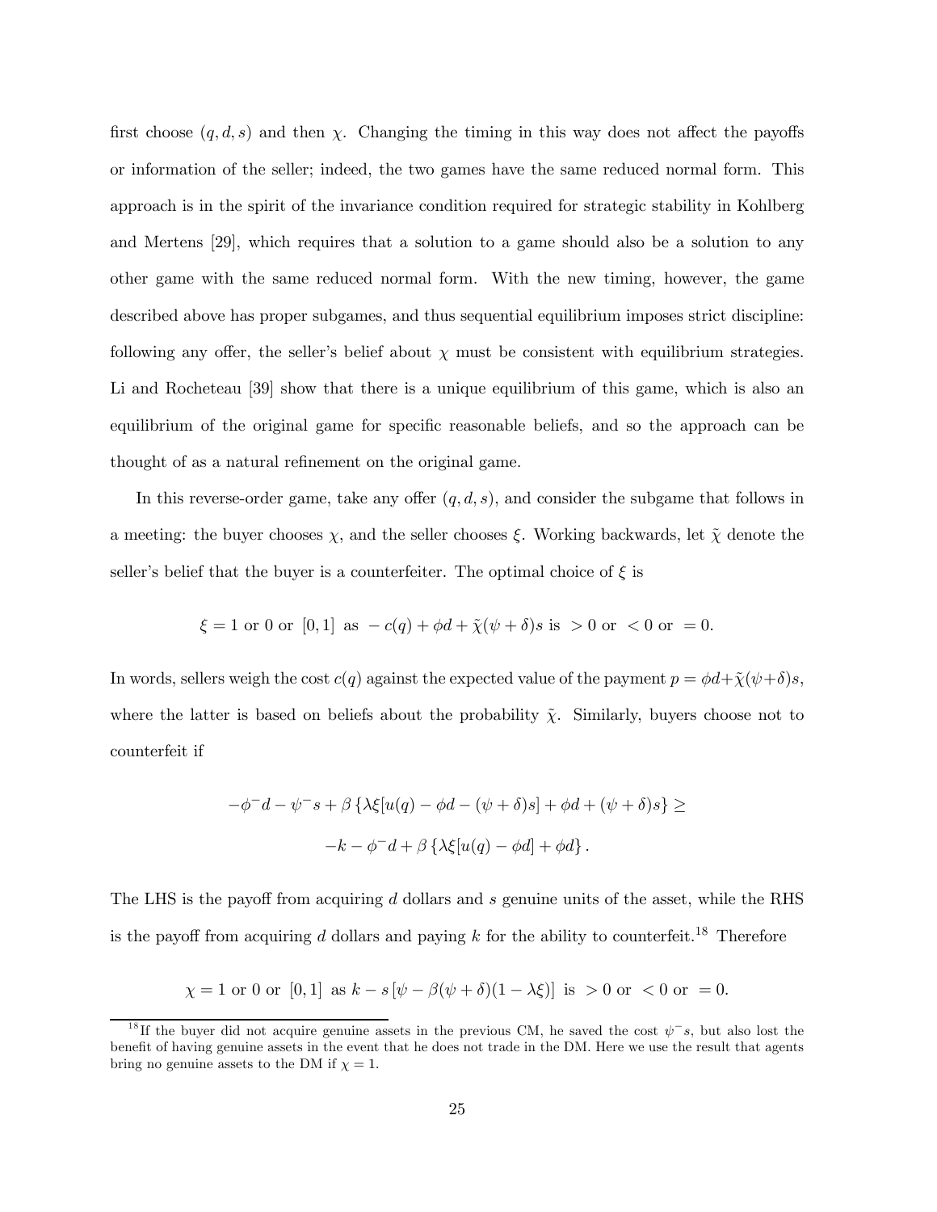first choose $(q, d, s)$ and then $\chi$. Changing the timing in this way does not affect the payoffs or information of the seller; indeed, the two games have the same reduced normal form. This approach is in the spirit of the invariance condition required for strategic stability in Kohlberg and Mertens [29], which requires that a solution to a game should also be a solution to any other game with the same reduced normal form. With the new timing, however, the game described above has proper subgames, and thus sequential equilibrium imposes strict discipline: following any offer, the seller's belief about $\chi$ must be consistent with equilibrium strategies. Li and Rocheteau [39] show that there is a unique equilibrium of this game, which is also an equilibrium of the original game for specific reasonable beliefs, and so the approach can be thought of as a natural refinement on the original game.

In this reverse-order game, take any offer $(q, d, s)$, and consider the subgame that follows in a meeting: the buyer chooses $\chi$, and the seller chooses $\xi$. Working backwards, let $\tilde{\chi}$ denote the seller's belief that the buyer is a counterfeiter. The optimal choice of $\xi$ is

$$\xi = 1 \text{ or } 0 \text{ or } [0,1] \text{ as } -c(q) + \phi d + \tilde{\chi}(\psi + \delta)s \text{ is } > 0 \text{ or } < 0 \text{ or } = 0.$$

In words, sellers weigh the cost $c(q)$ against the expected value of the payment $p = \phi d + \tilde{\chi}(\psi + \delta)s$, where the latter is based on beliefs about the probability $\tilde{\chi}$. Similarly, buyers choose not to counterfeit if

$$-\phi^{-} d - \psi^{-} s + \beta \left\{ \lambda \xi [u(q) - \phi d - (\psi + \delta)s] + \phi d + (\psi + \delta)s \right\} \geq$$
$$-k - \phi^{-} d + \beta \left\{ \lambda \xi [u(q) - \phi d] + \phi d \right\}.$$

The LHS is the payoff from acquiring $d$ dollars and $s$ genuine units of the asset, while the RHS is the payoff from acquiring $d$ dollars and paying $k$ for the ability to counterfeit.[18] Therefore

$$\chi = 1 \text{ or } 0 \text{ or } [0,1] \text{ as } k - s\left[\psi - \beta(\psi + \delta)(1 - \lambda \xi)\right] \text{ is } > 0 \text{ or } < 0 \text{ or } = 0.$$

[18] If the buyer did not acquire genuine assets in the previous CM, he saved the cost $\psi^{-} s$, but also lost the benefit of having genuine assets in the event that he does not trade in the DM. Here we use the result that agents bring no genuine assets to the DM if $\chi = 1$.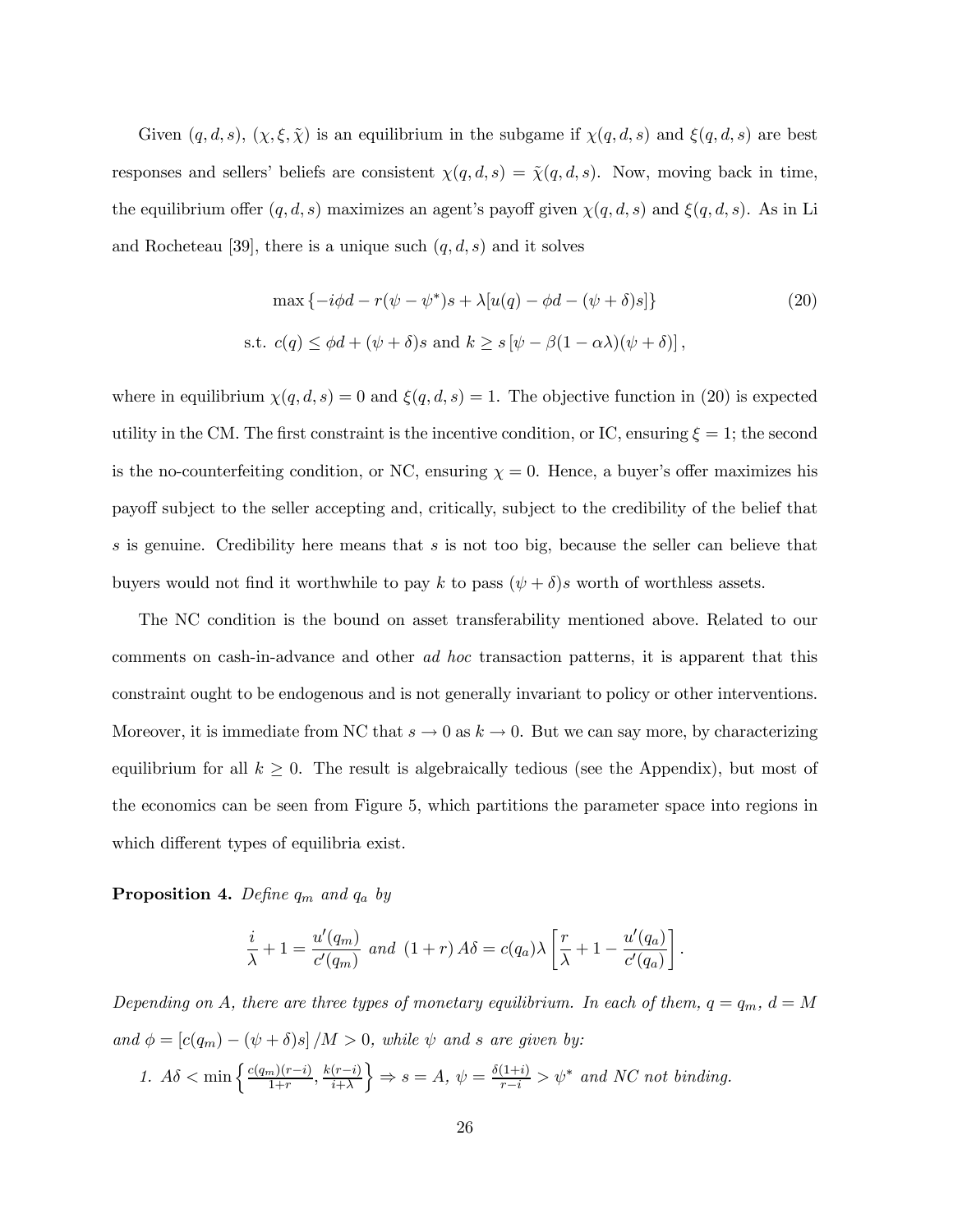Given $(q, d, s)$, $(\chi, \xi, \tilde{\chi})$ is an equilibrium in the subgame if $\chi(q, d, s)$ and $\xi(q, d, s)$ are best responses and sellers' beliefs are consistent $\chi(q, d, s) = \tilde{\chi}(q, d, s)$. Now, moving back in time, the equilibrium offer $(q, d, s)$ maximizes an agent's payoff given $\chi(q, d, s)$ and $\xi(q, d, s)$. As in Li and Rocheteau [39], there is a unique such $(q, d, s)$ and it solves

$$\max \left\{ -i\phi d - r(\psi - \psi^*)s + \lambda[u(q) - \phi d - (\psi + \delta)s] \right\} \tag{20}$$
$$\text{s.t. } c(q) \leq \phi d + (\psi + \delta)s \text{ and } k \geq s\left[\psi - \beta(1 - \alpha\lambda)(\psi + \delta)\right],$$

where in equilibrium $\chi(q, d, s) = 0$ and $\xi(q, d, s) = 1$. The objective function in (20) is expected utility in the CM. The first constraint is the incentive condition, or IC, ensuring $\xi = 1$; the second is the no-counterfeiting condition, or NC, ensuring $\chi = 0$. Hence, a buyer's offer maximizes his payoff subject to the seller accepting and, critically, subject to the credibility of the belief that $s$ is genuine. Credibility here means that $s$ is not too big, because the seller can believe that buyers would not find it worthwhile to pay $k$ to pass $(\psi + \delta)s$ worth of worthless assets.

The NC condition is the bound on asset transferability mentioned above. Related to our comments on cash-in-advance and other *ad hoc* transaction patterns, it is apparent that this constraint ought to be endogenous and is not generally invariant to policy or other interventions. Moreover, it is immediate from NC that $s \to 0$ as $k \to 0$. But we can say more, by characterizing equilibrium for all $k \geq 0$. The result is algebraically tedious (see the Appendix), but most of the economics can be seen from Figure 5, which partitions the parameter space into regions in which different types of equilibria exist.

**Proposition 4.** *Define* $q_m$ *and* $q_a$ *by*

$$\frac{i}{\lambda} + 1 = \frac{u'(q_m)}{c'(q_m)} \text{ and } (1 + r)\, A\delta = c(q_a)\lambda \left[ \frac{r}{\lambda} + 1 - \frac{u'(q_a)}{c'(q_a)} \right].$$

*Depending on* $A$*, there are three types of monetary equilibrium. In each of them,* $q = q_m$*,* $d = M$ *and* $\phi = \left[c(q_m) - (\psi + \delta)s\right]/M > 0$*, while* $\psi$ *and* $s$ *are given by:*

1. $A\delta < \min\left\{ \frac{c(q_m)(r-i)}{1+r}, \frac{k(r-i)}{i+\lambda} \right\} \Rightarrow s = A$*,* $\psi = \frac{\delta(1+i)}{r-i} > \psi^*$ *and NC not binding.*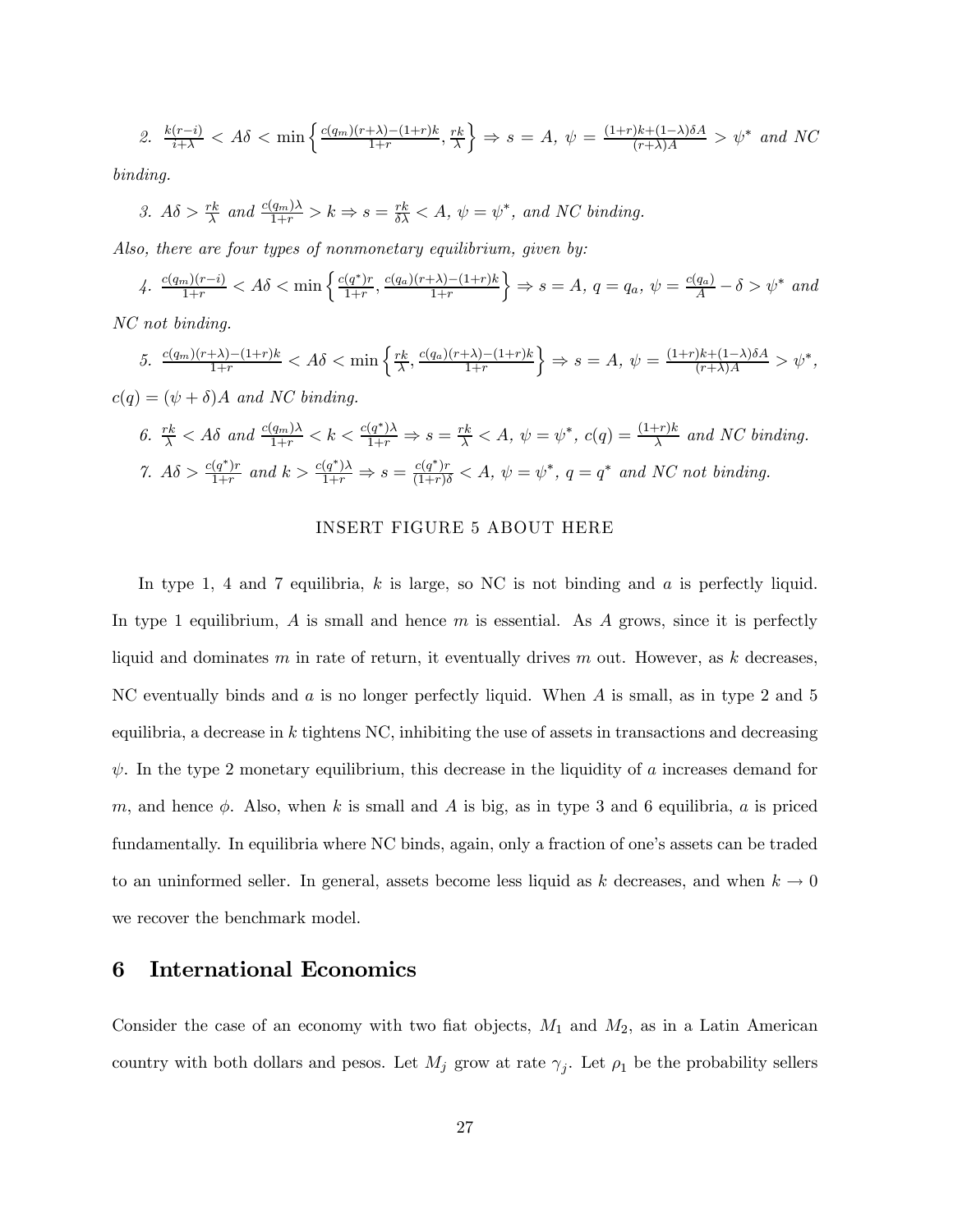2. $\frac{k(r-i)}{i+\lambda} < A\delta < \min\left\{\frac{c(q_m)(r+\lambda)-(1+r)k}{1+r}, \frac{rk}{\lambda}\right\} \Rightarrow s = A$, $\psi = \frac{(1+r)k+(1-\lambda)\delta A}{(r+\lambda)A} > \psi^*$ *and NC binding.*

3. $A\delta > \frac{rk}{\lambda}$ *and* $\frac{c(q_m)\lambda}{1+r} > k \Rightarrow s = \frac{rk}{\delta\lambda} < A$, $\psi = \psi^*$, *and NC binding.*

*Also, there are four types of nonmonetary equilibrium, given by:*

4. $\frac{c(q_m)(r-i)}{1+r} < A\delta < \min\left\{\frac{c(q^*)r}{1+r}, \frac{c(q_a)(r+\lambda)-(1+r)k}{1+r}\right\} \Rightarrow s = A$, $q = q_a$, $\psi = \frac{c(q_a)}{A} - \delta > \psi^*$ *and NC not binding.*

5. $\frac{c(q_m)(r+\lambda)-(1+r)k}{1+r} < A\delta < \min\left\{\frac{rk}{\lambda}, \frac{c(q_a)(r+\lambda)-(1+r)k}{1+r}\right\} \Rightarrow s = A$, $\psi = \frac{(1+r)k+(1-\lambda)\delta A}{(r+\lambda)A} > \psi^*$, $c(q) = (\psi + \delta)A$ *and NC binding.*

6. $\frac{rk}{\lambda} < A\delta$ *and* $\frac{c(q_m)\lambda}{1+r} < k < \frac{c(q^*)\lambda}{1+r} \Rightarrow s = \frac{rk}{\lambda} < A$, $\psi = \psi^*$, $c(q) = \frac{(1+r)k}{\lambda}$ *and NC binding.*

7. $A\delta > \frac{c(q^*)r}{1+r}$ *and* $k > \frac{c(q^*)\lambda}{1+r} \Rightarrow s = \frac{c(q^*)r}{(1+r)\delta} < A$, $\psi = \psi^*$, $q = q^*$ *and NC not binding.*

INSERT FIGURE 5 ABOUT HERE

In type 1, 4 and 7 equilibria, $k$ is large, so NC is not binding and $a$ is perfectly liquid. In type 1 equilibrium, $A$ is small and hence $m$ is essential. As $A$ grows, since it is perfectly liquid and dominates $m$ in rate of return, it eventually drives $m$ out. However, as $k$ decreases, NC eventually binds and $a$ is no longer perfectly liquid. When $A$ is small, as in type 2 and 5 equilibria, a decrease in $k$ tightens NC, inhibiting the use of assets in transactions and decreasing $\psi$. In the type 2 monetary equilibrium, this decrease in the liquidity of $a$ increases demand for $m$, and hence $\phi$. Also, when $k$ is small and $A$ is big, as in type 3 and 6 equilibria, $a$ is priced fundamentally. In equilibria where NC binds, again, only a fraction of one's assets can be traded to an uninformed seller. In general, assets become less liquid as $k$ decreases, and when $k \to 0$ we recover the benchmark model.

# 6 International Economics

Consider the case of an economy with two fiat objects, $M_1$ and $M_2$, as in a Latin American country with both dollars and pesos. Let $M_j$ grow at rate $\gamma_j$. Let $\rho_1$ be the probability sellers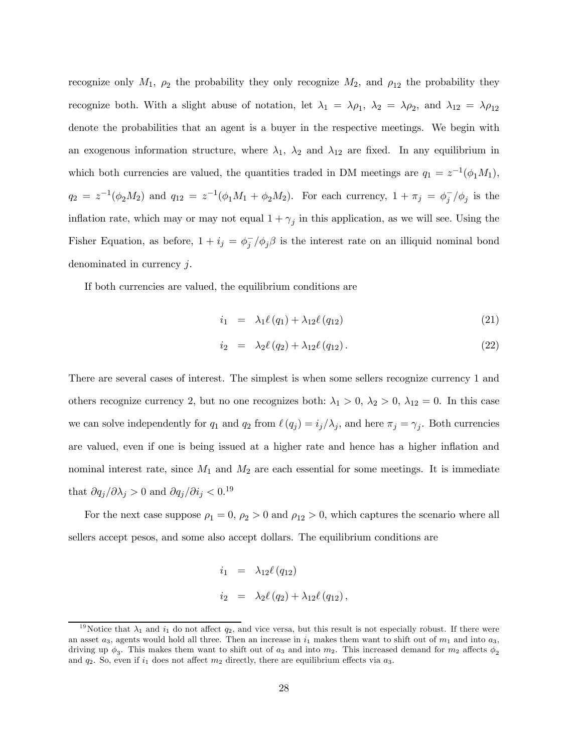recognize only $M_1$, $\rho_2$ the probability they only recognize $M_2$, and $\rho_{12}$ the probability they recognize both. With a slight abuse of notation, let $\lambda_1 = \lambda\rho_1$, $\lambda_2 = \lambda\rho_2$, and $\lambda_{12} = \lambda\rho_{12}$ denote the probabilities that an agent is a buyer in the respective meetings. We begin with an exogenous information structure, where $\lambda_1$, $\lambda_2$ and $\lambda_{12}$ are fixed. In any equilibrium in which both currencies are valued, the quantities traded in DM meetings are $q_1 = z^{-1}(\phi_1 M_1)$, $q_2 = z^{-1}(\phi_2 M_2)$ and $q_{12} = z^{-1}(\phi_1 M_1 + \phi_2 M_2)$. For each currency, $1 + \pi_j = \phi_j^-/\phi_j$ is the inflation rate, which may or may not equal $1 + \gamma_j$ in this application, as we will see. Using the Fisher Equation, as before, $1 + i_j = \phi_j^-/\phi_j\beta$ is the interest rate on an illiquid nominal bond denominated in currency $j$.

If both currencies are valued, the equilibrium conditions are

$$i_1 = \lambda_1 \ell(q_1) + \lambda_{12}\ell(q_{12}) \tag{21}$$

$$i_2 = \lambda_2 \ell(q_2) + \lambda_{12}\ell(q_{12}). \tag{22}$$

There are several cases of interest. The simplest is when some sellers recognize currency 1 and others recognize currency 2, but no one recognizes both: $\lambda_1 > 0$, $\lambda_2 > 0$, $\lambda_{12} = 0$. In this case we can solve independently for $q_1$ and $q_2$ from $\ell(q_j) = i_j/\lambda_j$, and here $\pi_j = \gamma_j$. Both currencies are valued, even if one is being issued at a higher rate and hence has a higher inflation and nominal interest rate, since $M_1$ and $M_2$ are each essential for some meetings. It is immediate that $\partial q_j/\partial \lambda_j > 0$ and $\partial q_j/\partial i_j < 0$.[19]

For the next case suppose $\rho_1 = 0$, $\rho_2 > 0$ and $\rho_{12} > 0$, which captures the scenario where all sellers accept pesos, and some also accept dollars. The equilibrium conditions are

$$i_1 = \lambda_{12}\ell(q_{12})$$

$$i_2 = \lambda_2 \ell(q_2) + \lambda_{12}\ell(q_{12}),$$

[19] Notice that $\lambda_1$ and $i_1$ do not affect $q_2$, and vice versa, but this result is not especially robust. If there were an asset $a_3$, agents would hold all three. Then an increase in $i_1$ makes them want to shift out of $m_1$ and into $a_3$, driving up $\phi_3$. This makes them want to shift out of $a_3$ and into $m_2$. This increased demand for $m_2$ affects $\phi_2$ and $q_2$. So, even if $i_1$ does not affect $m_2$ directly, there are equilibrium effects via $a_3$.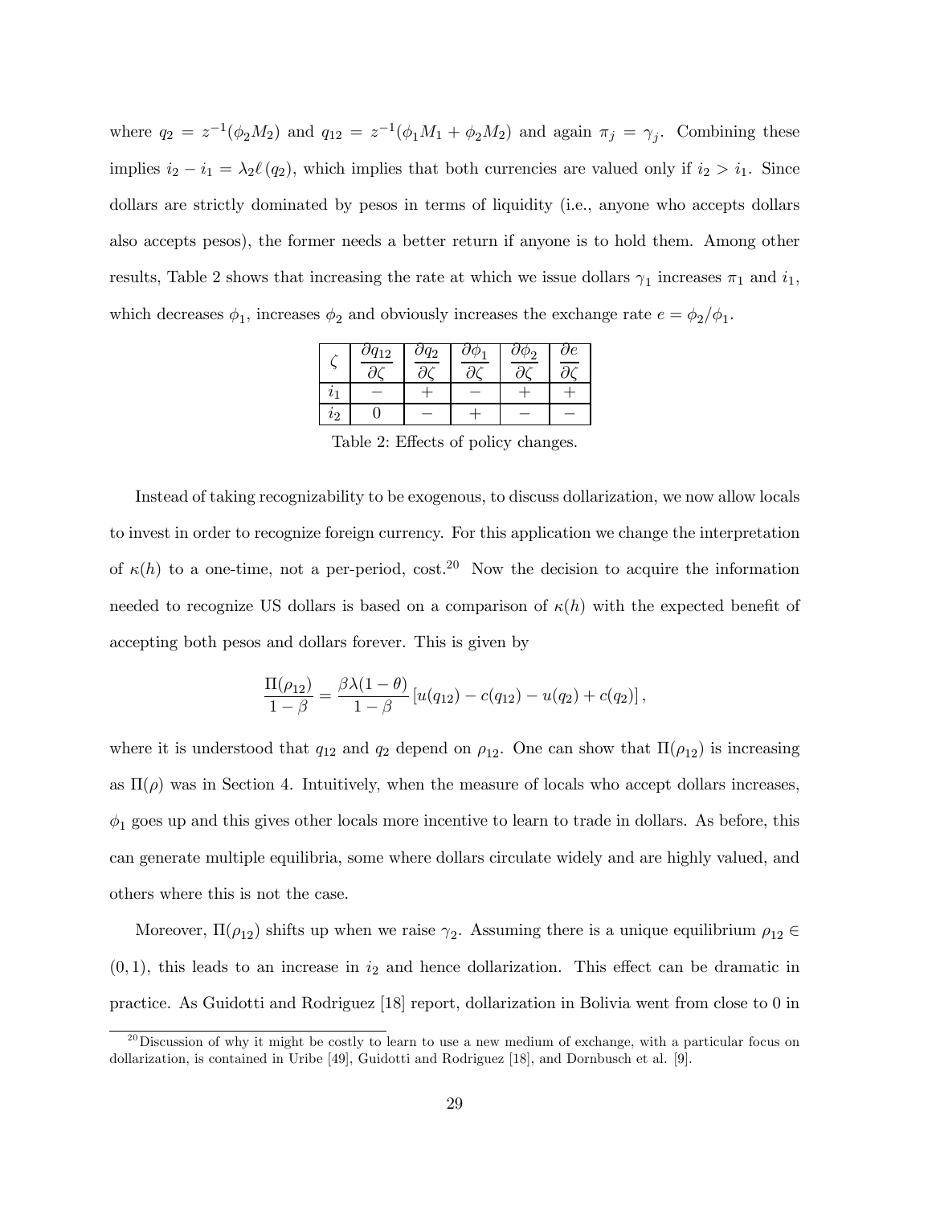where $q_2 = z^{-1}(\phi_2 M_2)$ and $q_{12} = z^{-1}(\phi_1 M_1 + \phi_2 M_2)$ and again $\pi_j = \gamma_j$. Combining these implies $i_2 - i_1 = \lambda_2 \ell(q_2)$, which implies that both currencies are valued only if $i_2 > i_1$. Since dollars are strictly dominated by pesos in terms of liquidity (i.e., anyone who accepts dollars also accepts pesos), the former needs a better return if anyone is to hold them. Among other results, Table 2 shows that increasing the rate at which we issue dollars $\gamma_1$ increases $\pi_1$ and $i_1$, which decreases $\phi_1$, increases $\phi_2$ and obviously increases the exchange rate $e = \phi_2/\phi_1$.

| $\zeta$ | $\frac{\partial q_{12}}{\partial \zeta}$ | $\frac{\partial q_2}{\partial \zeta}$ | $\frac{\partial \phi_1}{\partial \zeta}$ | $\frac{\partial \phi_2}{\partial \zeta}$ | $\frac{\partial e}{\partial \zeta}$ |
|---|---|---|---|---|---|
| $i_1$ | $-$ | $+$ | $-$ | $+$ | $+$ |
| $i_2$ | 0 | $-$ | $+$ | $-$ | $-$ |

Table 2: Effects of policy changes.

Instead of taking recognizability to be exogenous, to discuss dollarization, we now allow locals to invest in order to recognize foreign currency. For this application we change the interpretation of $\kappa(h)$ to a one-time, not a per-period, cost.[20] Now the decision to acquire the information needed to recognize US dollars is based on a comparison of $\kappa(h)$ with the expected benefit of accepting both pesos and dollars forever. This is given by

$$\frac{\Pi(\rho_{12})}{1-\beta} = \frac{\beta\lambda(1-\theta)}{1-\beta}\left[u(q_{12}) - c(q_{12}) - u(q_2) + c(q_2)\right],$$

where it is understood that $q_{12}$ and $q_2$ depend on $\rho_{12}$. One can show that $\Pi(\rho_{12})$ is increasing as $\Pi(\rho)$ was in Section 4. Intuitively, when the measure of locals who accept dollars increases, $\phi_1$ goes up and this gives other locals more incentive to learn to trade in dollars. As before, this can generate multiple equilibria, some where dollars circulate widely and are highly valued, and others where this is not the case.

Moreover, $\Pi(\rho_{12})$ shifts up when we raise $\gamma_2$. Assuming there is a unique equilibrium $\rho_{12} \in (0, 1)$, this leads to an increase in $i_2$ and hence dollarization. This effect can be dramatic in practice. As Guidotti and Rodriguez [18] report, dollarization in Bolivia went from close to 0 in

[20] Discussion of why it might be costly to learn to use a new medium of exchange, with a particular focus on dollarization, is contained in Uribe [49], Guidotti and Rodriguez [18], and Dornbusch et al. [9].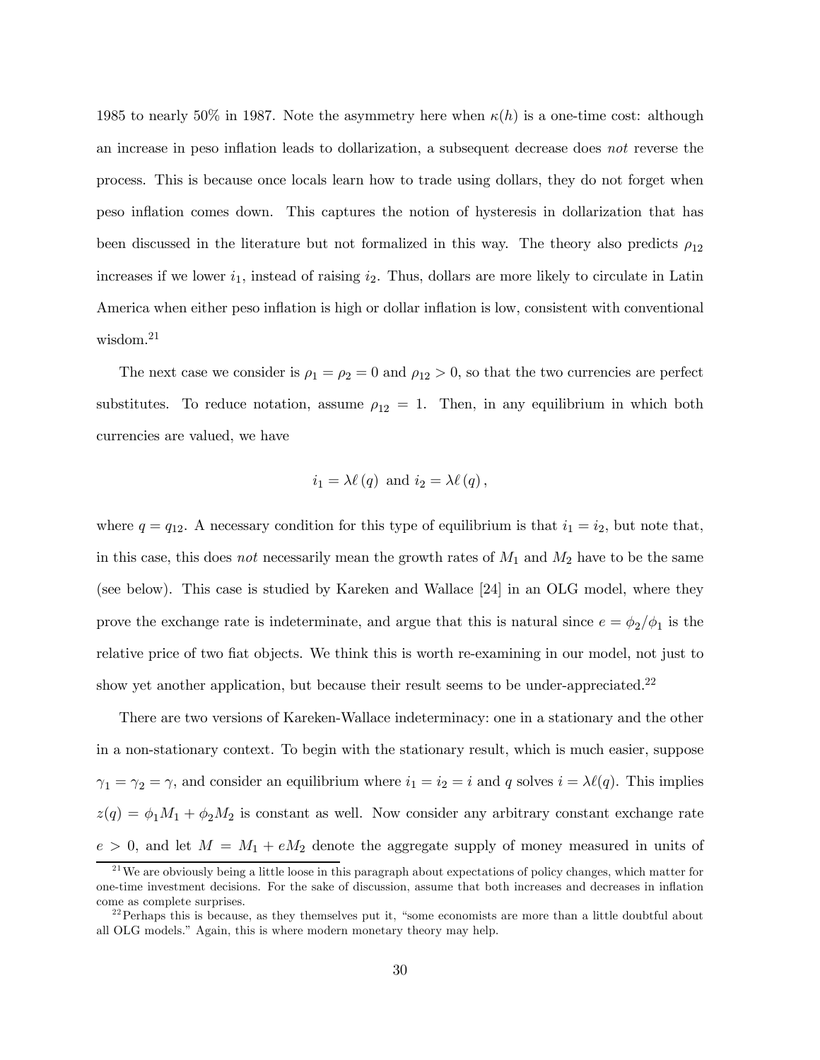1985 to nearly 50% in 1987. Note the asymmetry here when $\kappa(h)$ is a one-time cost: although an increase in peso inflation leads to dollarization, a subsequent decrease does *not* reverse the process. This is because once locals learn how to trade using dollars, they do not forget when peso inflation comes down. This captures the notion of hysteresis in dollarization that has been discussed in the literature but not formalized in this way. The theory also predicts $\rho_{12}$ increases if we lower $i_1$, instead of raising $i_2$. Thus, dollars are more likely to circulate in Latin America when either peso inflation is high or dollar inflation is low, consistent with conventional wisdom.[21]

The next case we consider is $\rho_1 = \rho_2 = 0$ and $\rho_{12} > 0$, so that the two currencies are perfect substitutes. To reduce notation, assume $\rho_{12} = 1$. Then, in any equilibrium in which both currencies are valued, we have

$$i_1 = \lambda \ell(q) \text{ and } i_2 = \lambda \ell(q),$$

where $q = q_{12}$. A necessary condition for this type of equilibrium is that $i_1 = i_2$, but note that, in this case, this does *not* necessarily mean the growth rates of $M_1$ and $M_2$ have to be the same (see below). This case is studied by Kareken and Wallace [24] in an OLG model, where they prove the exchange rate is indeterminate, and argue that this is natural since $e = \phi_2/\phi_1$ is the relative price of two fiat objects. We think this is worth re-examining in our model, not just to show yet another application, but because their result seems to be under-appreciated.[22]

There are two versions of Kareken-Wallace indeterminacy: one in a stationary and the other in a non-stationary context. To begin with the stationary result, which is much easier, suppose $\gamma_1 = \gamma_2 = \gamma$, and consider an equilibrium where $i_1 = i_2 = i$ and $q$ solves $i = \lambda \ell(q)$. This implies $z(q) = \phi_1 M_1 + \phi_2 M_2$ is constant as well. Now consider any arbitrary constant exchange rate $e > 0$, and let $M = M_1 + eM_2$ denote the aggregate supply of money measured in units of

[21] We are obviously being a little loose in this paragraph about expectations of policy changes, which matter for one-time investment decisions. For the sake of discussion, assume that both increases and decreases in inflation come as complete surprises.

[22] Perhaps this is because, as they themselves put it, "some economists are more than a little doubtful about all OLG models." Again, this is where modern monetary theory may help.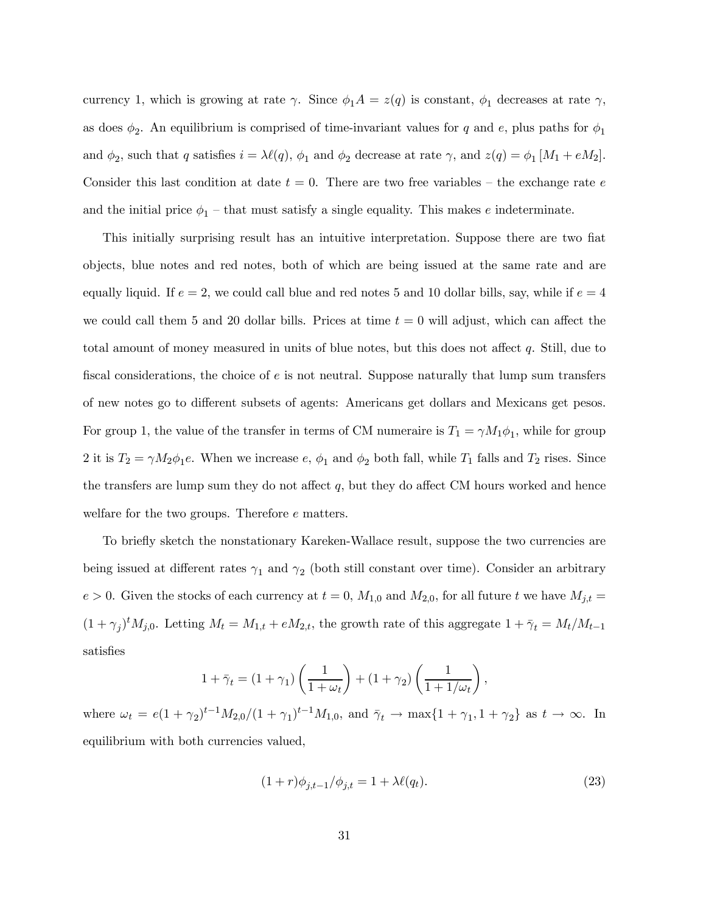currency 1, which is growing at rate $\gamma$. Since $\phi_1 A = z(q)$ is constant, $\phi_1$ decreases at rate $\gamma$, as does $\phi_2$. An equilibrium is comprised of time-invariant values for $q$ and $e$, plus paths for $\phi_1$ and $\phi_2$, such that $q$ satisfies $i = \lambda \ell(q)$, $\phi_1$ and $\phi_2$ decrease at rate $\gamma$, and $z(q) = \phi_1 [M_1 + eM_2]$. Consider this last condition at date $t = 0$. There are two free variables – the exchange rate $e$ and the initial price $\phi_1$ – that must satisfy a single equality. This makes $e$ indeterminate.

This initially surprising result has an intuitive interpretation. Suppose there are two fiat objects, blue notes and red notes, both of which are being issued at the same rate and are equally liquid. If $e = 2$, we could call blue and red notes 5 and 10 dollar bills, say, while if $e = 4$ we could call them 5 and 20 dollar bills. Prices at time $t = 0$ will adjust, which can affect the total amount of money measured in units of blue notes, but this does not affect $q$. Still, due to fiscal considerations, the choice of $e$ is not neutral. Suppose naturally that lump sum transfers of new notes go to different subsets of agents: Americans get dollars and Mexicans get pesos. For group 1, the value of the transfer in terms of CM numeraire is $T_1 = \gamma M_1 \phi_1$, while for group 2 it is $T_2 = \gamma M_2 \phi_1 e$. When we increase $e$, $\phi_1$ and $\phi_2$ both fall, while $T_1$ falls and $T_2$ rises. Since the transfers are lump sum they do not affect $q$, but they do affect CM hours worked and hence welfare for the two groups. Therefore $e$ matters.

To briefly sketch the nonstationary Kareken-Wallace result, suppose the two currencies are being issued at different rates $\gamma_1$ and $\gamma_2$ (both still constant over time). Consider an arbitrary $e > 0$. Given the stocks of each currency at $t = 0$, $M_{1,0}$ and $M_{2,0}$, for all future $t$ we have $M_{j,t} = (1 + \gamma_j)^t M_{j,0}$. Letting $M_t = M_{1,t} + eM_{2,t}$, the growth rate of this aggregate $1 + \bar{\gamma}_t = M_t / M_{t-1}$ satisfies

$$1 + \bar{\gamma}_t = (1 + \gamma_1) \left( \frac{1}{1 + \omega_t} \right) + (1 + \gamma_2) \left( \frac{1}{1 + 1/\omega_t} \right),$$

where $\omega_t = e(1 + \gamma_2)^{t-1} M_{2,0} / (1 + \gamma_1)^{t-1} M_{1,0}$, and $\bar{\gamma}_t \to \max\{1 + \gamma_1, 1 + \gamma_2\}$ as $t \to \infty$. In equilibrium with both currencies valued,

$$(1 + r)\phi_{j,t-1} / \phi_{j,t} = 1 + \lambda \ell(q_t). \tag{23}$$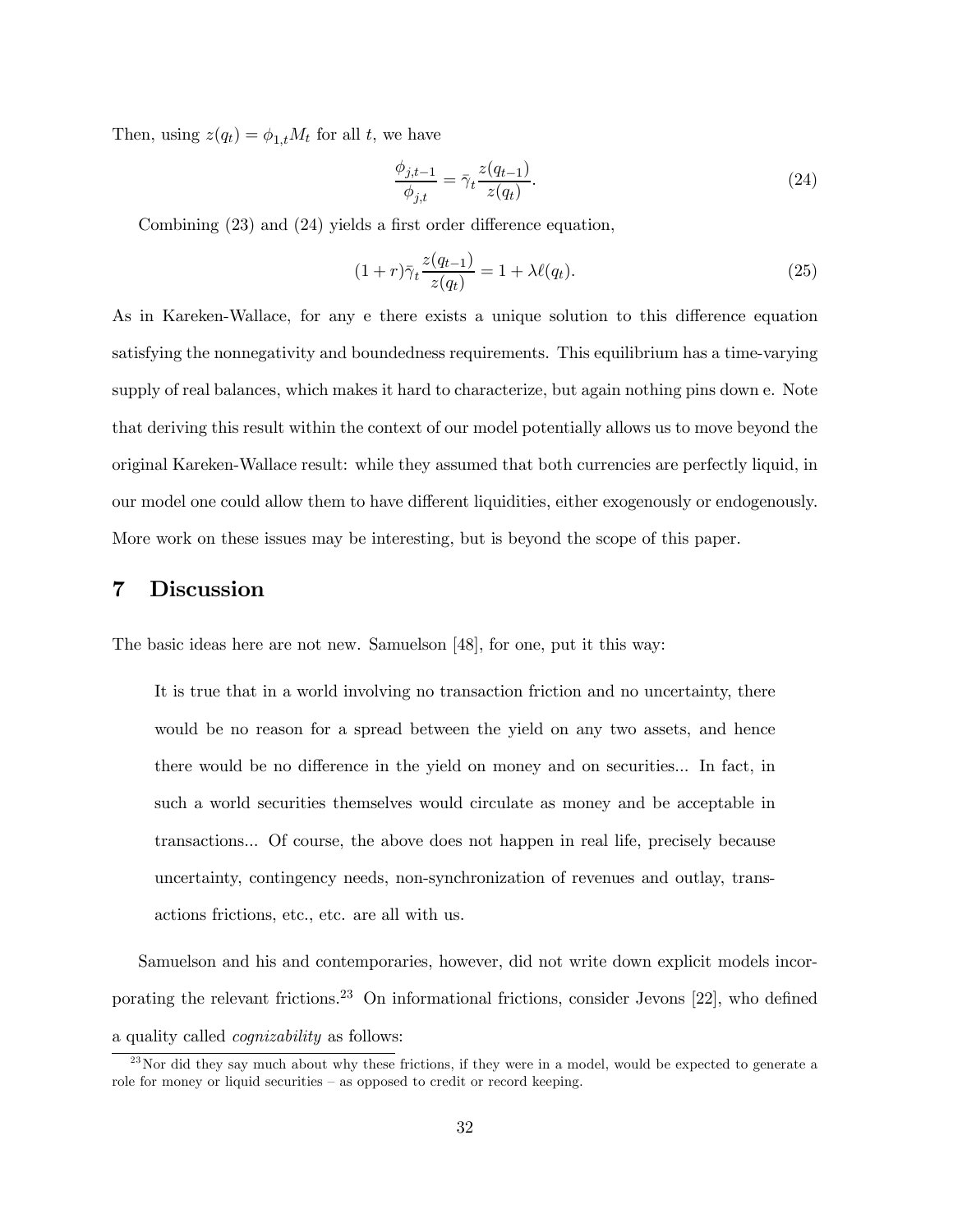Then, using $z(q_t) = \phi_{1,t} M_t$ for all $t$, we have

$$\frac{\phi_{j,t-1}}{\phi_{j,t}} = \bar{\gamma}_t \frac{z(q_{t-1})}{z(q_t)}. \tag{24}$$

Combining (23) and (24) yields a first order difference equation,

$$(1+r)\bar{\gamma}_t \frac{z(q_{t-1})}{z(q_t)} = 1 + \lambda \ell(q_t). \tag{25}$$

As in Kareken-Wallace, for any e there exists a unique solution to this difference equation satisfying the nonnegativity and boundedness requirements. This equilibrium has a time-varying supply of real balances, which makes it hard to characterize, but again nothing pins down e. Note that deriving this result within the context of our model potentially allows us to move beyond the original Kareken-Wallace result: while they assumed that both currencies are perfectly liquid, in our model one could allow them to have different liquidities, either exogenously or endogenously. More work on these issues may be interesting, but is beyond the scope of this paper.

# 7 Discussion

The basic ideas here are not new. Samuelson [48], for one, put it this way:

> It is true that in a world involving no transaction friction and no uncertainty, there would be no reason for a spread between the yield on any two assets, and hence there would be no difference in the yield on money and on securities... In fact, in such a world securities themselves would circulate as money and be acceptable in transactions... Of course, the above does not happen in real life, precisely because uncertainty, contingency needs, non-synchronization of revenues and outlay, transactions frictions, etc., etc. are all with us.

Samuelson and his and contemporaries, however, did not write down explicit models incorporating the relevant frictions.[23] On informational frictions, consider Jevons [22], who defined a quality called *cognizability* as follows:

[23] Nor did they say much about why these frictions, if they were in a model, would be expected to generate a role for money or liquid securities – as opposed to credit or record keeping.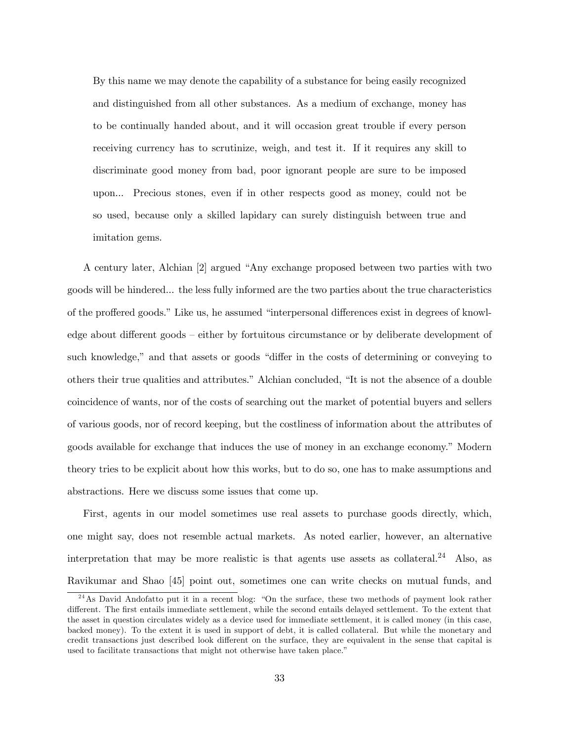> By this name we may denote the capability of a substance for being easily recognized and distinguished from all other substances. As a medium of exchange, money has to be continually handed about, and it will occasion great trouble if every person receiving currency has to scrutinize, weigh, and test it. If it requires any skill to discriminate good money from bad, poor ignorant people are sure to be imposed upon... Precious stones, even if in other respects good as money, could not be so used, because only a skilled lapidary can surely distinguish between true and imitation gems.

A century later, Alchian [2] argued "Any exchange proposed between two parties with two goods will be hindered... the less fully informed are the two parties about the true characteristics of the proffered goods." Like us, he assumed "interpersonal differences exist in degrees of knowledge about different goods – either by fortuitous circumstance or by deliberate development of such knowledge," and that assets or goods "differ in the costs of determining or conveying to others their true qualities and attributes." Alchian concluded, "It is not the absence of a double coincidence of wants, nor of the costs of searching out the market of potential buyers and sellers of various goods, nor of record keeping, but the costliness of information about the attributes of goods available for exchange that induces the use of money in an exchange economy." Modern theory tries to be explicit about how this works, but to do so, one has to make assumptions and abstractions. Here we discuss some issues that come up.

First, agents in our model sometimes use real assets to purchase goods directly, which, one might say, does not resemble actual markets. As noted earlier, however, an alternative interpretation that may be more realistic is that agents use assets as collateral.[24] Also, as Ravikumar and Shao [45] point out, sometimes one can write checks on mutual funds, and

[24] As David Andofatto put it in a recent blog: "On the surface, these two methods of payment look rather different. The first entails immediate settlement, while the second entails delayed settlement. To the extent that the asset in question circulates widely as a device used for immediate settlement, it is called money (in this case, backed money). To the extent it is used in support of debt, it is called collateral. But while the monetary and credit transactions just described look different on the surface, they are equivalent in the sense that capital is used to facilitate transactions that might not otherwise have taken place."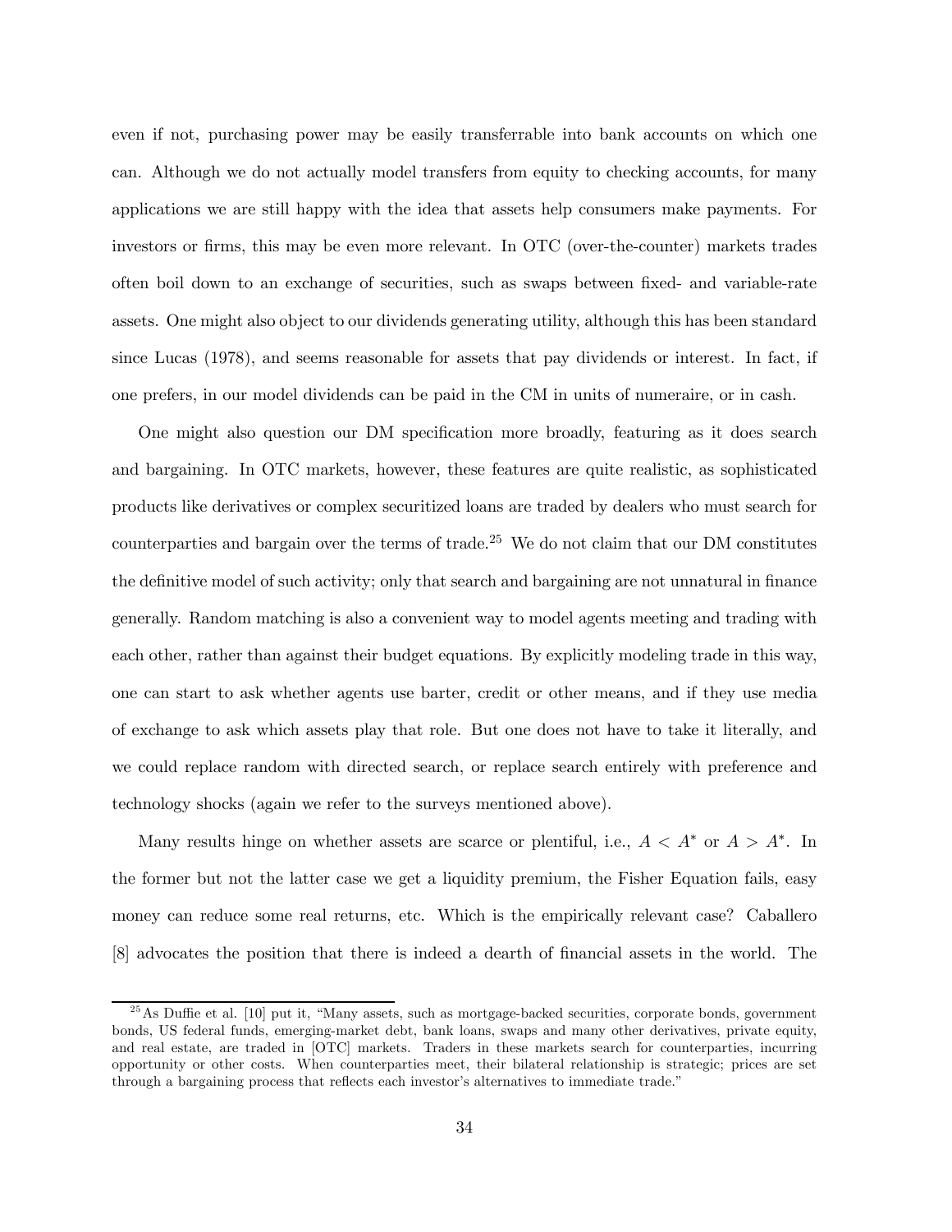even if not, purchasing power may be easily transferrable into bank accounts on which one can. Although we do not actually model transfers from equity to checking accounts, for many applications we are still happy with the idea that assets help consumers make payments. For investors or firms, this may be even more relevant. In OTC (over-the-counter) markets trades often boil down to an exchange of securities, such as swaps between fixed- and variable-rate assets. One might also object to our dividends generating utility, although this has been standard since Lucas (1978), and seems reasonable for assets that pay dividends or interest. In fact, if one prefers, in our model dividends can be paid in the CM in units of numeraire, or in cash.

One might also question our DM specification more broadly, featuring as it does search and bargaining. In OTC markets, however, these features are quite realistic, as sophisticated products like derivatives or complex securitized loans are traded by dealers who must search for counterparties and bargain over the terms of trade.[25] We do not claim that our DM constitutes the definitive model of such activity; only that search and bargaining are not unnatural in finance generally. Random matching is also a convenient way to model agents meeting and trading with each other, rather than against their budget equations. By explicitly modeling trade in this way, one can start to ask whether agents use barter, credit or other means, and if they use media of exchange to ask which assets play that role. But one does not have to take it literally, and we could replace random with directed search, or replace search entirely with preference and technology shocks (again we refer to the surveys mentioned above).

Many results hinge on whether assets are scarce or plentiful, i.e., $A < A^*$ or $A > A^*$. In the former but not the latter case we get a liquidity premium, the Fisher Equation fails, easy money can reduce some real returns, etc. Which is the empirically relevant case? Caballero [8] advocates the position that there is indeed a dearth of financial assets in the world. The

[25] As Duffie et al. [10] put it, "Many assets, such as mortgage-backed securities, corporate bonds, government bonds, US federal funds, emerging-market debt, bank loans, swaps and many other derivatives, private equity, and real estate, are traded in [OTC] markets. Traders in these markets search for counterparties, incurring opportunity or other costs. When counterparties meet, their bilateral relationship is strategic; prices are set through a bargaining process that reflects each investor's alternatives to immediate trade."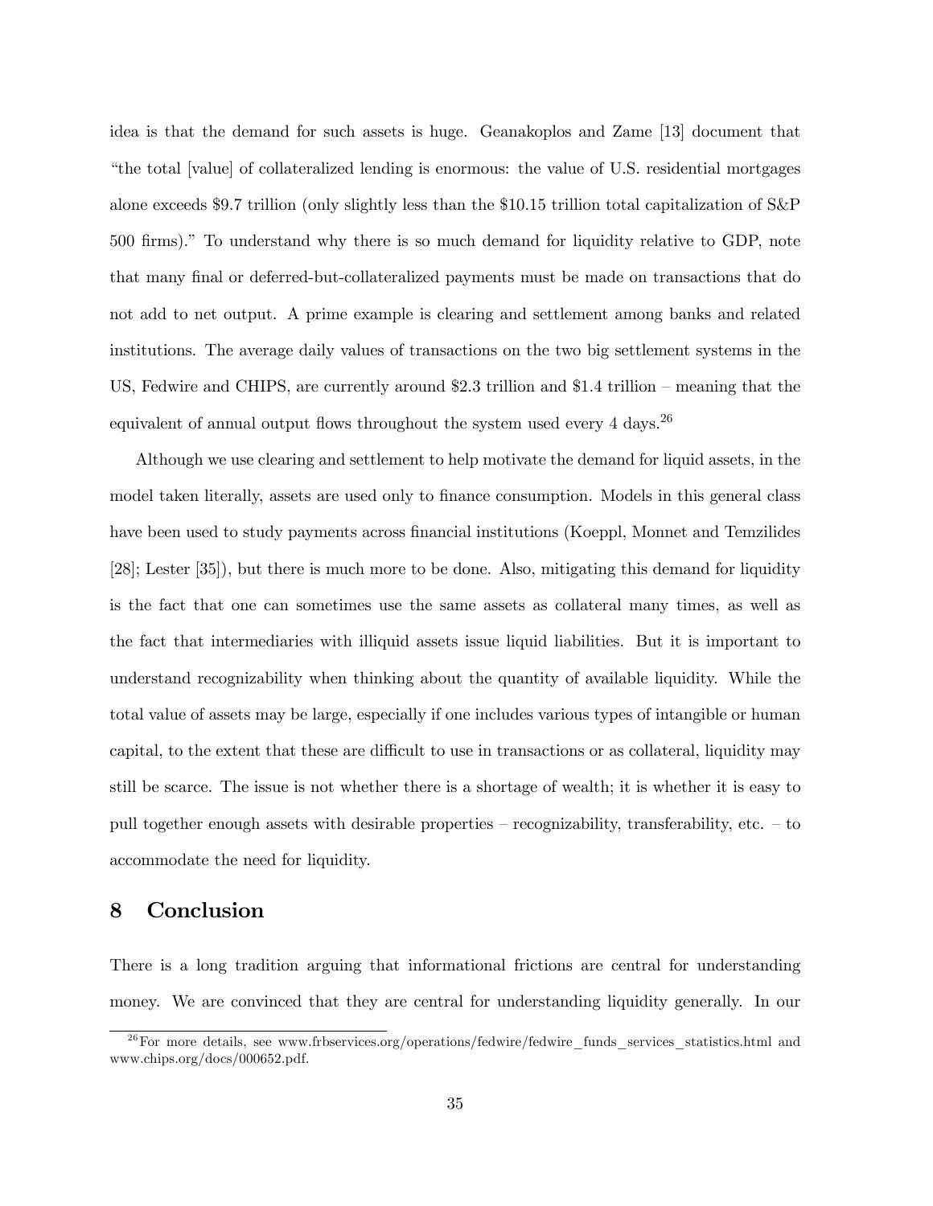idea is that the demand for such assets is huge. Geanakoplos and Zame [13] document that "the total [value] of collateralized lending is enormous: the value of U.S. residential mortgages alone exceeds $9.7 trillion (only slightly less than the $10.15 trillion total capitalization of S&P 500 firms)." To understand why there is so much demand for liquidity relative to GDP, note that many final or deferred-but-collateralized payments must be made on transactions that do not add to net output. A prime example is clearing and settlement among banks and related institutions. The average daily values of transactions on the two big settlement systems in the US, Fedwire and CHIPS, are currently around $2.3 trillion and $1.4 trillion – meaning that the equivalent of annual output flows throughout the system used every 4 days.[26]

Although we use clearing and settlement to help motivate the demand for liquid assets, in the model taken literally, assets are used only to finance consumption. Models in this general class have been used to study payments across financial institutions (Koeppl, Monnet and Temzilides [28]; Lester [35]), but there is much more to be done. Also, mitigating this demand for liquidity is the fact that one can sometimes use the same assets as collateral many times, as well as the fact that intermediaries with illiquid assets issue liquid liabilities. But it is important to understand recognizability when thinking about the quantity of available liquidity. While the total value of assets may be large, especially if one includes various types of intangible or human capital, to the extent that these are difficult to use in transactions or as collateral, liquidity may still be scarce. The issue is not whether there is a shortage of wealth; it is whether it is easy to pull together enough assets with desirable properties – recognizability, transferability, etc. – to accommodate the need for liquidity.

# 8 Conclusion

There is a long tradition arguing that informational frictions are central for understanding money. We are convinced that they are central for understanding liquidity generally. In our

[26] For more details, see www.frbservices.org/operations/fedwire/fedwire_funds_services_statistics.html and www.chips.org/docs/000652.pdf.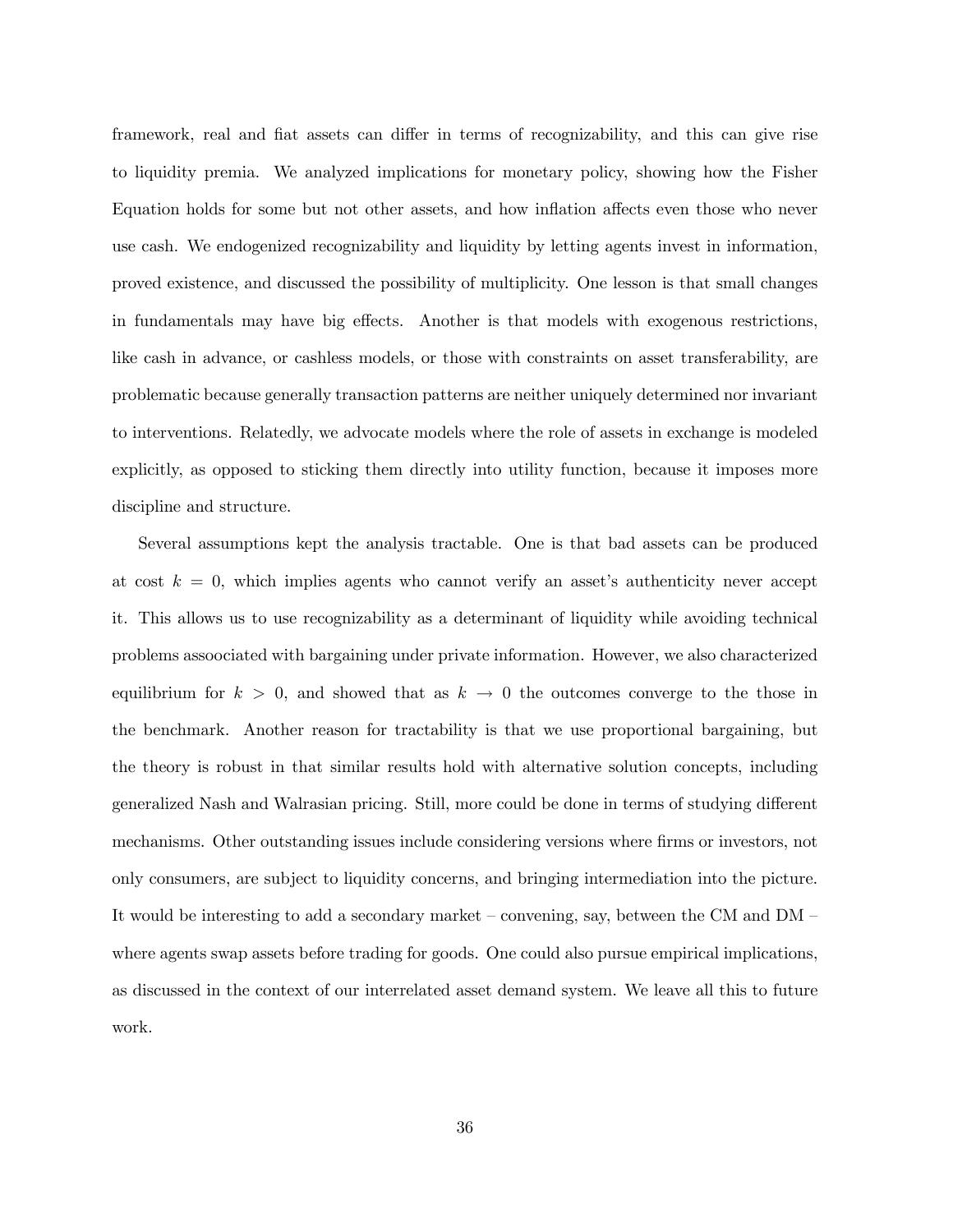framework, real and fiat assets can differ in terms of recognizability, and this can give rise to liquidity premia. We analyzed implications for monetary policy, showing how the Fisher Equation holds for some but not other assets, and how inflation affects even those who never use cash. We endogenized recognizability and liquidity by letting agents invest in information, proved existence, and discussed the possibility of multiplicity. One lesson is that small changes in fundamentals may have big effects. Another is that models with exogenous restrictions, like cash in advance, or cashless models, or those with constraints on asset transferability, are problematic because generally transaction patterns are neither uniquely determined nor invariant to interventions. Relatedly, we advocate models where the role of assets in exchange is modeled explicitly, as opposed to sticking them directly into utility function, because it imposes more discipline and structure.

Several assumptions kept the analysis tractable. One is that bad assets can be produced at cost $k = 0$, which implies agents who cannot verify an asset's authenticity never accept it. This allows us to use recognizability as a determinant of liquidity while avoiding technical problems assoociated with bargaining under private information. However, we also characterized equilibrium for $k > 0$, and showed that as $k \to 0$ the outcomes converge to the those in the benchmark. Another reason for tractability is that we use proportional bargaining, but the theory is robust in that similar results hold with alternative solution concepts, including generalized Nash and Walrasian pricing. Still, more could be done in terms of studying different mechanisms. Other outstanding issues include considering versions where firms or investors, not only consumers, are subject to liquidity concerns, and bringing intermediation into the picture. It would be interesting to add a secondary market – convening, say, between the CM and DM – where agents swap assets before trading for goods. One could also pursue empirical implications, as discussed in the context of our interrelated asset demand system. We leave all this to future work.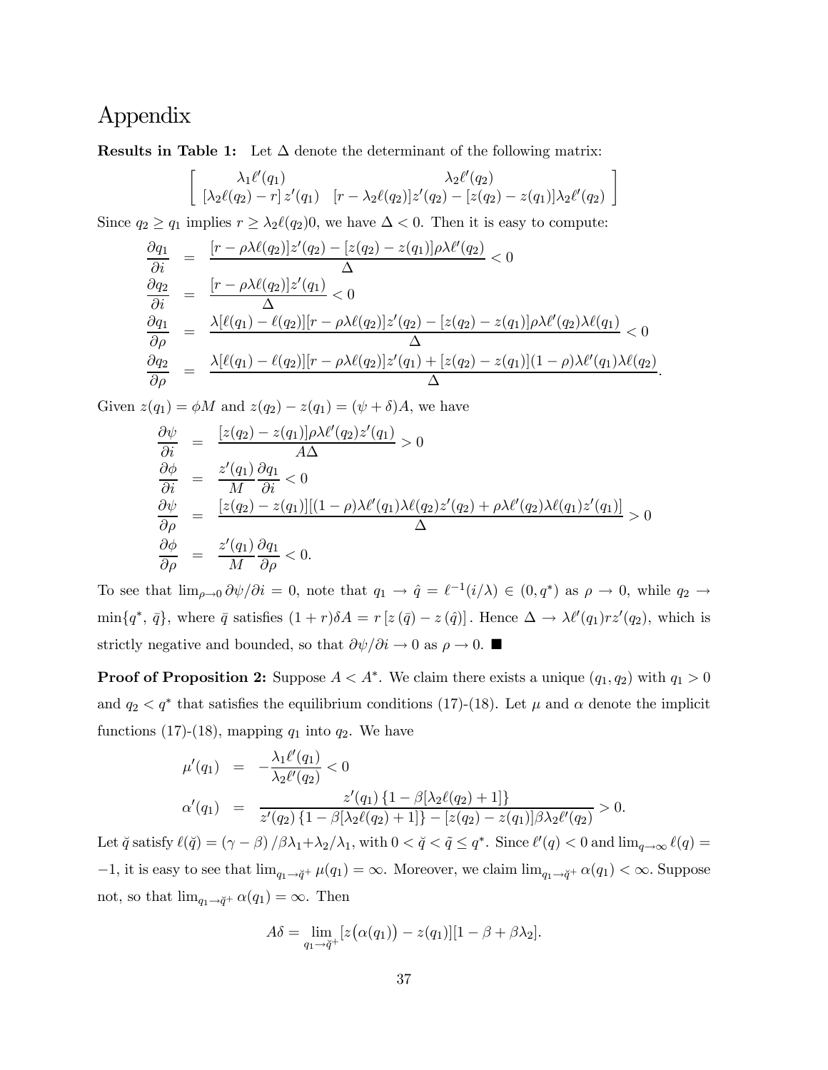# Appendix

**Results in Table 1:** Let $\Delta$ denote the determinant of the following matrix:

$$\begin{bmatrix} \lambda_1 \ell'(q_1) & \lambda_2 \ell'(q_2) \\ [\lambda_2 \ell(q_2) - r] \, z'(q_1) & [r - \lambda_2 \ell(q_2)] z'(q_2) - [z(q_2) - z(q_1)] \lambda_2 \ell'(q_2) \end{bmatrix}$$

Since $q_2 \geq q_1$ implies $r \geq \lambda_2 \ell(q_2) 0$, we have $\Delta < 0$. Then it is easy to compute:

$$\begin{aligned}
\frac{\partial q_1}{\partial i} &= \frac{[r - \rho\lambda\ell(q_2)]z'(q_2) - [z(q_2) - z(q_1)]\rho\lambda\ell'(q_2)}{\Delta} < 0 \\
\frac{\partial q_2}{\partial i} &= \frac{[r - \rho\lambda\ell(q_2)]z'(q_1)}{\Delta} < 0 \\
\frac{\partial q_1}{\partial \rho} &= \frac{\lambda[\ell(q_1) - \ell(q_2)][r - \rho\lambda\ell(q_2)]z'(q_2) - [z(q_2) - z(q_1)]\rho\lambda\ell'(q_2)\lambda\ell(q_1)}{\Delta} < 0 \\
\frac{\partial q_2}{\partial \rho} &= \frac{\lambda[\ell(q_1) - \ell(q_2)][r - \rho\lambda\ell(q_2)]z'(q_1) + [z(q_2) - z(q_1)](1-\rho)\lambda\ell'(q_1)\lambda\ell(q_2)}{\Delta}.
\end{aligned}$$

Given $z(q_1) = \phi M$ and $z(q_2) - z(q_1) = (\psi + \delta)A$, we have

$$\begin{aligned}
\frac{\partial \psi}{\partial i} &= \frac{[z(q_2) - z(q_1)]\rho\lambda\ell'(q_2)z'(q_1)}{A\Delta} > 0 \\
\frac{\partial \phi}{\partial i} &= \frac{z'(q_1)}{M}\frac{\partial q_1}{\partial i} < 0 \\
\frac{\partial \psi}{\partial \rho} &= \frac{[z(q_2) - z(q_1)][(1-\rho)\lambda\ell'(q_1)\lambda\ell(q_2)z'(q_2) + \rho\lambda\ell'(q_2)\lambda\ell(q_1)z'(q_1)]}{\Delta} > 0 \\
\frac{\partial \phi}{\partial \rho} &= \frac{z'(q_1)}{M}\frac{\partial q_1}{\partial \rho} < 0.
\end{aligned}$$

To see that $\lim_{\rho \to 0} \partial\psi/\partial i = 0$, note that $q_1 \to \hat{q} = \ell^{-1}(i/\lambda) \in (0, q^*)$ as $\rho \to 0$, while $q_2 \to \min\{q^*, \bar{q}\}$, where $\bar{q}$ satisfies $(1+r)\delta A = r\left[z(\bar{q}) - z(\hat{q})\right]$. Hence $\Delta \to \lambda\ell'(q_1) r z'(q_2)$, which is strictly negative and bounded, so that $\partial\psi/\partial i \to 0$ as $\rho \to 0$. ■

**Proof of Proposition 2:** Suppose $A < A^*$. We claim there exists a unique $(q_1, q_2)$ with $q_1 > 0$ and $q_2 < q^*$ that satisfies the equilibrium conditions (17)-(18). Let $\mu$ and $\alpha$ denote the implicit functions (17)-(18), mapping $q_1$ into $q_2$. We have

$$\begin{aligned}
\mu'(q_1) &= -\frac{\lambda_1 \ell'(q_1)}{\lambda_2 \ell'(q_2)} < 0 \\
\alpha'(q_1) &= \frac{z'(q_1)\left\{1 - \beta[\lambda_2 \ell(q_2) + 1]\right\}}{z'(q_2)\left\{1 - \beta[\lambda_2 \ell(q_2) + 1]\right\} - [z(q_2) - z(q_1)]\beta\lambda_2 \ell'(q_2)} > 0.
\end{aligned}$$

Let $\breve{q}$ satisfy $\ell(\breve{q}) = (\gamma - \beta)/\beta\lambda_1 + \lambda_2/\lambda_1$, with $0 < \breve{q} < \tilde{q} \leq q^*$. Since $\ell'(q) < 0$ and $\lim_{q \to \infty} \ell(q) = -1$, it is easy to see that $\lim_{q_1 \to \breve{q}^+} \mu(q_1) = \infty$. Moreover, we claim $\lim_{q_1 \to \breve{q}^+} \alpha(q_1) < \infty$. Suppose not, so that $\lim_{q_1 \to \breve{q}^+} \alpha(q_1) = \infty$. Then

$$A\delta = \lim_{q_1 \to \breve{q}^+} [z\big(\alpha(q_1)\big) - z(q_1)][1 - \beta + \beta\lambda_2].$$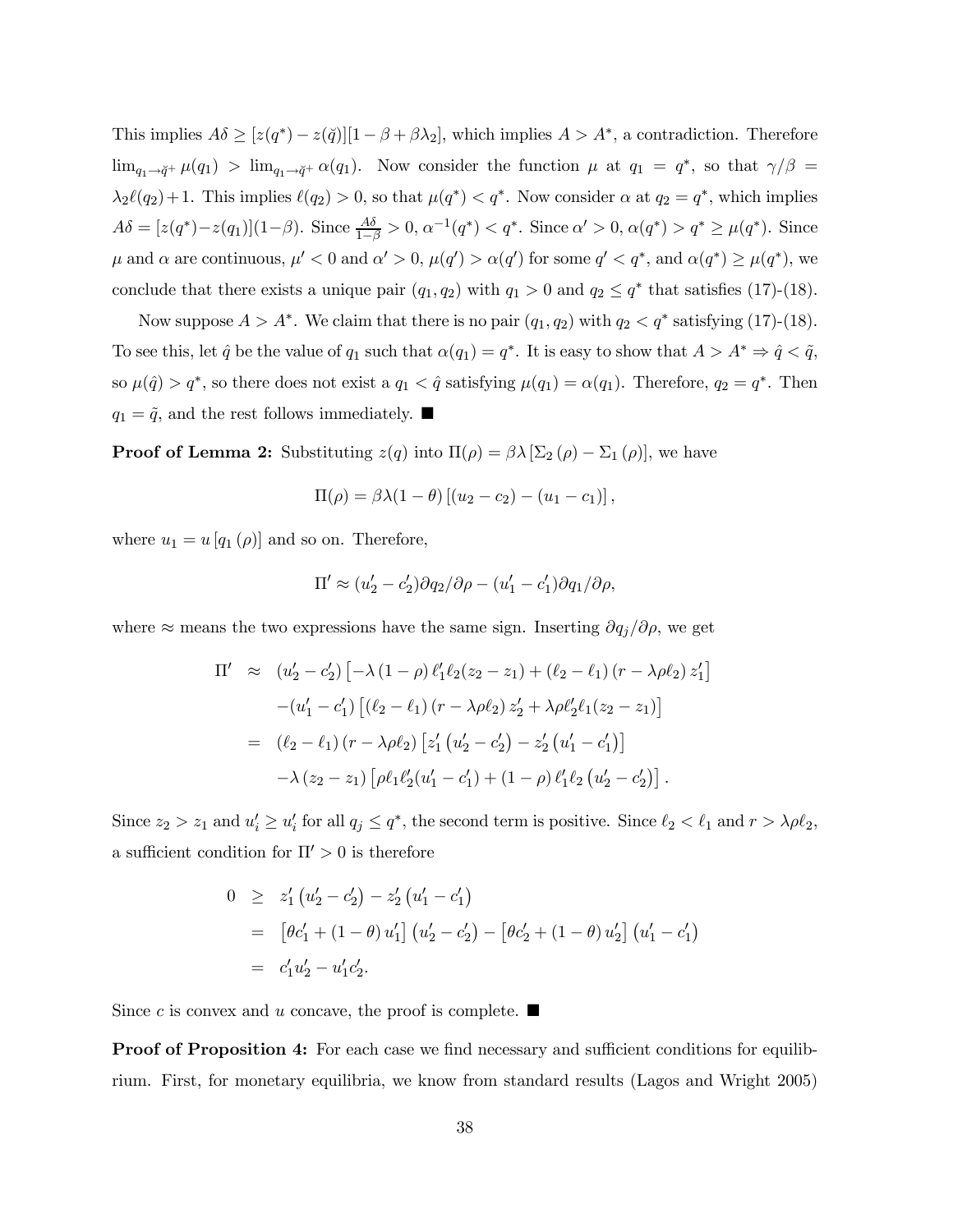This implies $A\delta \geq [z(q^*) - z(\check{q})][1 - \beta + \beta\lambda_2]$, which implies $A > A^*$, a contradiction. Therefore $\lim_{q_1 \to \check{q}^+} \mu(q_1) > \lim_{q_1 \to \check{q}^+} \alpha(q_1)$. Now consider the function $\mu$ at $q_1 = q^*$, so that $\gamma/\beta = \lambda_2 \ell(q_2) + 1$. This implies $\ell(q_2) > 0$, so that $\mu(q^*) < q^*$. Now consider $\alpha$ at $q_2 = q^*$, which implies $A\delta = [z(q^*) - z(q_1)](1-\beta)$. Since $\frac{A\delta}{1-\beta} > 0$, $\alpha^{-1}(q^*) < q^*$. Since $\alpha' > 0$, $\alpha(q^*) > q^* \geq \mu(q^*)$. Since $\mu$ and $\alpha$ are continuous, $\mu' < 0$ and $\alpha' > 0$, $\mu(q') > \alpha(q')$ for some $q' < q^*$, and $\alpha(q^*) \geq \mu(q^*)$, we conclude that there exists a unique pair $(q_1, q_2)$ with $q_1 > 0$ and $q_2 \leq q^*$ that satisfies (17)-(18).

Now suppose $A > A^*$. We claim that there is no pair $(q_1, q_2)$ with $q_2 < q^*$ satisfying (17)-(18). To see this, let $\hat{q}$ be the value of $q_1$ such that $\alpha(q_1) = q^*$. It is easy to show that $A > A^* \Rightarrow \hat{q} < \tilde{q}$, so $\mu(\hat{q}) > q^*$, so there does not exist a $q_1 < \hat{q}$ satisfying $\mu(q_1) = \alpha(q_1)$. Therefore, $q_2 = q^*$. Then $q_1 = \tilde{q}$, and the rest follows immediately. ■

**Proof of Lemma 2:** Substituting $z(q)$ into $\Pi(\rho) = \beta\lambda [\Sigma_2(\rho) - \Sigma_1(\rho)]$, we have

$$\Pi(\rho) = \beta\lambda(1-\theta)\left[(u_2 - c_2) - (u_1 - c_1)\right],$$

where $u_1 = u[q_1(\rho)]$ and so on. Therefore,

$$\Pi' \approx (u_2' - c_2')\partial q_2/\partial \rho - (u_1' - c_1')\partial q_1/\partial \rho,$$

where $\approx$ means the two expressions have the same sign. Inserting $\partial q_j/\partial \rho$, we get

$$\begin{aligned}
\Pi' &\approx (u_2' - c_2')\left[-\lambda(1-\rho)\ell_1'\ell_2(z_2 - z_1) + (\ell_2 - \ell_1)(r - \lambda\rho\ell_2) z_1'\right] \\
&\quad -(u_1' - c_1')\left[(\ell_2 - \ell_1)(r - \lambda\rho\ell_2) z_2' + \lambda\rho\ell_2'\ell_1(z_2 - z_1)\right] \\
&= (\ell_2 - \ell_1)(r - \lambda\rho\ell_2)\left[z_1'(u_2' - c_2') - z_2'(u_1' - c_1')\right] \\
&\quad -\lambda(z_2 - z_1)\left[\rho\ell_1\ell_2'(u_1' - c_1') + (1-\rho)\ell_1'\ell_2(u_2' - c_2')\right].
\end{aligned}$$

Since $z_2 > z_1$ and $u_i' \geq u_i'$ for all $q_j \leq q^*$, the second term is positive. Since $\ell_2 < \ell_1$ and $r > \lambda\rho\ell_2$, a sufficient condition for $\Pi' > 0$ is therefore

$$\begin{aligned}
0 &\geq z_1'(u_2' - c_2') - z_2'(u_1' - c_1') \\
&= \left[\theta c_1' + (1-\theta) u_1'\right](u_2' - c_2') - \left[\theta c_2' + (1-\theta) u_2'\right](u_1' - c_1') \\
&= c_1' u_2' - u_1' c_2'.
\end{aligned}$$

Since $c$ is convex and $u$ concave, the proof is complete. ■

**Proof of Proposition 4:** For each case we find necessary and sufficient conditions for equilibrium. First, for monetary equilibria, we know from standard results (Lagos and Wright 2005)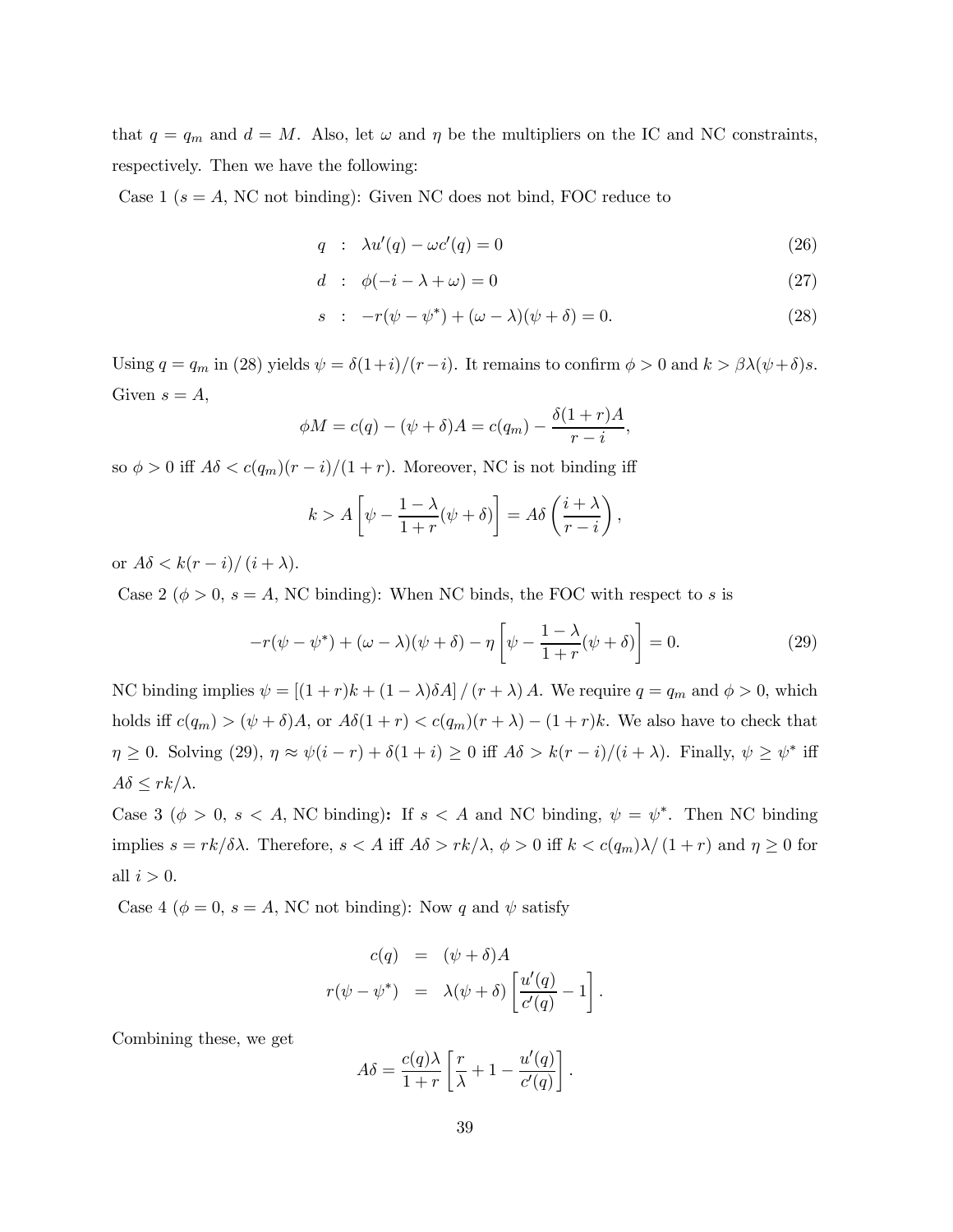that $q = q_m$ and $d = M$. Also, let $\omega$ and $\eta$ be the multipliers on the IC and NC constraints, respectively. Then we have the following:

Case 1 ($s = A$, NC not binding): Given NC does not bind, FOC reduce to

$$q \quad : \quad \lambda u'(q) - \omega c'(q) = 0 \tag{26}$$

$$d \quad : \quad \phi(-i - \lambda + \omega) = 0 \tag{27}$$

$$s \quad : \quad -r(\psi - \psi^*) + (\omega - \lambda)(\psi + \delta) = 0. \tag{28}$$

Using $q = q_m$ in (28) yields $\psi = \delta(1+i)/(r-i)$. It remains to confirm $\phi > 0$ and $k > \beta\lambda(\psi+\delta)s$. Given $s = A$,

$$\phi M = c(q) - (\psi + \delta)A = c(q_m) - \frac{\delta(1+r)A}{r-i},$$

so $\phi > 0$ iff $A\delta < c(q_m)(r-i)/(1+r)$. Moreover, NC is not binding iff

$$k > A\left[\psi - \frac{1-\lambda}{1+r}(\psi + \delta)\right] = A\delta\left(\frac{i+\lambda}{r-i}\right),$$

or $A\delta < k(r-i)/(i+\lambda)$.

Case 2 ($\phi > 0$, $s = A$, NC binding): When NC binds, the FOC with respect to $s$ is

$$-r(\psi - \psi^*) + (\omega - \lambda)(\psi + \delta) - \eta\left[\psi - \frac{1-\lambda}{1+r}(\psi + \delta)\right] = 0. \tag{29}$$

NC binding implies $\psi = \left[(1+r)k + (1-\lambda)\delta A\right]/(r+\lambda)A$. We require $q = q_m$ and $\phi > 0$, which holds iff $c(q_m) > (\psi + \delta)A$, or $A\delta(1+r) < c(q_m)(r+\lambda) - (1+r)k$. We also have to check that $\eta \geq 0$. Solving (29), $\eta \approx \psi(i-r) + \delta(1+i) \geq 0$ iff $A\delta > k(r-i)/(i+\lambda)$. Finally, $\psi \geq \psi^*$ iff $A\delta \leq rk/\lambda$.

Case 3 ($\phi > 0$, $s < A$, NC binding)**:** If $s < A$ and NC binding, $\psi = \psi^*$. Then NC binding implies $s = rk/\delta\lambda$. Therefore, $s < A$ iff $A\delta > rk/\lambda$, $\phi > 0$ iff $k < c(q_m)\lambda/(1+r)$ and $\eta \geq 0$ for all $i > 0$.

Case 4 ($\phi = 0$, $s = A$, NC not binding): Now $q$ and $\psi$ satisfy

$$\begin{aligned} c(q) &= (\psi + \delta)A \\ r(\psi - \psi^*) &= \lambda(\psi + \delta)\left[\frac{u'(q)}{c'(q)} - 1\right]. \end{aligned}$$

Combining these, we get

$$A\delta = \frac{c(q)\lambda}{1+r}\left[\frac{r}{\lambda} + 1 - \frac{u'(q)}{c'(q)}\right].$$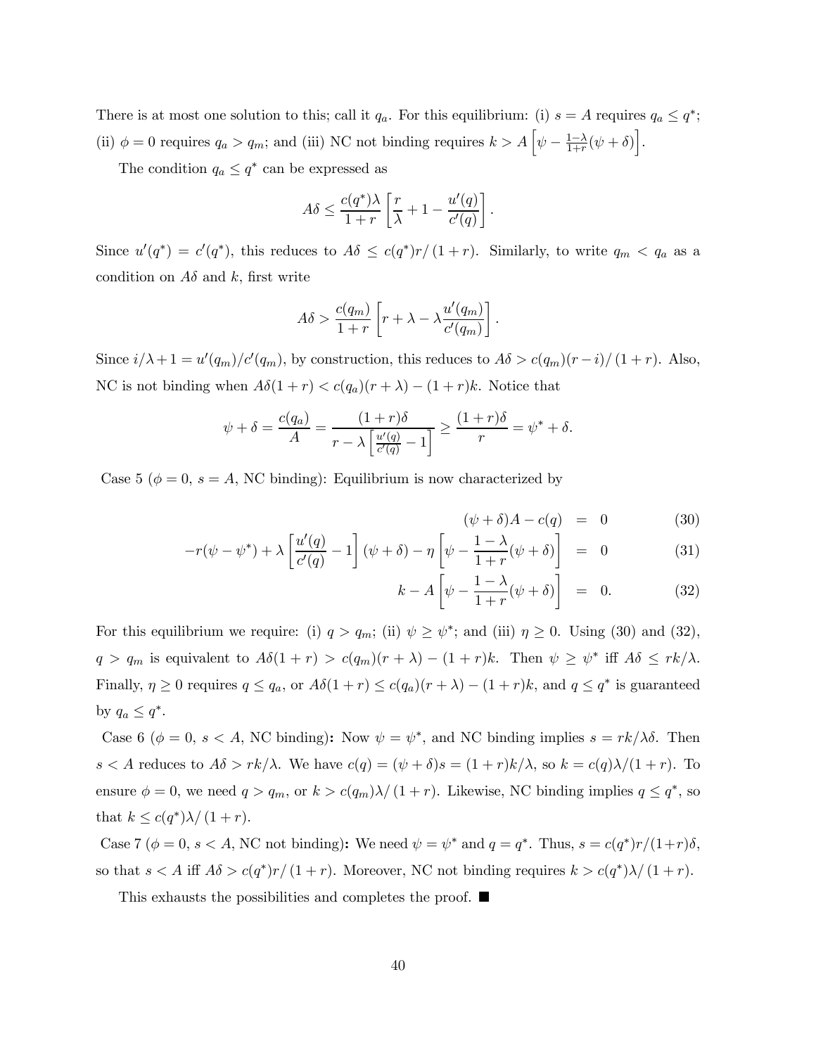There is at most one solution to this; call it $q_a$. For this equilibrium: (i) $s = A$ requires $q_a \le q^*$; (ii) $\phi = 0$ requires $q_a > q_m$; and (iii) NC not binding requires $k > A\left[\psi - \frac{1-\lambda}{1+r}(\psi+\delta)\right]$.

The condition $q_a \le q^*$ can be expressed as

$$A\delta \le \frac{c(q^*)\lambda}{1+r}\left[\frac{r}{\lambda} + 1 - \frac{u'(q)}{c'(q)}\right].$$

Since $u'(q^*) = c'(q^*)$, this reduces to $A\delta \le c(q^*)r/(1+r)$. Similarly, to write $q_m < q_a$ as a condition on $A\delta$ and $k$, first write

$$A\delta > \frac{c(q_m)}{1+r}\left[r + \lambda - \lambda\frac{u'(q_m)}{c'(q_m)}\right].$$

Since $i/\lambda + 1 = u'(q_m)/c'(q_m)$, by construction, this reduces to $A\delta > c(q_m)(r-i)/(1+r)$. Also, NC is not binding when $A\delta(1+r) < c(q_a)(r+\lambda) - (1+r)k$. Notice that

$$\psi + \delta = \frac{c(q_a)}{A} = \frac{(1+r)\delta}{r - \lambda\left[\frac{u'(q)}{c'(q)} - 1\right]} \ge \frac{(1+r)\delta}{r} = \psi^* + \delta.$$

Case 5 ($\phi = 0$, $s = A$, NC binding): Equilibrium is now characterized by

$$(\psi+\delta)A - c(q) = 0 \tag{30}$$

$$-r(\psi - \psi^*) + \lambda\left[\frac{u'(q)}{c'(q)} - 1\right](\psi+\delta) - \eta\left[\psi - \frac{1-\lambda}{1+r}(\psi+\delta)\right] = 0 \tag{31}$$

$$k - A\left[\psi - \frac{1-\lambda}{1+r}(\psi+\delta)\right] = 0. \tag{32}$$

For this equilibrium we require: (i) $q > q_m$; (ii) $\psi \ge \psi^*$; and (iii) $\eta \ge 0$. Using (30) and (32), $q > q_m$ is equivalent to $A\delta(1+r) > c(q_m)(r+\lambda) - (1+r)k$. Then $\psi \ge \psi^*$ iff $A\delta \le rk/\lambda$. Finally, $\eta \ge 0$ requires $q \le q_a$, or $A\delta(1+r) \le c(q_a)(r+\lambda) - (1+r)k$, and $q \le q^*$ is guaranteed by $q_a \le q^*$.

Case 6 ($\phi = 0$, $s < A$, NC binding)**:** Now $\psi = \psi^*$, and NC binding implies $s = rk/\lambda\delta$. Then $s < A$ reduces to $A\delta > rk/\lambda$. We have $c(q) = (\psi+\delta)s = (1+r)k/\lambda$, so $k = c(q)\lambda/(1+r)$. To ensure $\phi = 0$, we need $q > q_m$, or $k > c(q_m)\lambda/(1+r)$. Likewise, NC binding implies $q \le q^*$, so that $k \le c(q^*)\lambda/(1+r)$.

Case 7 ($\phi = 0$, $s < A$, NC not binding)**:** We need $\psi = \psi^*$ and $q = q^*$. Thus, $s = c(q^*)r/(1+r)\delta$, so that $s < A$ iff $A\delta > c(q^*)r/(1+r)$. Moreover, NC not binding requires $k > c(q^*)\lambda/(1+r)$.

This exhausts the possibilities and completes the proof. ■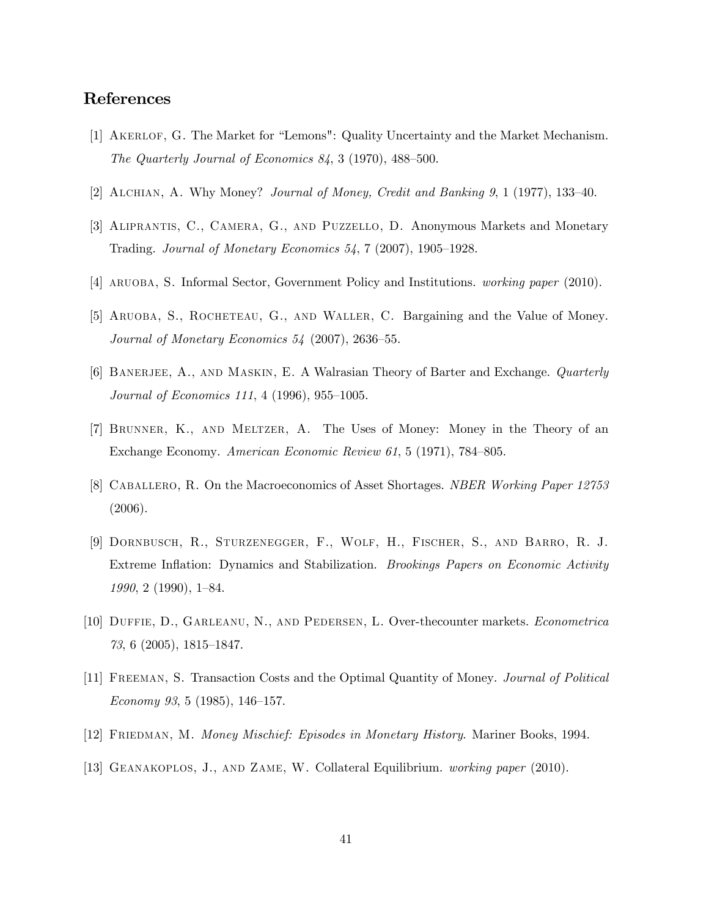## References

[1] Akerlof, G. The Market for "Lemons": Quality Uncertainty and the Market Mechanism. *The Quarterly Journal of Economics 84*, 3 (1970), 488–500.

[2] Alchian, A. Why Money? *Journal of Money, Credit and Banking 9*, 1 (1977), 133–40.

[3] Aliprantis, C., Camera, G., and Puzzello, D. Anonymous Markets and Monetary Trading. *Journal of Monetary Economics 54*, 7 (2007), 1905–1928.

[4] aruoba, S. Informal Sector, Government Policy and Institutions. *working paper* (2010).

[5] Aruoba, S., Rocheteau, G., and Waller, C. Bargaining and the Value of Money. *Journal of Monetary Economics 54* (2007), 2636–55.

[6] Banerjee, A., and Maskin, E. A Walrasian Theory of Barter and Exchange. *Quarterly Journal of Economics 111*, 4 (1996), 955–1005.

[7] Brunner, K., and Meltzer, A. The Uses of Money: Money in the Theory of an Exchange Economy. *American Economic Review 61*, 5 (1971), 784–805.

[8] Caballero, R. On the Macroeconomics of Asset Shortages. *NBER Working Paper 12753* (2006).

[9] Dornbusch, R., Sturzenegger, F., Wolf, H., Fischer, S., and Barro, R. J. Extreme Inflation: Dynamics and Stabilization. *Brookings Papers on Economic Activity 1990*, 2 (1990), 1–84.

[10] Duffie, D., Garleanu, N., and Pedersen, L. Over-thecounter markets. *Econometrica 73*, 6 (2005), 1815–1847.

[11] Freeman, S. Transaction Costs and the Optimal Quantity of Money. *Journal of Political Economy 93*, 5 (1985), 146–157.

[12] Friedman, M. *Money Mischief: Episodes in Monetary History.* Mariner Books, 1994.

[13] Geanakoplos, J., and Zame, W. Collateral Equilibrium. *working paper* (2010).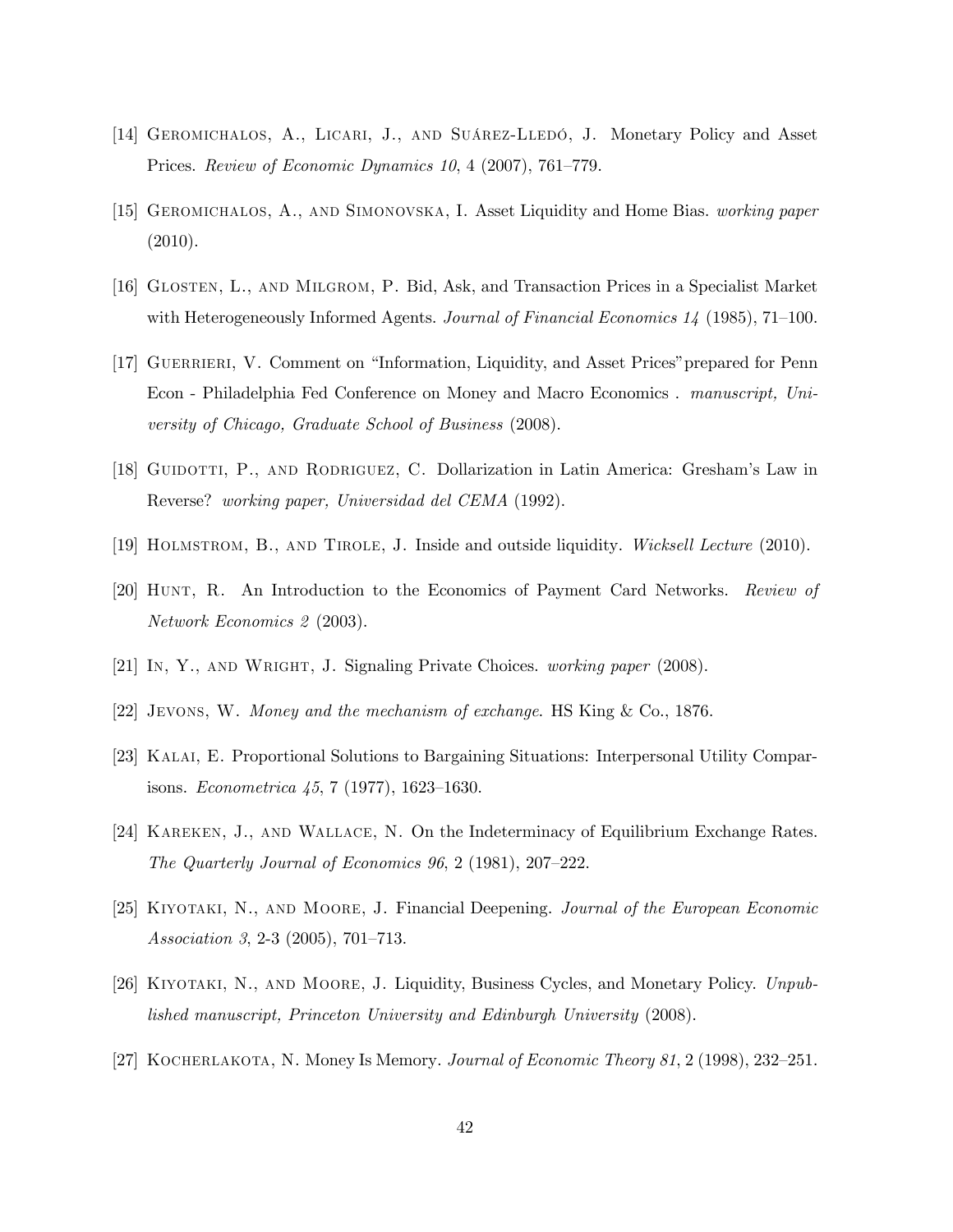[14] Geromichalos, A., Licari, J., and Suárez-Lledó, J. Monetary Policy and Asset Prices. *Review of Economic Dynamics 10*, 4 (2007), 761–779.

[15] Geromichalos, A., and Simonovska, I. Asset Liquidity and Home Bias. *working paper* (2010).

[16] Glosten, L., and Milgrom, P. Bid, Ask, and Transaction Prices in a Specialist Market with Heterogeneously Informed Agents. *Journal of Financial Economics 14* (1985), 71–100.

[17] Guerrieri, V. Comment on "Information, Liquidity, and Asset Prices"prepared for Penn Econ - Philadelphia Fed Conference on Money and Macro Economics . *manuscript, University of Chicago, Graduate School of Business* (2008).

[18] Guidotti, P., and Rodriguez, C. Dollarization in Latin America: Gresham's Law in Reverse? *working paper, Universidad del CEMA* (1992).

[19] Holmstrom, B., and Tirole, J. Inside and outside liquidity. *Wicksell Lecture* (2010).

[20] Hunt, R. An Introduction to the Economics of Payment Card Networks. *Review of Network Economics 2* (2003).

[21] In, Y., and Wright, J. Signaling Private Choices. *working paper* (2008).

[22] Jevons, W. *Money and the mechanism of exchange*. HS King & Co., 1876.

[23] Kalai, E. Proportional Solutions to Bargaining Situations: Interpersonal Utility Comparisons. *Econometrica 45*, 7 (1977), 1623–1630.

[24] Kareken, J., and Wallace, N. On the Indeterminacy of Equilibrium Exchange Rates. *The Quarterly Journal of Economics 96*, 2 (1981), 207–222.

[25] Kiyotaki, N., and Moore, J. Financial Deepening. *Journal of the European Economic Association 3*, 2-3 (2005), 701–713.

[26] Kiyotaki, N., and Moore, J. Liquidity, Business Cycles, and Monetary Policy. *Unpublished manuscript, Princeton University and Edinburgh University* (2008).

[27] Kocherlakota, N. Money Is Memory. *Journal of Economic Theory 81*, 2 (1998), 232–251.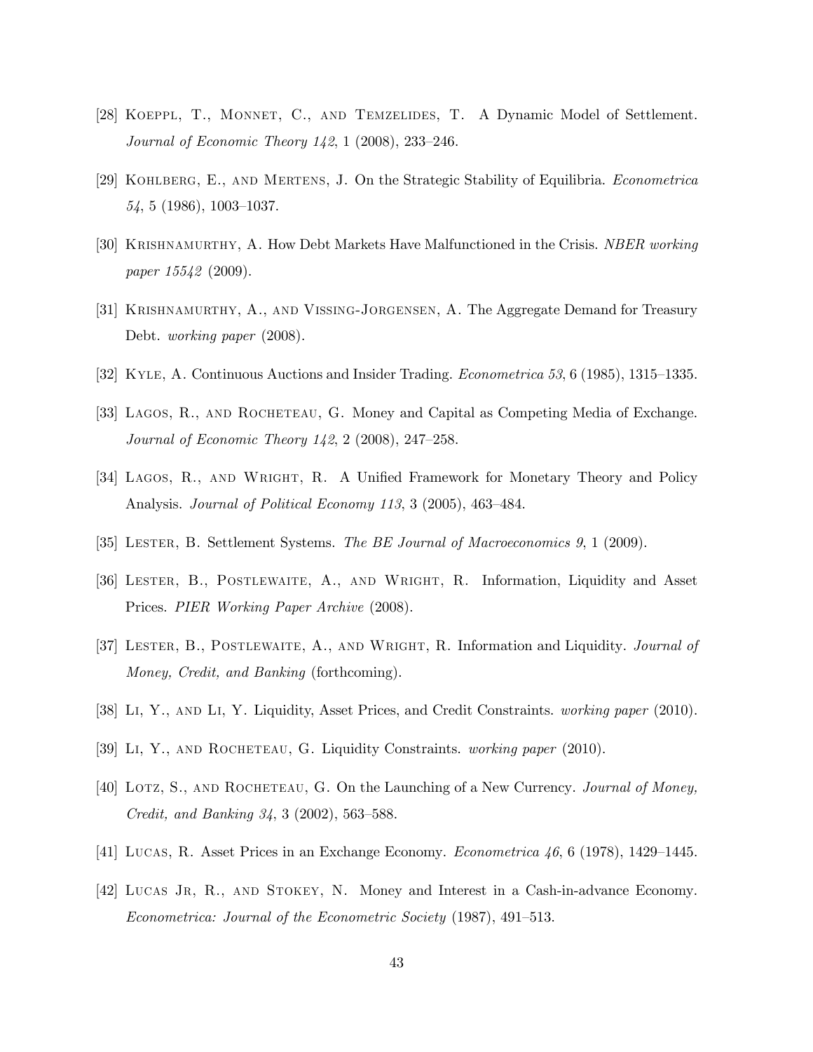[28] Koeppl, T., Monnet, C., and Temzelides, T. A Dynamic Model of Settlement. *Journal of Economic Theory 142*, 1 (2008), 233–246.

[29] Kohlberg, E., and Mertens, J. On the Strategic Stability of Equilibria. *Econometrica 54*, 5 (1986), 1003–1037.

[30] Krishnamurthy, A. How Debt Markets Have Malfunctioned in the Crisis. *NBER working paper 15542* (2009).

[31] Krishnamurthy, A., and Vissing-Jorgensen, A. The Aggregate Demand for Treasury Debt. *working paper* (2008).

[32] Kyle, A. Continuous Auctions and Insider Trading. *Econometrica 53*, 6 (1985), 1315–1335.

[33] Lagos, R., and Rocheteau, G. Money and Capital as Competing Media of Exchange. *Journal of Economic Theory 142*, 2 (2008), 247–258.

[34] Lagos, R., and Wright, R. A Unified Framework for Monetary Theory and Policy Analysis. *Journal of Political Economy 113*, 3 (2005), 463–484.

[35] Lester, B. Settlement Systems. *The BE Journal of Macroeconomics 9*, 1 (2009).

[36] Lester, B., Postlewaite, A., and Wright, R. Information, Liquidity and Asset Prices. *PIER Working Paper Archive* (2008).

[37] Lester, B., Postlewaite, A., and Wright, R. Information and Liquidity. *Journal of Money, Credit, and Banking* (forthcoming).

[38] Li, Y., and Li, Y. Liquidity, Asset Prices, and Credit Constraints. *working paper* (2010).

[39] Li, Y., and Rocheteau, G. Liquidity Constraints. *working paper* (2010).

[40] Lotz, S., and Rocheteau, G. On the Launching of a New Currency. *Journal of Money, Credit, and Banking 34*, 3 (2002), 563–588.

[41] Lucas, R. Asset Prices in an Exchange Economy. *Econometrica 46*, 6 (1978), 1429–1445.

[42] Lucas Jr, R., and Stokey, N. Money and Interest in a Cash-in-advance Economy. *Econometrica: Journal of the Econometric Society* (1987), 491–513.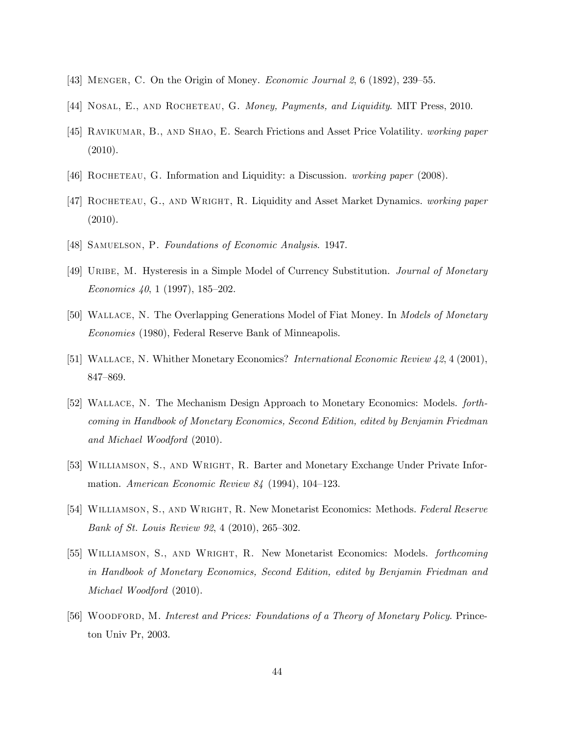[43] Menger, C. On the Origin of Money. *Economic Journal 2*, 6 (1892), 239–55.

[44] Nosal, E., and Rocheteau, G. *Money, Payments, and Liquidity*. MIT Press, 2010.

[45] Ravikumar, B., and Shao, E. Search Frictions and Asset Price Volatility. *working paper* (2010).

[46] Rocheteau, G. Information and Liquidity: a Discussion. *working paper* (2008).

[47] Rocheteau, G., and Wright, R. Liquidity and Asset Market Dynamics. *working paper* (2010).

[48] Samuelson, P. *Foundations of Economic Analysis*. 1947.

[49] Uribe, M. Hysteresis in a Simple Model of Currency Substitution. *Journal of Monetary Economics 40*, 1 (1997), 185–202.

[50] Wallace, N. The Overlapping Generations Model of Fiat Money. In *Models of Monetary Economies* (1980), Federal Reserve Bank of Minneapolis.

[51] Wallace, N. Whither Monetary Economics? *International Economic Review 42*, 4 (2001), 847–869.

[52] Wallace, N. The Mechanism Design Approach to Monetary Economics: Models. *forthcoming in Handbook of Monetary Economics, Second Edition, edited by Benjamin Friedman and Michael Woodford* (2010).

[53] Williamson, S., and Wright, R. Barter and Monetary Exchange Under Private Information. *American Economic Review 84* (1994), 104–123.

[54] Williamson, S., and Wright, R. New Monetarist Economics: Methods. *Federal Reserve Bank of St. Louis Review 92*, 4 (2010), 265–302.

[55] Williamson, S., and Wright, R. New Monetarist Economics: Models. *forthcoming in Handbook of Monetary Economics, Second Edition, edited by Benjamin Friedman and Michael Woodford* (2010).

[56] Woodford, M. *Interest and Prices: Foundations of a Theory of Monetary Policy*. Princeton Univ Pr, 2003.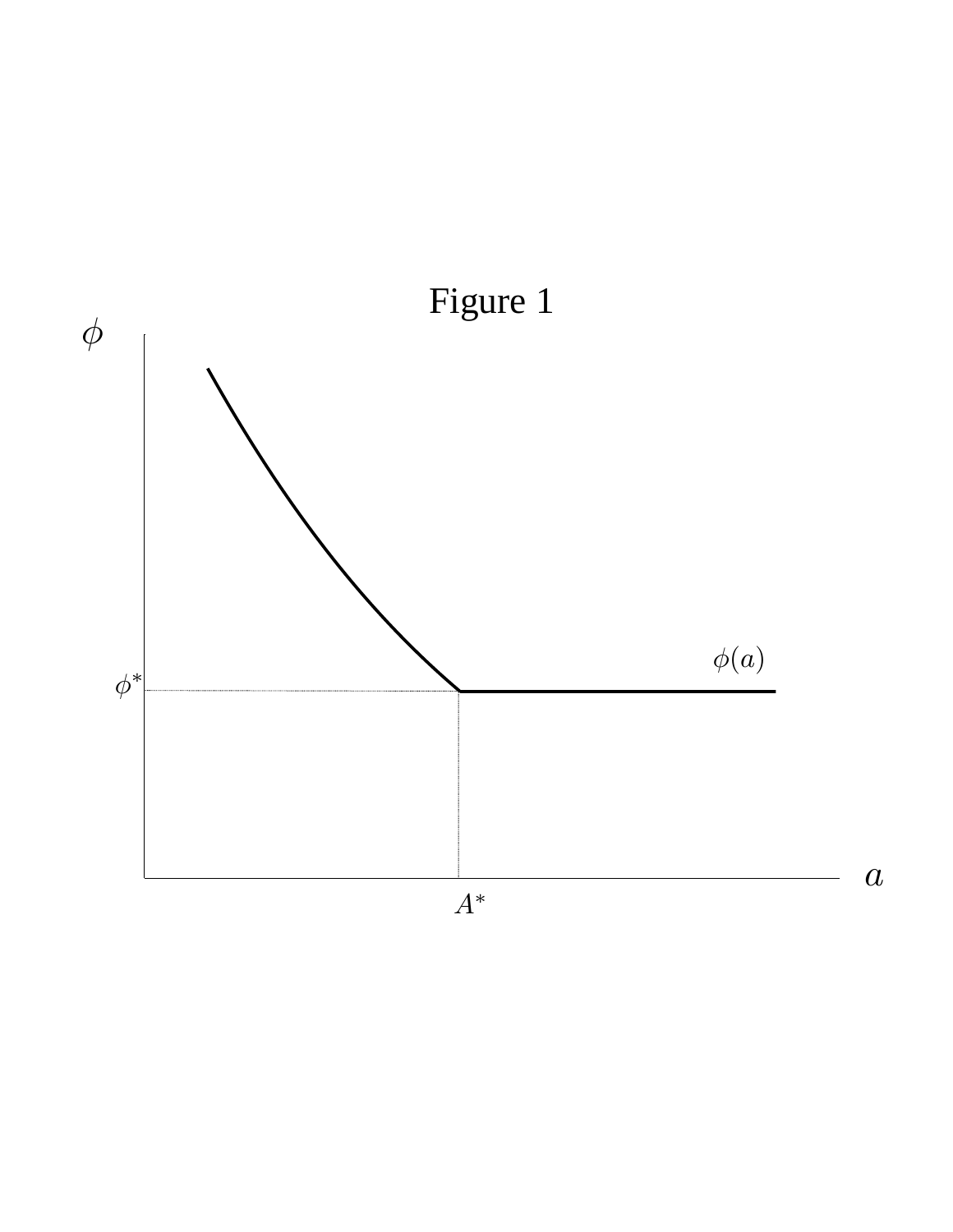Figure 1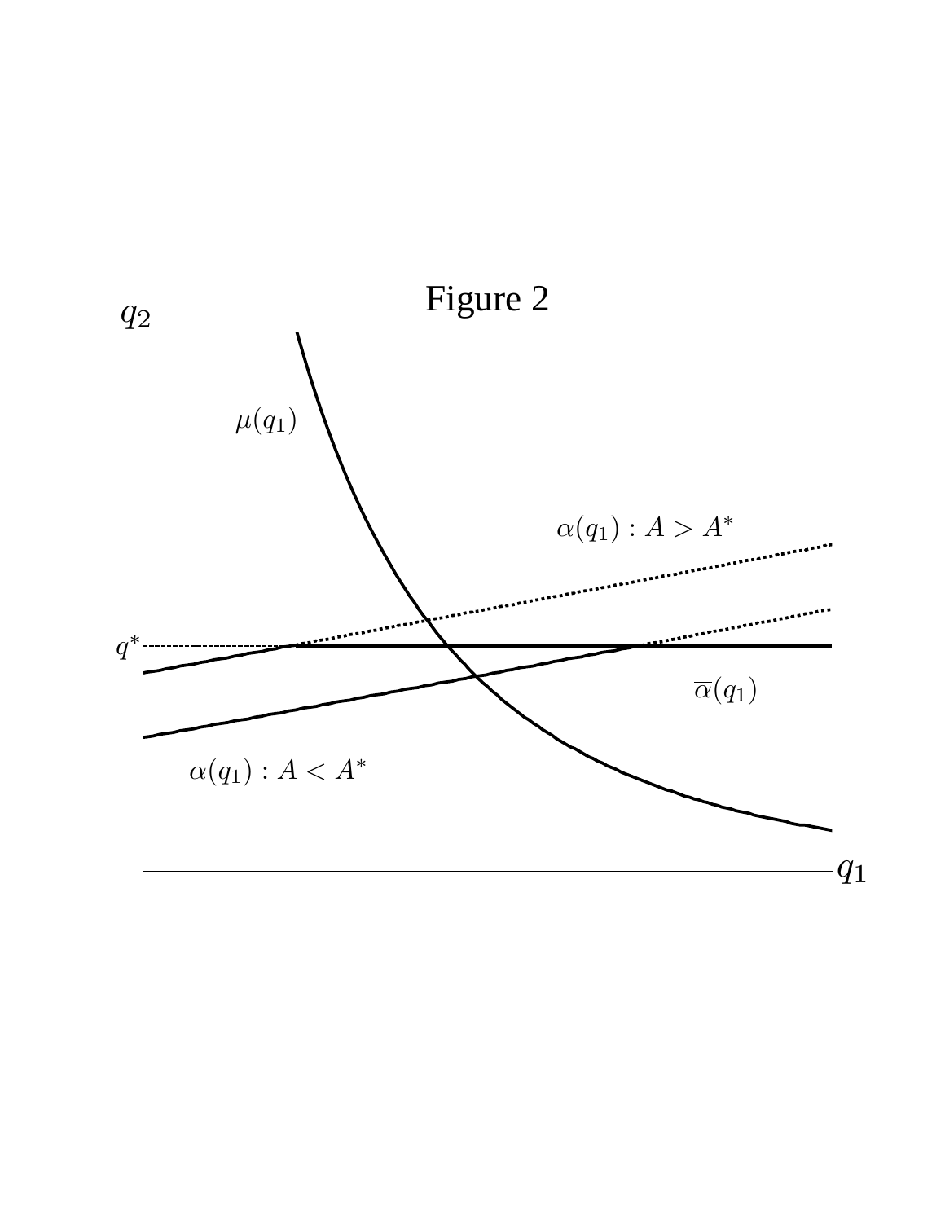Figure 2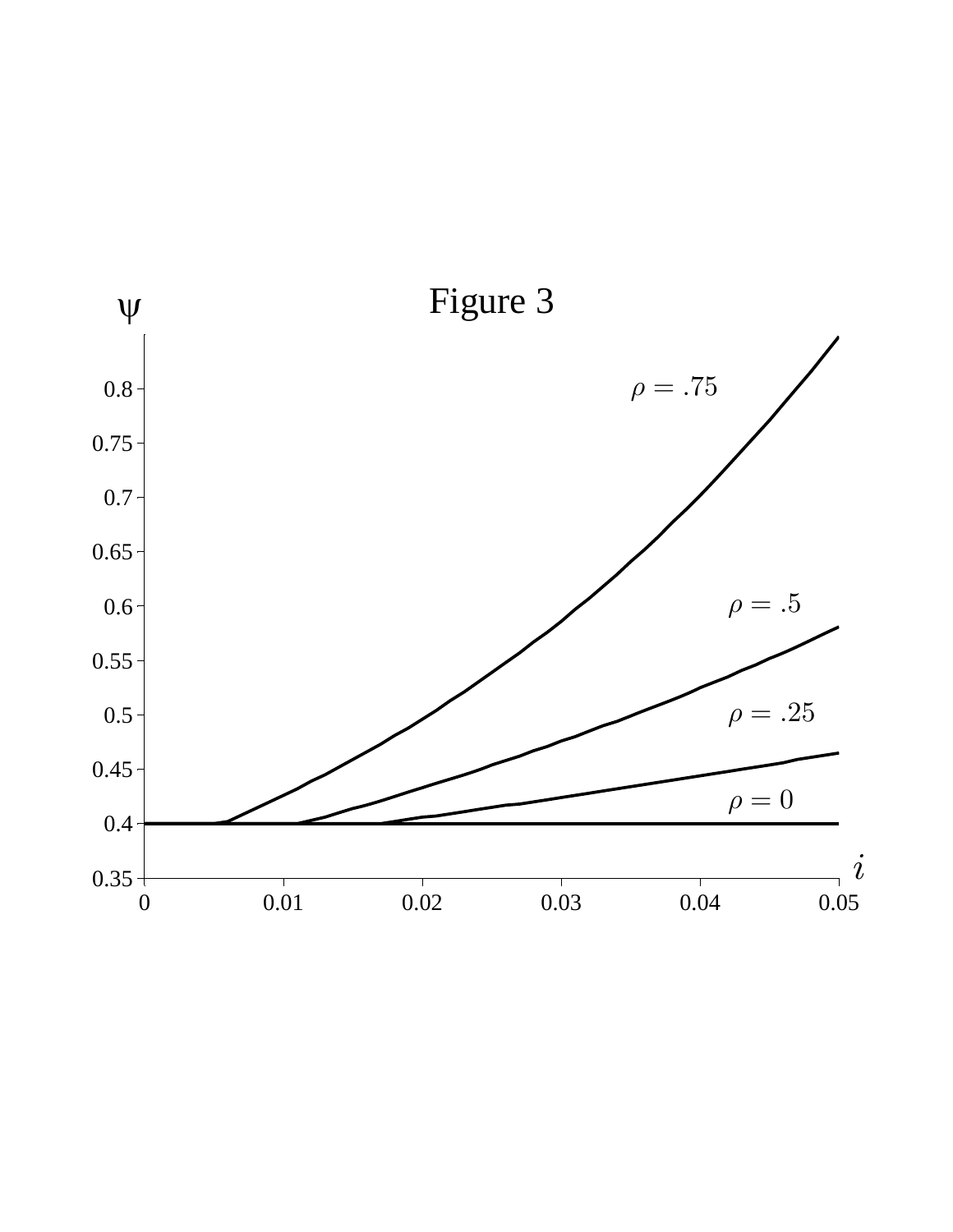# Figure 3

$\psi$

$\rho = .75$

$\rho = .5$

$\rho = .25$

$\rho = 0$

$i$

0.35, 0.4, 0.45, 0.5, 0.55, 0.6, 0.65, 0.7, 0.75, 0.8

0, 0.01, 0.02, 0.03, 0.04, 0.05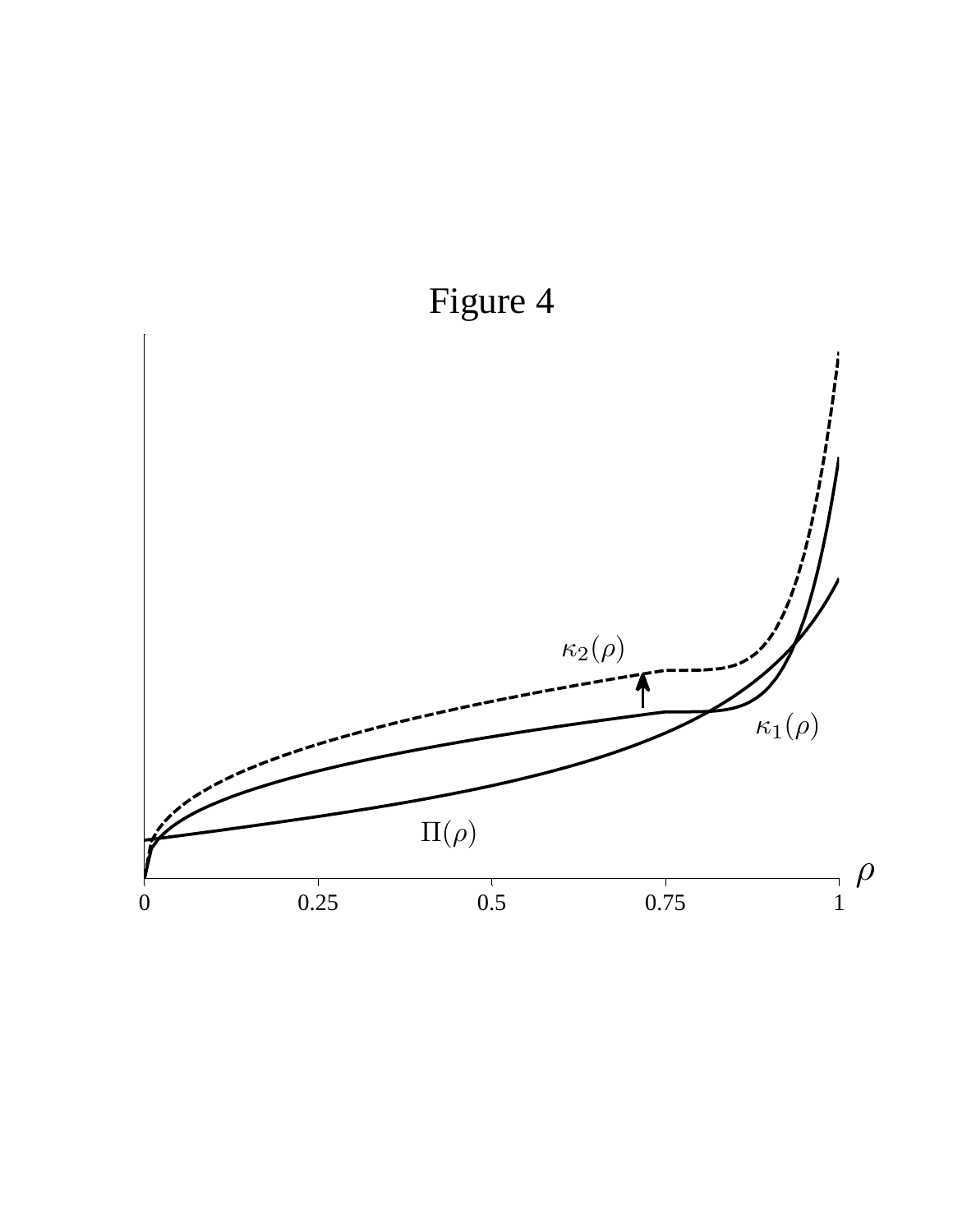# Figure 4

$\kappa_2(\rho)$

$\kappa_1(\rho)$

$\Pi(\rho)$

$\rho$

0 0.25 0.5 0.75 1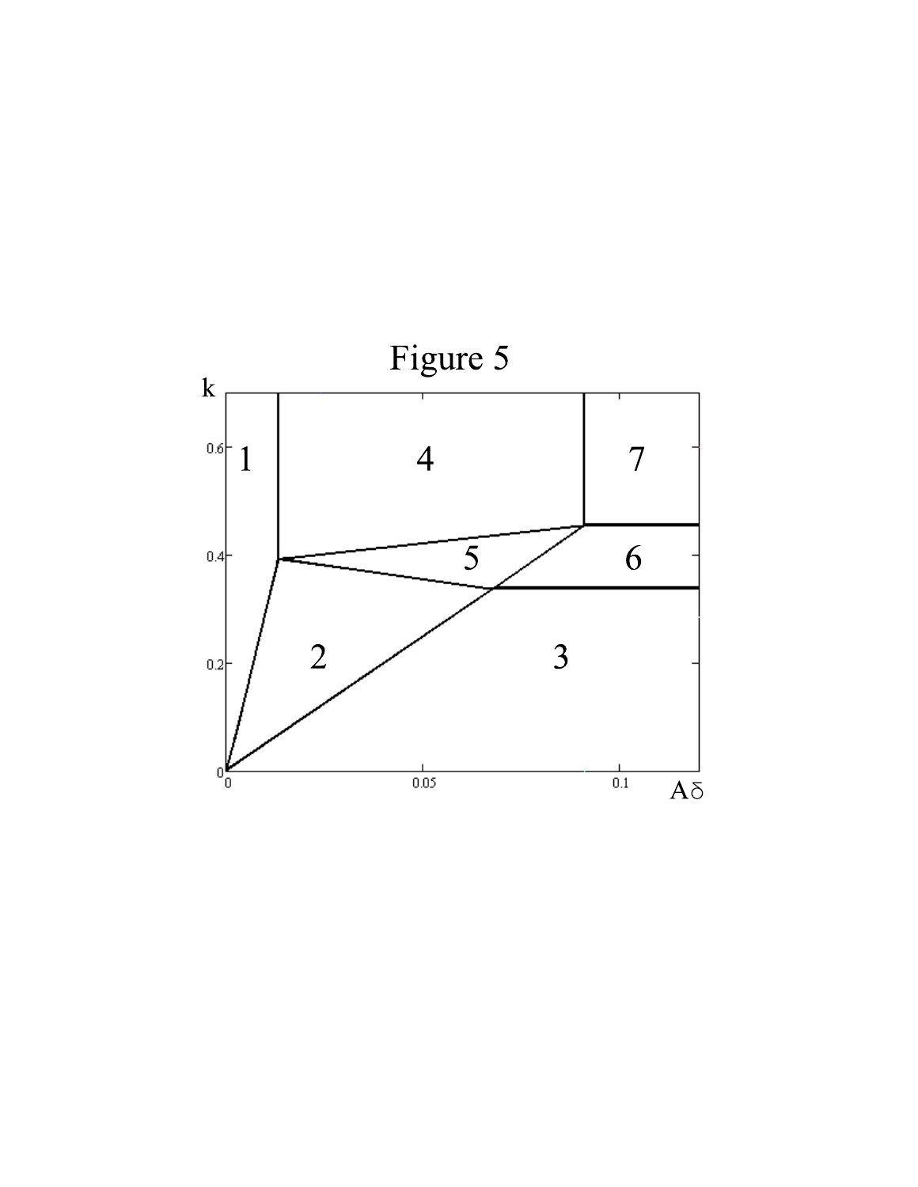Figure 5

k

0.6

0.4

0.2

0

0

0.05

0.1

$A\delta$

1

2

3

4

5

6

7